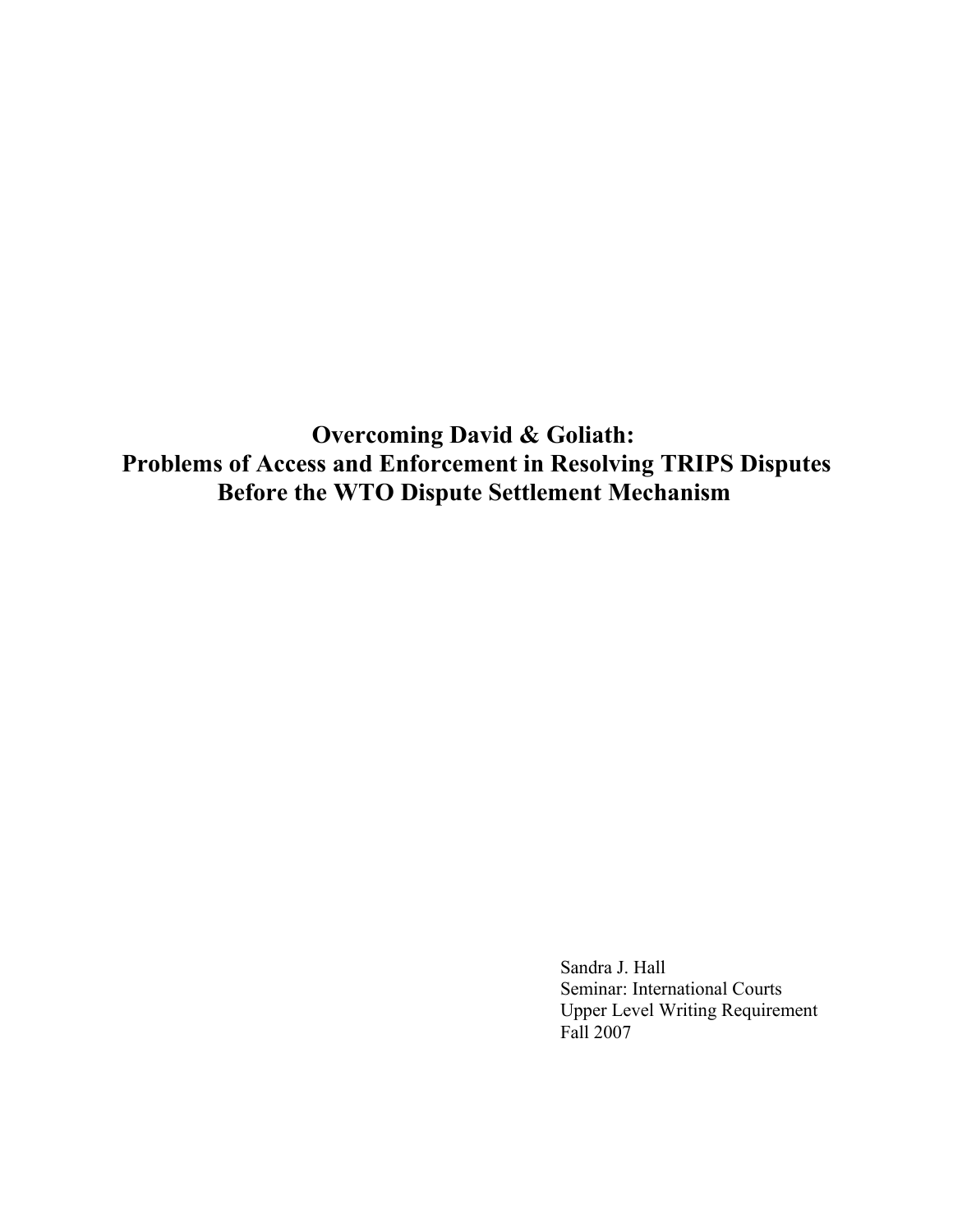# Overcoming David & Goliath: Problems of Access and Enforcement in Resolving TRIPS Disputes Before the WTO Dispute Settlement Mechanism

Sandra J. Hall  
Seminar: International Courts  
Upper Level Writing Requirement  
Fall 2007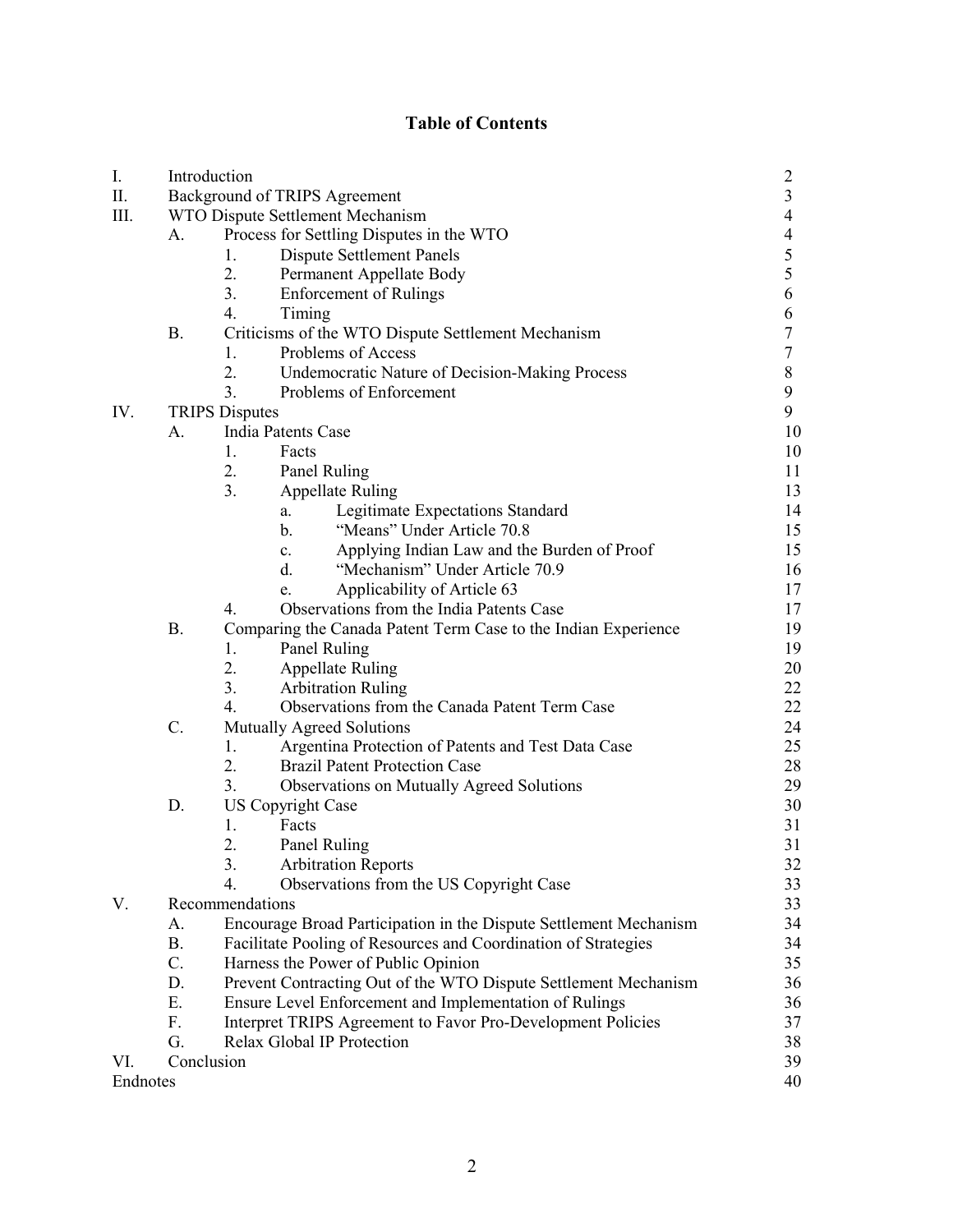# Table of Contents

| | | | | |
|---|---|---|---|---|
| I. | Introduction | | | 2 |
| II. | Background of TRIPS Agreement | | | 3 |
| III. | WTO Dispute Settlement Mechanism | | | 4 |
| | A. | Process for Settling Disputes in the WTO | | 4 |
| | | 1. | Dispute Settlement Panels | 5 |
| | | 2. | Permanent Appellate Body | 5 |
| | | 3. | Enforcement of Rulings | 6 |
| | | 4. | Timing | 6 |
| | B. | Criticisms of the WTO Dispute Settlement Mechanism | | 7 |
| | | 1. | Problems of Access | 7 |
| | | 2. | Undemocratic Nature of Decision-Making Process | 8 |
| | | 3. | Problems of Enforcement | 9 |
| IV. | TRIPS Disputes | | | 9 |
| | A. | India Patents Case | | 10 |
| | | 1. | Facts | 10 |
| | | 2. | Panel Ruling | 11 |
| | | 3. | Appellate Ruling | 13 |
| | | | a. Legitimate Expectations Standard | 14 |
| | | | b. "Means" Under Article 70.8 | 15 |
| | | | c. Applying Indian Law and the Burden of Proof | 15 |
| | | | d. "Mechanism" Under Article 70.9 | 16 |
| | | | e. Applicability of Article 63 | 17 |
| | | 4. | Observations from the India Patents Case | 17 |
| | B. | Comparing the Canada Patent Term Case to the Indian Experience | | 19 |
| | | 1. | Panel Ruling | 19 |
| | | 2. | Appellate Ruling | 20 |
| | | 3. | Arbitration Ruling | 22 |
| | | 4. | Observations from the Canada Patent Term Case | 22 |
| | C. | Mutually Agreed Solutions | | 24 |
| | | 1. | Argentina Protection of Patents and Test Data Case | 25 |
| | | 2. | Brazil Patent Protection Case | 28 |
| | | 3. | Observations on Mutually Agreed Solutions | 29 |
| | D. | US Copyright Case | | 30 |
| | | 1. | Facts | 31 |
| | | 2. | Panel Ruling | 31 |
| | | 3. | Arbitration Reports | 32 |
| | | 4. | Observations from the US Copyright Case | 33 |
| V. | Recommendations | | | 33 |
| | A. | Encourage Broad Participation in the Dispute Settlement Mechanism | | 34 |
| | B. | Facilitate Pooling of Resources and Coordination of Strategies | | 34 |
| | C. | Harness the Power of Public Opinion | | 35 |
| | D. | Prevent Contracting Out of the WTO Dispute Settlement Mechanism | | 36 |
| | E. | Ensure Level Enforcement and Implementation of Rulings | | 36 |
| | F. | Interpret TRIPS Agreement to Favor Pro-Development Policies | | 37 |
| | G. | Relax Global IP Protection | | 38 |
| VI. | Conclusion | | | 39 |
| Endnotes | | | | 40 |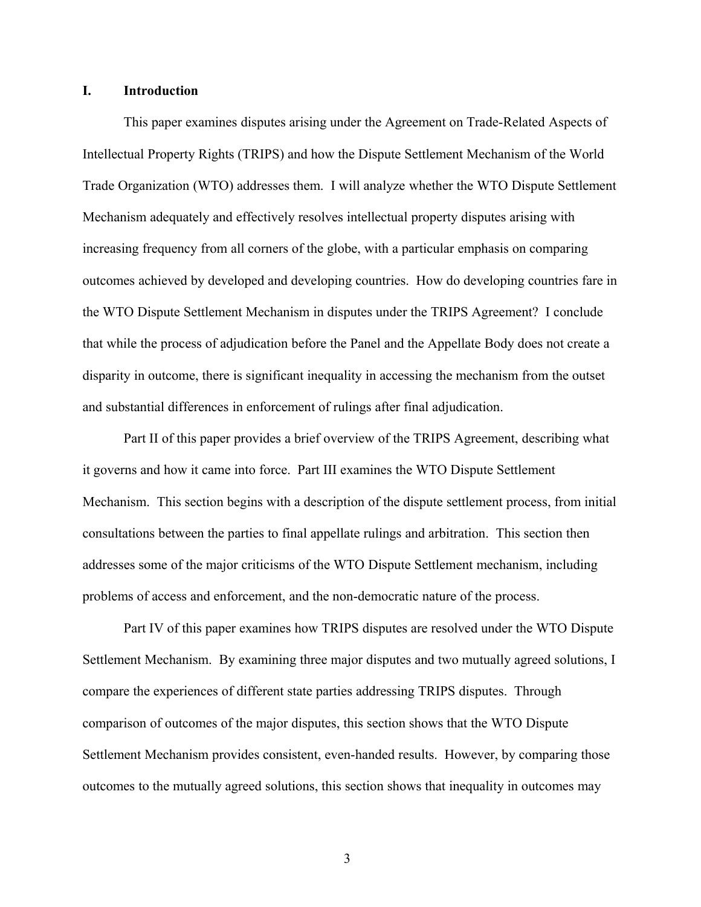## I. Introduction

This paper examines disputes arising under the Agreement on Trade-Related Aspects of Intellectual Property Rights (TRIPS) and how the Dispute Settlement Mechanism of the World Trade Organization (WTO) addresses them. I will analyze whether the WTO Dispute Settlement Mechanism adequately and effectively resolves intellectual property disputes arising with increasing frequency from all corners of the globe, with a particular emphasis on comparing outcomes achieved by developed and developing countries. How do developing countries fare in the WTO Dispute Settlement Mechanism in disputes under the TRIPS Agreement? I conclude that while the process of adjudication before the Panel and the Appellate Body does not create a disparity in outcome, there is significant inequality in accessing the mechanism from the outset and substantial differences in enforcement of rulings after final adjudication.

Part II of this paper provides a brief overview of the TRIPS Agreement, describing what it governs and how it came into force. Part III examines the WTO Dispute Settlement Mechanism. This section begins with a description of the dispute settlement process, from initial consultations between the parties to final appellate rulings and arbitration. This section then addresses some of the major criticisms of the WTO Dispute Settlement mechanism, including problems of access and enforcement, and the non-democratic nature of the process.

Part IV of this paper examines how TRIPS disputes are resolved under the WTO Dispute Settlement Mechanism. By examining three major disputes and two mutually agreed solutions, I compare the experiences of different state parties addressing TRIPS disputes. Through comparison of outcomes of the major disputes, this section shows that the WTO Dispute Settlement Mechanism provides consistent, even-handed results. However, by comparing those outcomes to the mutually agreed solutions, this section shows that inequality in outcomes may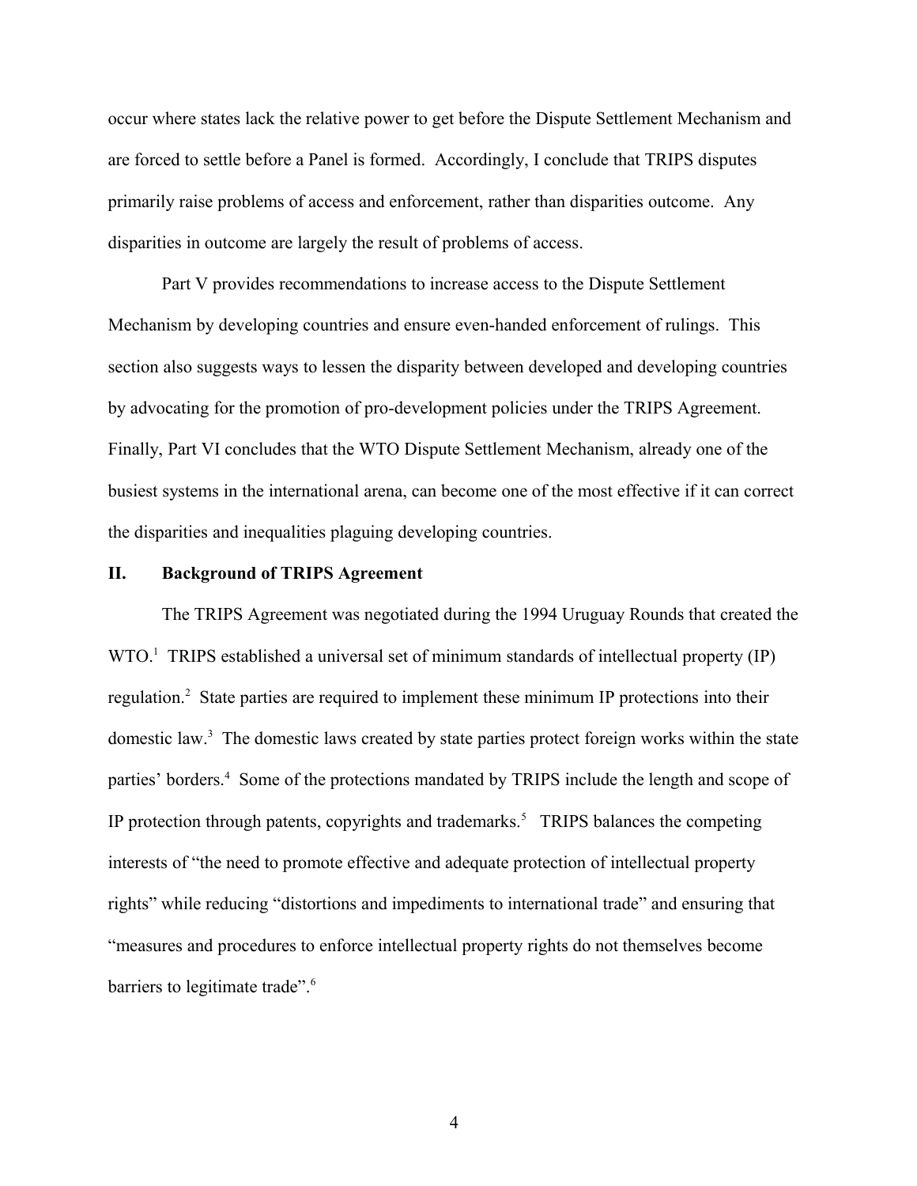occur where states lack the relative power to get before the Dispute Settlement Mechanism and are forced to settle before a Panel is formed. Accordingly, I conclude that TRIPS disputes primarily raise problems of access and enforcement, rather than disparities outcome. Any disparities in outcome are largely the result of problems of access.

Part V provides recommendations to increase access to the Dispute Settlement Mechanism by developing countries and ensure even-handed enforcement of rulings. This section also suggests ways to lessen the disparity between developed and developing countries by advocating for the promotion of pro-development policies under the TRIPS Agreement. Finally, Part VI concludes that the WTO Dispute Settlement Mechanism, already one of the busiest systems in the international arena, can become one of the most effective if it can correct the disparities and inequalities plaguing developing countries.

## II. Background of TRIPS Agreement

The TRIPS Agreement was negotiated during the 1994 Uruguay Rounds that created the WTO.[1] TRIPS established a universal set of minimum standards of intellectual property (IP) regulation.[2] State parties are required to implement these minimum IP protections into their domestic law.[3] The domestic laws created by state parties protect foreign works within the state parties' borders.[4] Some of the protections mandated by TRIPS include the length and scope of IP protection through patents, copyrights and trademarks.[5] TRIPS balances the competing interests of "the need to promote effective and adequate protection of intellectual property rights" while reducing "distortions and impediments to international trade" and ensuring that "measures and procedures to enforce intellectual property rights do not themselves become barriers to legitimate trade".[6]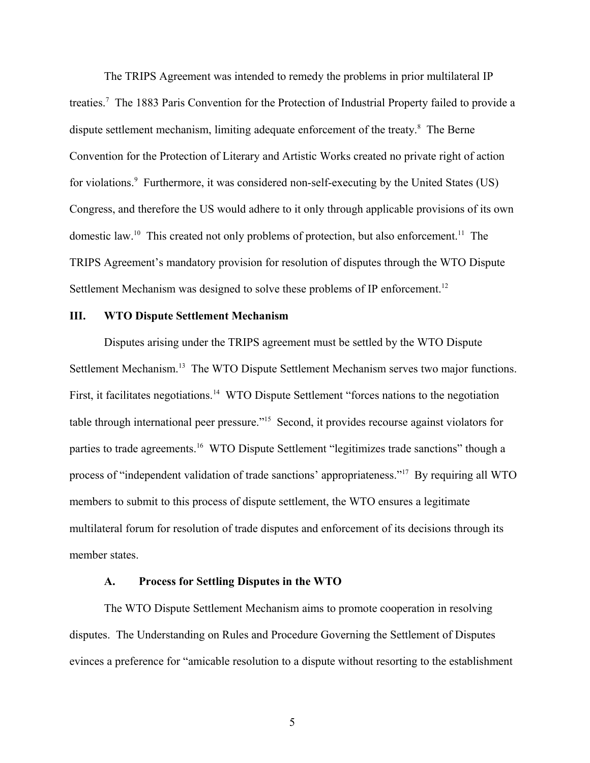The TRIPS Agreement was intended to remedy the problems in prior multilateral IP treaties.[7] The 1883 Paris Convention for the Protection of Industrial Property failed to provide a dispute settlement mechanism, limiting adequate enforcement of the treaty.[8] The Berne Convention for the Protection of Literary and Artistic Works created no private right of action for violations.[9] Furthermore, it was considered non-self-executing by the United States (US) Congress, and therefore the US would adhere to it only through applicable provisions of its own domestic law.[10] This created not only problems of protection, but also enforcement.[11] The TRIPS Agreement's mandatory provision for resolution of disputes through the WTO Dispute Settlement Mechanism was designed to solve these problems of IP enforcement.[12]

## III. WTO Dispute Settlement Mechanism

Disputes arising under the TRIPS agreement must be settled by the WTO Dispute Settlement Mechanism.[13] The WTO Dispute Settlement Mechanism serves two major functions. First, it facilitates negotiations.[14] WTO Dispute Settlement "forces nations to the negotiation table through international peer pressure."[15] Second, it provides recourse against violators for parties to trade agreements.[16] WTO Dispute Settlement "legitimizes trade sanctions" though a process of "independent validation of trade sanctions' appropriateness."[17] By requiring all WTO members to submit to this process of dispute settlement, the WTO ensures a legitimate multilateral forum for resolution of trade disputes and enforcement of its decisions through its member states.

### A. Process for Settling Disputes in the WTO

The WTO Dispute Settlement Mechanism aims to promote cooperation in resolving disputes. The Understanding on Rules and Procedure Governing the Settlement of Disputes evinces a preference for "amicable resolution to a dispute without resorting to the establishment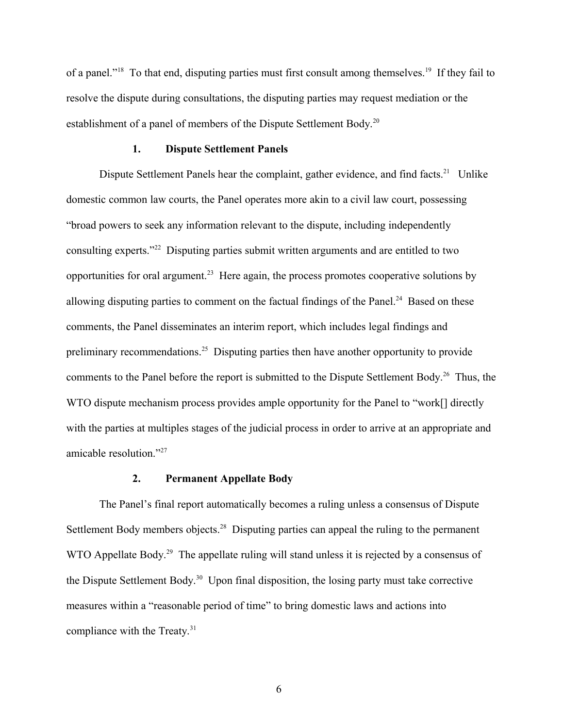of a panel."[18] To that end, disputing parties must first consult among themselves.[19] If they fail to resolve the dispute during consultations, the disputing parties may request mediation or the establishment of a panel of members of the Dispute Settlement Body.[20]

### 1. Dispute Settlement Panels

Dispute Settlement Panels hear the complaint, gather evidence, and find facts.[21] Unlike domestic common law courts, the Panel operates more akin to a civil law court, possessing "broad powers to seek any information relevant to the dispute, including independently consulting experts."[22] Disputing parties submit written arguments and are entitled to two opportunities for oral argument.[23] Here again, the process promotes cooperative solutions by allowing disputing parties to comment on the factual findings of the Panel.[24] Based on these comments, the Panel disseminates an interim report, which includes legal findings and preliminary recommendations.[25] Disputing parties then have another opportunity to provide comments to the Panel before the report is submitted to the Dispute Settlement Body.[26] Thus, the WTO dispute mechanism process provides ample opportunity for the Panel to "work[] directly with the parties at multiples stages of the judicial process in order to arrive at an appropriate and amicable resolution."[27]

### 2. Permanent Appellate Body

The Panel's final report automatically becomes a ruling unless a consensus of Dispute Settlement Body members objects.[28] Disputing parties can appeal the ruling to the permanent WTO Appellate Body.[29] The appellate ruling will stand unless it is rejected by a consensus of the Dispute Settlement Body.[30] Upon final disposition, the losing party must take corrective measures within a "reasonable period of time" to bring domestic laws and actions into compliance with the Treaty.[31]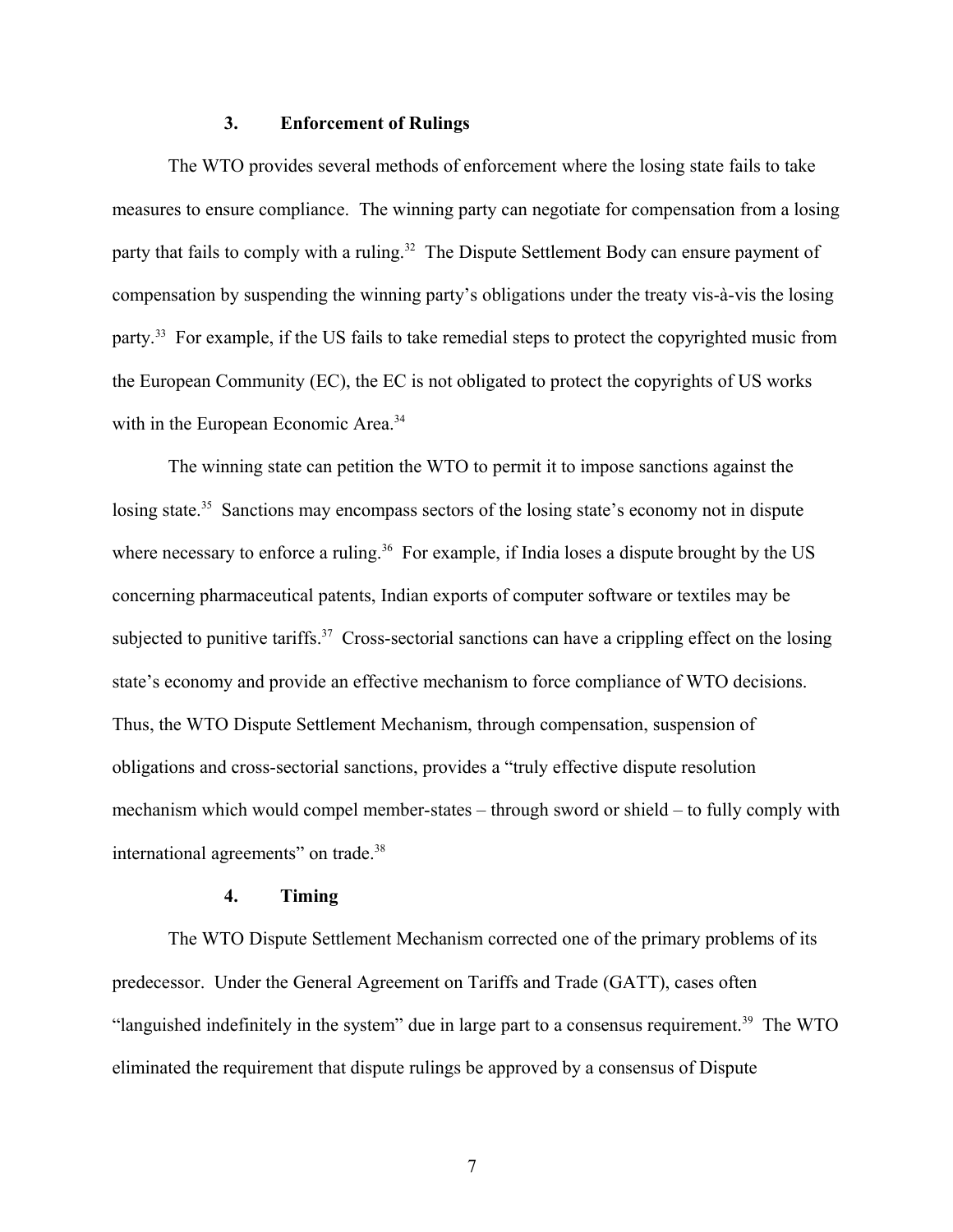### 3. Enforcement of Rulings

The WTO provides several methods of enforcement where the losing state fails to take measures to ensure compliance. The winning party can negotiate for compensation from a losing party that fails to comply with a ruling.[32] The Dispute Settlement Body can ensure payment of compensation by suspending the winning party's obligations under the treaty vis-à-vis the losing party.[33] For example, if the US fails to take remedial steps to protect the copyrighted music from the European Community (EC), the EC is not obligated to protect the copyrights of US works with in the European Economic Area.[34]

The winning state can petition the WTO to permit it to impose sanctions against the losing state.[35] Sanctions may encompass sectors of the losing state's economy not in dispute where necessary to enforce a ruling.[36] For example, if India loses a dispute brought by the US concerning pharmaceutical patents, Indian exports of computer software or textiles may be subjected to punitive tariffs.[37] Cross-sectorial sanctions can have a crippling effect on the losing state's economy and provide an effective mechanism to force compliance of WTO decisions. Thus, the WTO Dispute Settlement Mechanism, through compensation, suspension of obligations and cross-sectorial sanctions, provides a "truly effective dispute resolution mechanism which would compel member-states – through sword or shield – to fully comply with international agreements" on trade.[38]

### 4. Timing

The WTO Dispute Settlement Mechanism corrected one of the primary problems of its predecessor. Under the General Agreement on Tariffs and Trade (GATT), cases often "languished indefinitely in the system" due in large part to a consensus requirement.[39] The WTO eliminated the requirement that dispute rulings be approved by a consensus of Dispute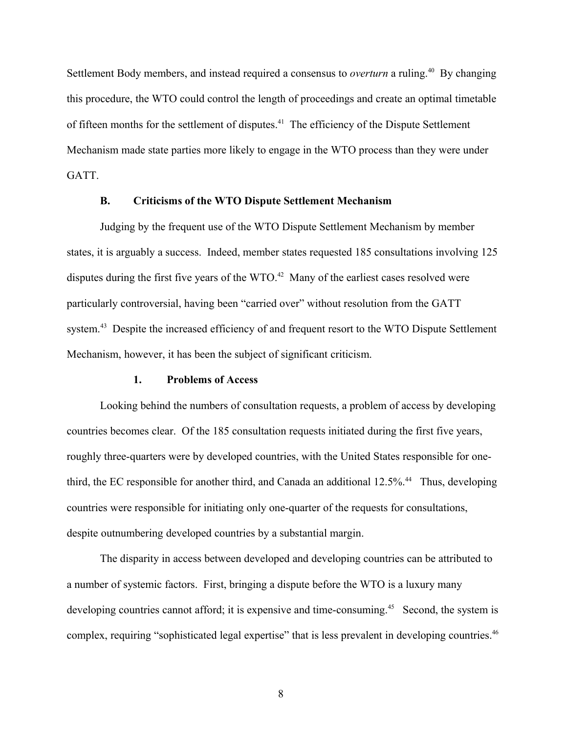Settlement Body members, and instead required a consensus to *overturn* a ruling.[40] By changing this procedure, the WTO could control the length of proceedings and create an optimal timetable of fifteen months for the settlement of disputes.[41] The efficiency of the Dispute Settlement Mechanism made state parties more likely to engage in the WTO process than they were under GATT.

### B. Criticisms of the WTO Dispute Settlement Mechanism

Judging by the frequent use of the WTO Dispute Settlement Mechanism by member states, it is arguably a success. Indeed, member states requested 185 consultations involving 125 disputes during the first five years of the WTO.[42] Many of the earliest cases resolved were particularly controversial, having been "carried over" without resolution from the GATT system.[43] Despite the increased efficiency of and frequent resort to the WTO Dispute Settlement Mechanism, however, it has been the subject of significant criticism.

#### 1. Problems of Access

Looking behind the numbers of consultation requests, a problem of access by developing countries becomes clear. Of the 185 consultation requests initiated during the first five years, roughly three-quarters were by developed countries, with the United States responsible for one-third, the EC responsible for another third, and Canada an additional 12.5%.[44] Thus, developing countries were responsible for initiating only one-quarter of the requests for consultations, despite outnumbering developed countries by a substantial margin.

The disparity in access between developed and developing countries can be attributed to a number of systemic factors. First, bringing a dispute before the WTO is a luxury many developing countries cannot afford; it is expensive and time-consuming.[45] Second, the system is complex, requiring "sophisticated legal expertise" that is less prevalent in developing countries.[46]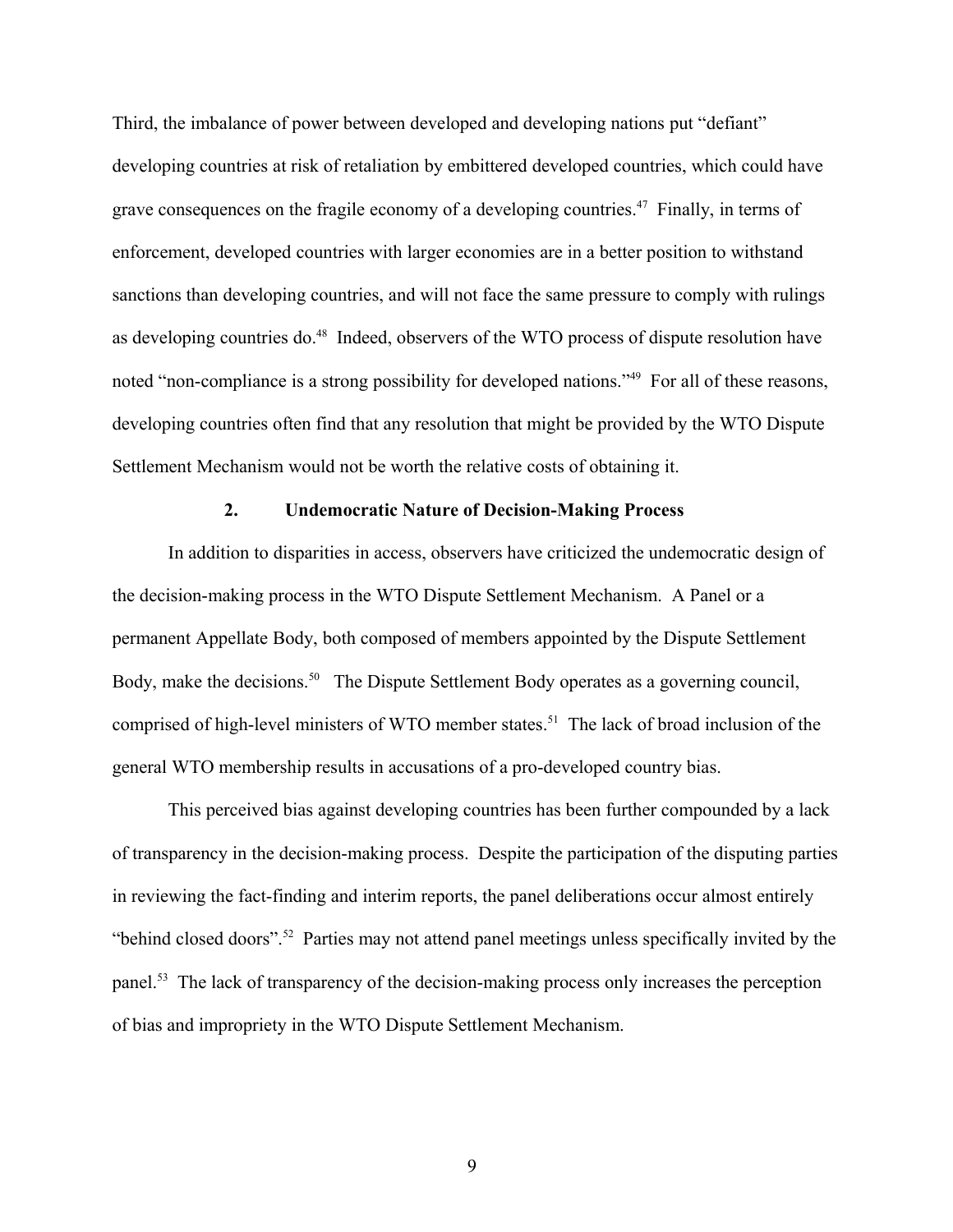Third, the imbalance of power between developed and developing nations put "defiant" developing countries at risk of retaliation by embittered developed countries, which could have grave consequences on the fragile economy of a developing countries.[47] Finally, in terms of enforcement, developed countries with larger economies are in a better position to withstand sanctions than developing countries, and will not face the same pressure to comply with rulings as developing countries do.[48] Indeed, observers of the WTO process of dispute resolution have noted "non-compliance is a strong possibility for developed nations."[49] For all of these reasons, developing countries often find that any resolution that might be provided by the WTO Dispute Settlement Mechanism would not be worth the relative costs of obtaining it.

### 2. Undemocratic Nature of Decision-Making Process

In addition to disparities in access, observers have criticized the undemocratic design of the decision-making process in the WTO Dispute Settlement Mechanism. A Panel or a permanent Appellate Body, both composed of members appointed by the Dispute Settlement Body, make the decisions.[50] The Dispute Settlement Body operates as a governing council, comprised of high-level ministers of WTO member states.[51] The lack of broad inclusion of the general WTO membership results in accusations of a pro-developed country bias.

This perceived bias against developing countries has been further compounded by a lack of transparency in the decision-making process. Despite the participation of the disputing parties in reviewing the fact-finding and interim reports, the panel deliberations occur almost entirely "behind closed doors".[52] Parties may not attend panel meetings unless specifically invited by the panel.[53] The lack of transparency of the decision-making process only increases the perception of bias and impropriety in the WTO Dispute Settlement Mechanism.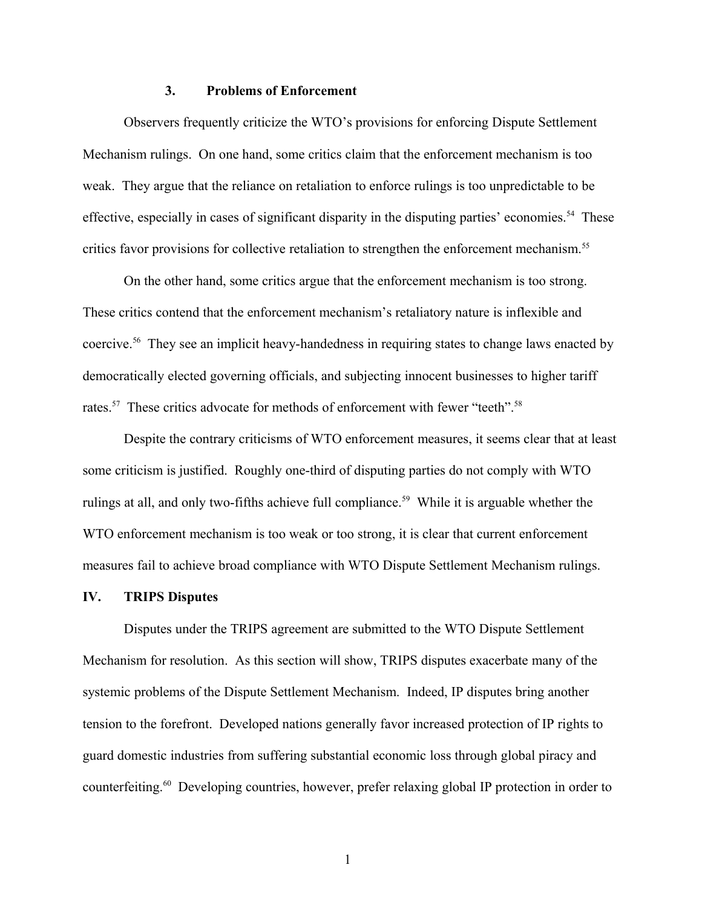### 3. Problems of Enforcement

Observers frequently criticize the WTO's provisions for enforcing Dispute Settlement Mechanism rulings. On one hand, some critics claim that the enforcement mechanism is too weak. They argue that the reliance on retaliation to enforce rulings is too unpredictable to be effective, especially in cases of significant disparity in the disputing parties' economies.[54] These critics favor provisions for collective retaliation to strengthen the enforcement mechanism.[55]

On the other hand, some critics argue that the enforcement mechanism is too strong. These critics contend that the enforcement mechanism's retaliatory nature is inflexible and coercive.[56] They see an implicit heavy-handedness in requiring states to change laws enacted by democratically elected governing officials, and subjecting innocent businesses to higher tariff rates.[57] These critics advocate for methods of enforcement with fewer "teeth".[58]

Despite the contrary criticisms of WTO enforcement measures, it seems clear that at least some criticism is justified. Roughly one-third of disputing parties do not comply with WTO rulings at all, and only two-fifths achieve full compliance.[59] While it is arguable whether the WTO enforcement mechanism is too weak or too strong, it is clear that current enforcement measures fail to achieve broad compliance with WTO Dispute Settlement Mechanism rulings.

## IV. TRIPS Disputes

Disputes under the TRIPS agreement are submitted to the WTO Dispute Settlement Mechanism for resolution. As this section will show, TRIPS disputes exacerbate many of the systemic problems of the Dispute Settlement Mechanism. Indeed, IP disputes bring another tension to the forefront. Developed nations generally favor increased protection of IP rights to guard domestic industries from suffering substantial economic loss through global piracy and counterfeiting.[60] Developing countries, however, prefer relaxing global IP protection in order to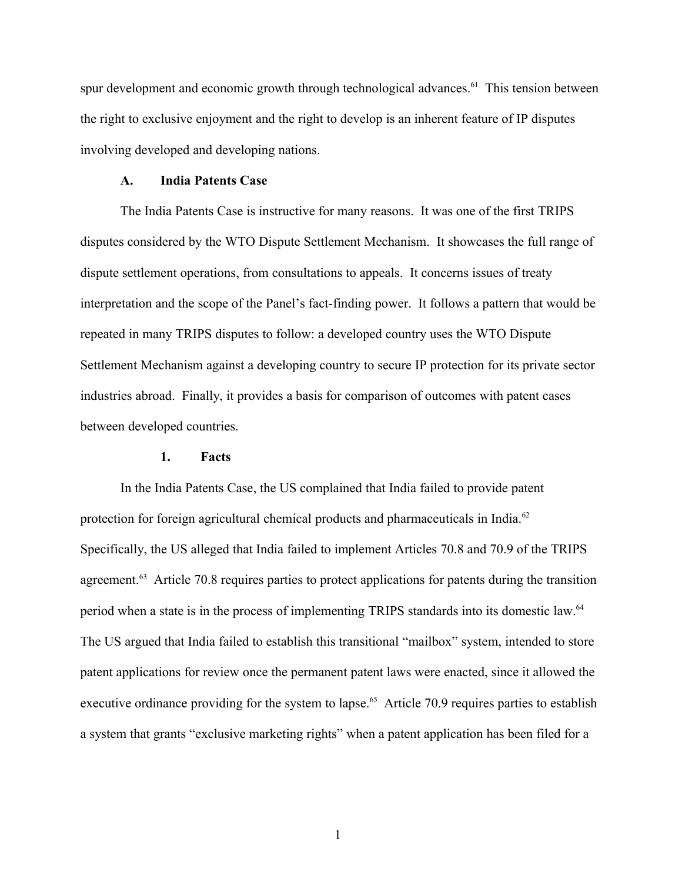spur development and economic growth through technological advances.[61] This tension between the right to exclusive enjoyment and the right to develop is an inherent feature of IP disputes involving developed and developing nations.

### A. India Patents Case

The India Patents Case is instructive for many reasons. It was one of the first TRIPS disputes considered by the WTO Dispute Settlement Mechanism. It showcases the full range of dispute settlement operations, from consultations to appeals. It concerns issues of treaty interpretation and the scope of the Panel's fact-finding power. It follows a pattern that would be repeated in many TRIPS disputes to follow: a developed country uses the WTO Dispute Settlement Mechanism against a developing country to secure IP protection for its private sector industries abroad. Finally, it provides a basis for comparison of outcomes with patent cases between developed countries.

#### 1. Facts

In the India Patents Case, the US complained that India failed to provide patent protection for foreign agricultural chemical products and pharmaceuticals in India.[62] Specifically, the US alleged that India failed to implement Articles 70.8 and 70.9 of the TRIPS agreement.[63] Article 70.8 requires parties to protect applications for patents during the transition period when a state is in the process of implementing TRIPS standards into its domestic law.[64] The US argued that India failed to establish this transitional "mailbox" system, intended to store patent applications for review once the permanent patent laws were enacted, since it allowed the executive ordinance providing for the system to lapse.[65] Article 70.9 requires parties to establish a system that grants "exclusive marketing rights" when a patent application has been filed for a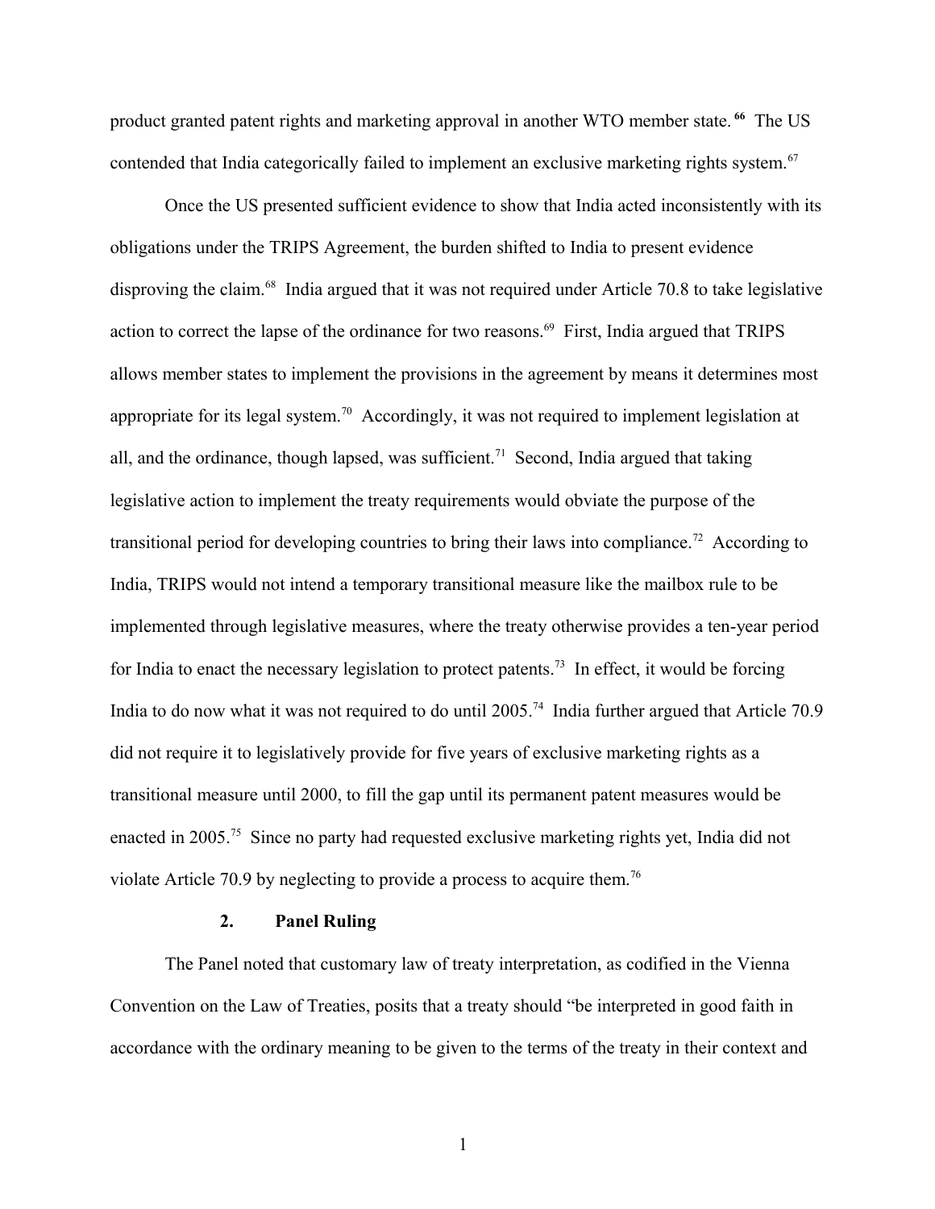product granted patent rights and marketing approval in another WTO member state.[66] The US contended that India categorically failed to implement an exclusive marketing rights system.[67]

Once the US presented sufficient evidence to show that India acted inconsistently with its obligations under the TRIPS Agreement, the burden shifted to India to present evidence disproving the claim.[68] India argued that it was not required under Article 70.8 to take legislative action to correct the lapse of the ordinance for two reasons.[69] First, India argued that TRIPS allows member states to implement the provisions in the agreement by means it determines most appropriate for its legal system.[70] Accordingly, it was not required to implement legislation at all, and the ordinance, though lapsed, was sufficient.[71] Second, India argued that taking legislative action to implement the treaty requirements would obviate the purpose of the transitional period for developing countries to bring their laws into compliance.[72] According to India, TRIPS would not intend a temporary transitional measure like the mailbox rule to be implemented through legislative measures, where the treaty otherwise provides a ten-year period for India to enact the necessary legislation to protect patents.[73] In effect, it would be forcing India to do now what it was not required to do until 2005.[74] India further argued that Article 70.9 did not require it to legislatively provide for five years of exclusive marketing rights as a transitional measure until 2000, to fill the gap until its permanent patent measures would be enacted in 2005.[75] Since no party had requested exclusive marketing rights yet, India did not violate Article 70.9 by neglecting to provide a process to acquire them.[76]

### 2. Panel Ruling

The Panel noted that customary law of treaty interpretation, as codified in the Vienna Convention on the Law of Treaties, posits that a treaty should "be interpreted in good faith in accordance with the ordinary meaning to be given to the terms of the treaty in their context and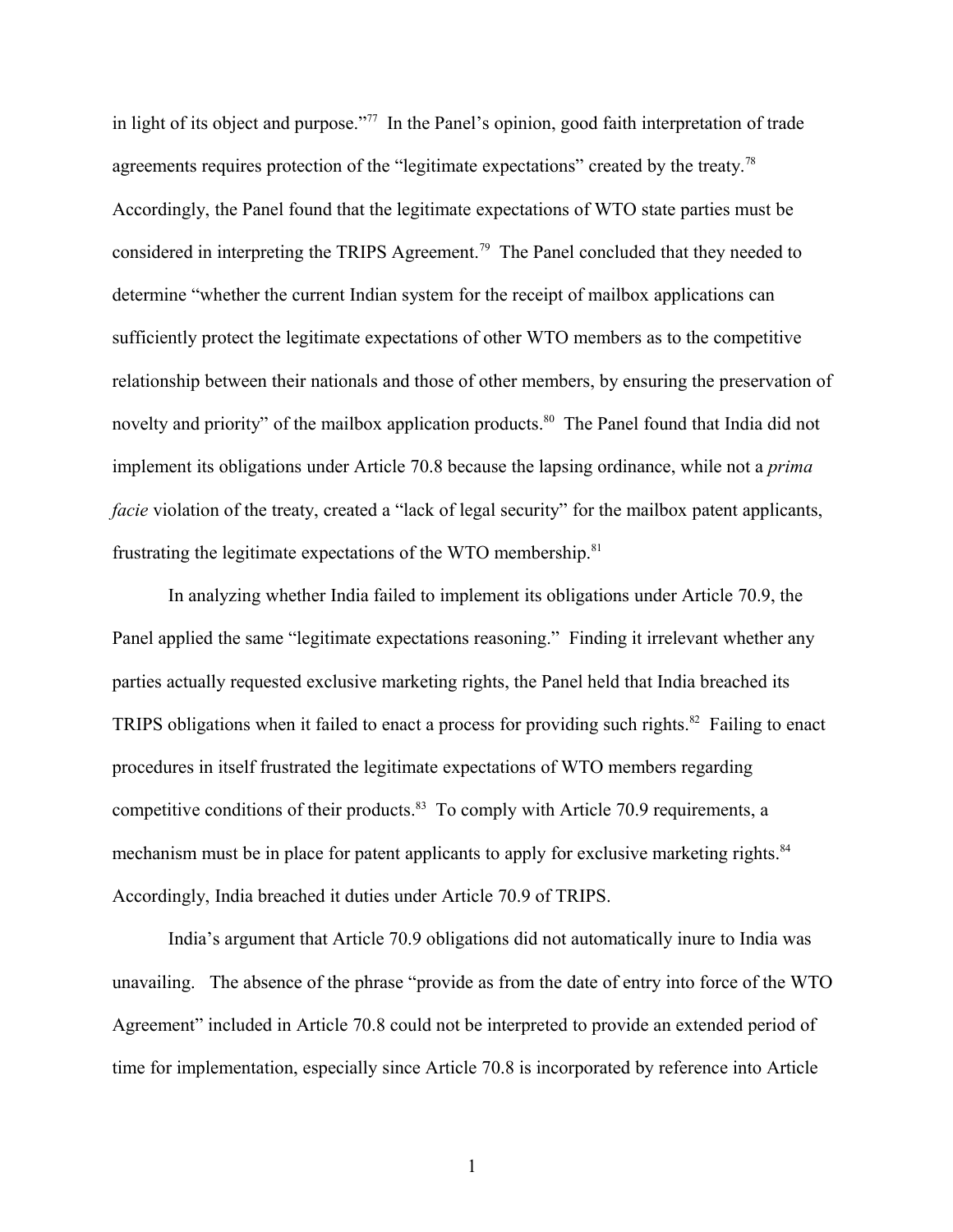in light of its object and purpose."[77] In the Panel's opinion, good faith interpretation of trade agreements requires protection of the "legitimate expectations" created by the treaty.[78] Accordingly, the Panel found that the legitimate expectations of WTO state parties must be considered in interpreting the TRIPS Agreement.[79] The Panel concluded that they needed to determine "whether the current Indian system for the receipt of mailbox applications can sufficiently protect the legitimate expectations of other WTO members as to the competitive relationship between their nationals and those of other members, by ensuring the preservation of novelty and priority" of the mailbox application products.[80] The Panel found that India did not implement its obligations under Article 70.8 because the lapsing ordinance, while not a *prima facie* violation of the treaty, created a "lack of legal security" for the mailbox patent applicants, frustrating the legitimate expectations of the WTO membership.[81]

In analyzing whether India failed to implement its obligations under Article 70.9, the Panel applied the same "legitimate expectations reasoning." Finding it irrelevant whether any parties actually requested exclusive marketing rights, the Panel held that India breached its TRIPS obligations when it failed to enact a process for providing such rights.[82] Failing to enact procedures in itself frustrated the legitimate expectations of WTO members regarding competitive conditions of their products.[83] To comply with Article 70.9 requirements, a mechanism must be in place for patent applicants to apply for exclusive marketing rights.[84] Accordingly, India breached it duties under Article 70.9 of TRIPS.

India's argument that Article 70.9 obligations did not automatically inure to India was unavailing. The absence of the phrase "provide as from the date of entry into force of the WTO Agreement" included in Article 70.8 could not be interpreted to provide an extended period of time for implementation, especially since Article 70.8 is incorporated by reference into Article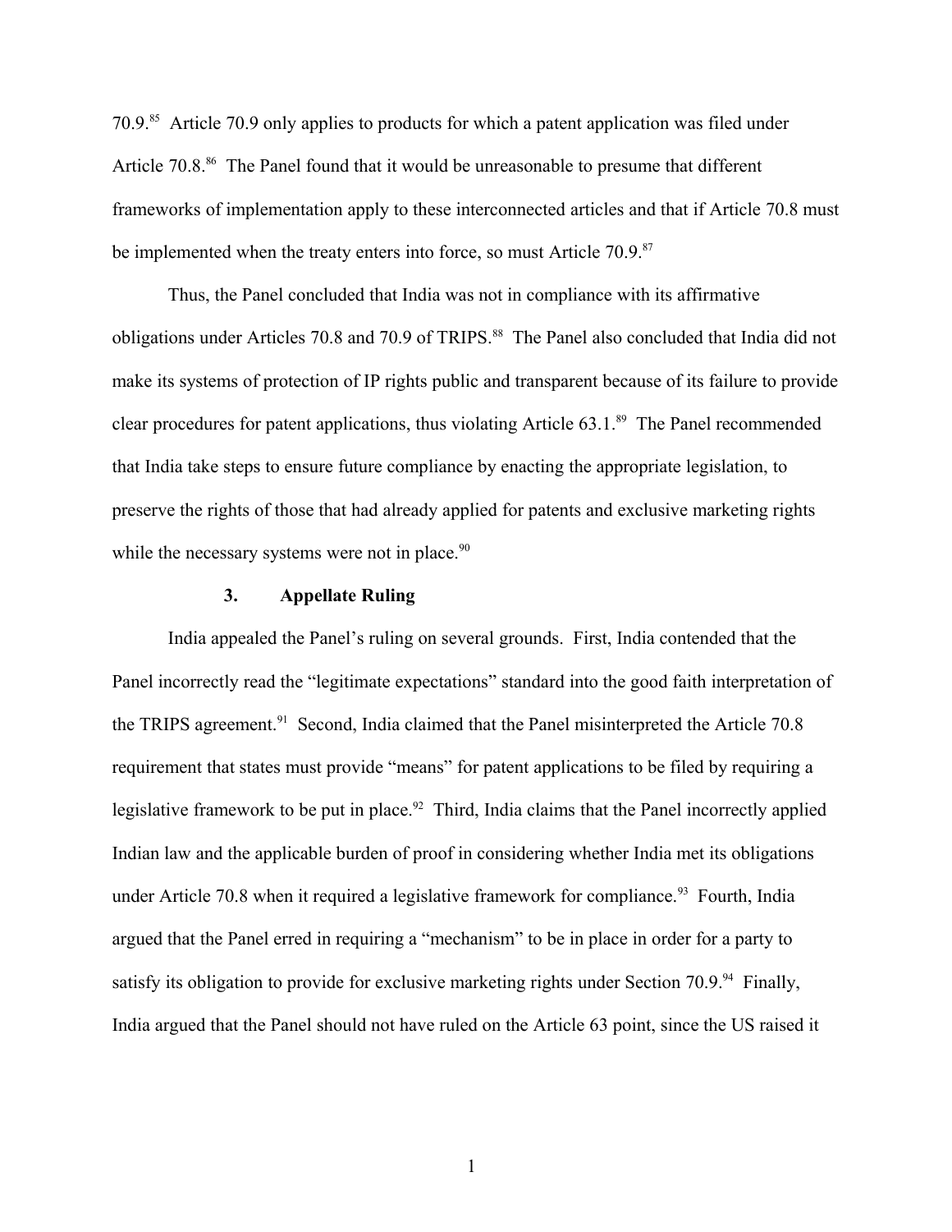70.9.[85] Article 70.9 only applies to products for which a patent application was filed under Article 70.8.[86] The Panel found that it would be unreasonable to presume that different frameworks of implementation apply to these interconnected articles and that if Article 70.8 must be implemented when the treaty enters into force, so must Article 70.9.[87]

Thus, the Panel concluded that India was not in compliance with its affirmative obligations under Articles 70.8 and 70.9 of TRIPS.[88] The Panel also concluded that India did not make its systems of protection of IP rights public and transparent because of its failure to provide clear procedures for patent applications, thus violating Article 63.1.[89] The Panel recommended that India take steps to ensure future compliance by enacting the appropriate legislation, to preserve the rights of those that had already applied for patents and exclusive marketing rights while the necessary systems were not in place.[90]

### 3. Appellate Ruling

India appealed the Panel's ruling on several grounds. First, India contended that the Panel incorrectly read the "legitimate expectations" standard into the good faith interpretation of the TRIPS agreement.[91] Second, India claimed that the Panel misinterpreted the Article 70.8 requirement that states must provide "means" for patent applications to be filed by requiring a legislative framework to be put in place.[92] Third, India claims that the Panel incorrectly applied Indian law and the applicable burden of proof in considering whether India met its obligations under Article 70.8 when it required a legislative framework for compliance.[93] Fourth, India argued that the Panel erred in requiring a "mechanism" to be in place in order for a party to satisfy its obligation to provide for exclusive marketing rights under Section 70.9.[94] Finally, India argued that the Panel should not have ruled on the Article 63 point, since the US raised it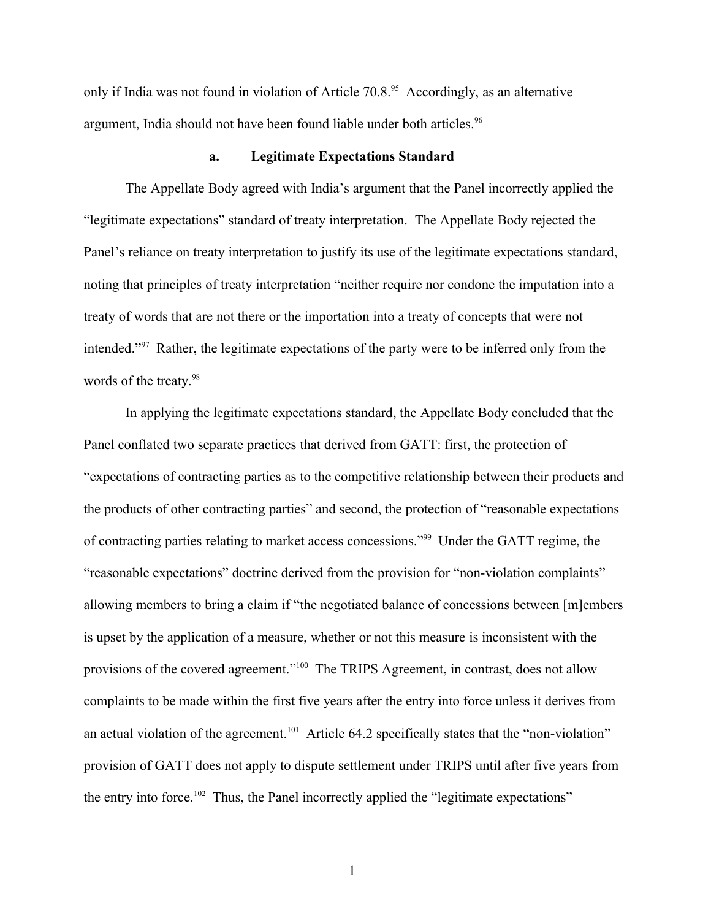only if India was not found in violation of Article 70.8.[95] Accordingly, as an alternative argument, India should not have been found liable under both articles.[96]

### a. Legitimate Expectations Standard

The Appellate Body agreed with India's argument that the Panel incorrectly applied the "legitimate expectations" standard of treaty interpretation. The Appellate Body rejected the Panel's reliance on treaty interpretation to justify its use of the legitimate expectations standard, noting that principles of treaty interpretation "neither require nor condone the imputation into a treaty of words that are not there or the importation into a treaty of concepts that were not intended."[97] Rather, the legitimate expectations of the party were to be inferred only from the words of the treaty.[98]

In applying the legitimate expectations standard, the Appellate Body concluded that the Panel conflated two separate practices that derived from GATT: first, the protection of "expectations of contracting parties as to the competitive relationship between their products and the products of other contracting parties" and second, the protection of "reasonable expectations of contracting parties relating to market access concessions."[99] Under the GATT regime, the "reasonable expectations" doctrine derived from the provision for "non-violation complaints" allowing members to bring a claim if "the negotiated balance of concessions between [m]embers is upset by the application of a measure, whether or not this measure is inconsistent with the provisions of the covered agreement."[100] The TRIPS Agreement, in contrast, does not allow complaints to be made within the first five years after the entry into force unless it derives from an actual violation of the agreement.[101] Article 64.2 specifically states that the "non-violation" provision of GATT does not apply to dispute settlement under TRIPS until after five years from the entry into force.[102] Thus, the Panel incorrectly applied the "legitimate expectations"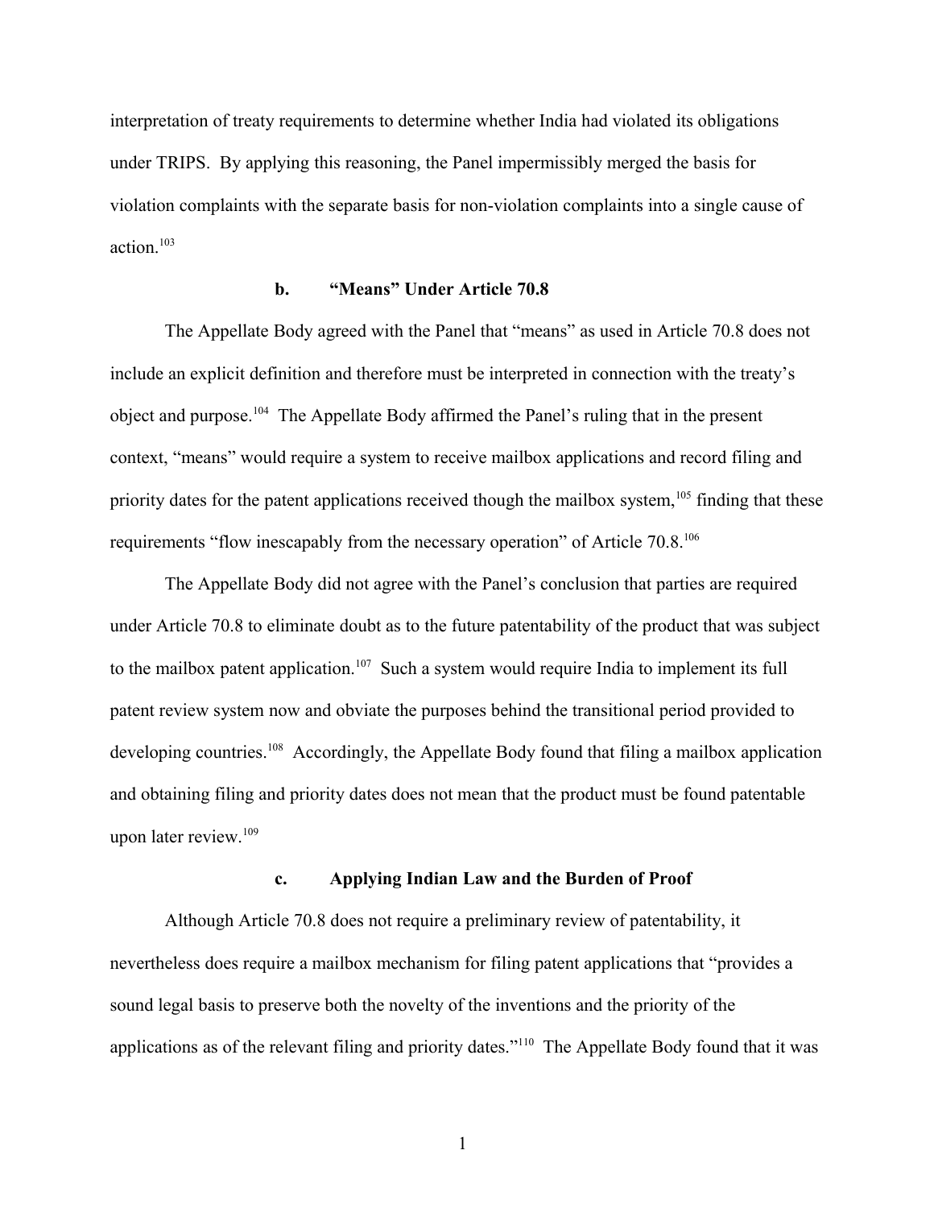interpretation of treaty requirements to determine whether India had violated its obligations under TRIPS. By applying this reasoning, the Panel impermissibly merged the basis for violation complaints with the separate basis for non-violation complaints into a single cause of action.[103]

### b. "Means" Under Article 70.8

The Appellate Body agreed with the Panel that "means" as used in Article 70.8 does not include an explicit definition and therefore must be interpreted in connection with the treaty's object and purpose.[104] The Appellate Body affirmed the Panel's ruling that in the present context, "means" would require a system to receive mailbox applications and record filing and priority dates for the patent applications received though the mailbox system,[105] finding that these requirements "flow inescapably from the necessary operation" of Article 70.8.[106]

The Appellate Body did not agree with the Panel's conclusion that parties are required under Article 70.8 to eliminate doubt as to the future patentability of the product that was subject to the mailbox patent application.[107] Such a system would require India to implement its full patent review system now and obviate the purposes behind the transitional period provided to developing countries.[108] Accordingly, the Appellate Body found that filing a mailbox application and obtaining filing and priority dates does not mean that the product must be found patentable upon later review.[109]

### c. Applying Indian Law and the Burden of Proof

Although Article 70.8 does not require a preliminary review of patentability, it nevertheless does require a mailbox mechanism for filing patent applications that "provides a sound legal basis to preserve both the novelty of the inventions and the priority of the applications as of the relevant filing and priority dates."[110] The Appellate Body found that it was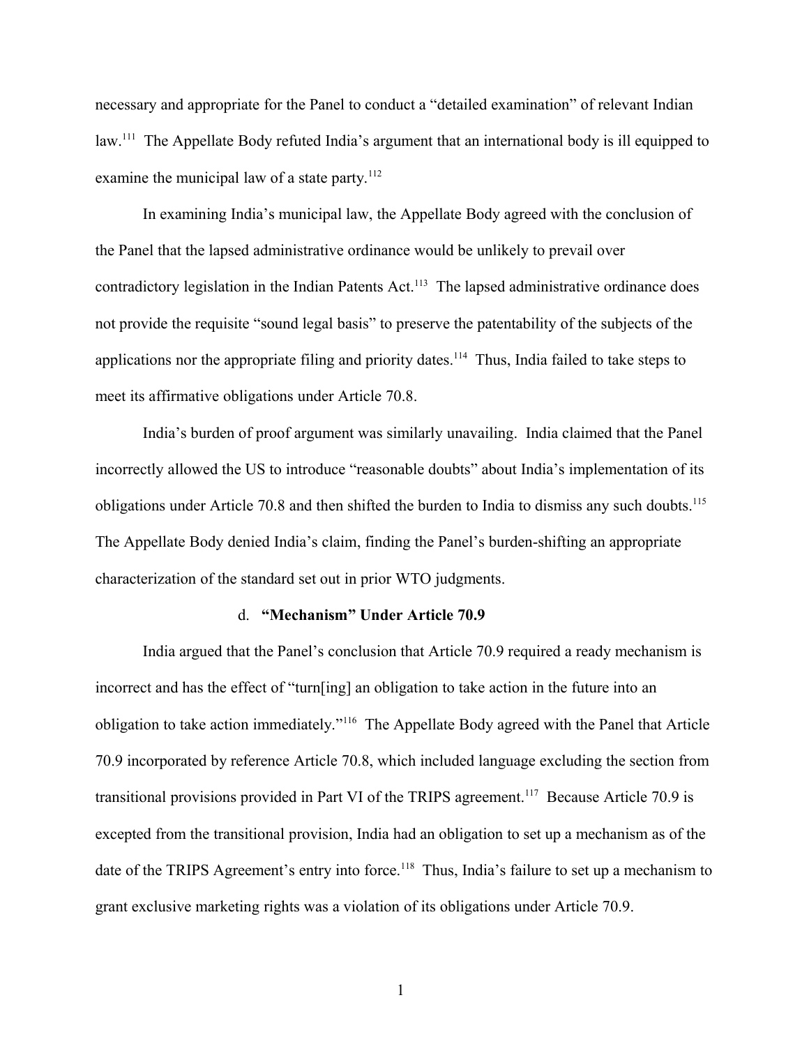necessary and appropriate for the Panel to conduct a "detailed examination" of relevant Indian law.[111] The Appellate Body refuted India's argument that an international body is ill equipped to examine the municipal law of a state party.[112]

In examining India's municipal law, the Appellate Body agreed with the conclusion of the Panel that the lapsed administrative ordinance would be unlikely to prevail over contradictory legislation in the Indian Patents Act.[113] The lapsed administrative ordinance does not provide the requisite "sound legal basis" to preserve the patentability of the subjects of the applications nor the appropriate filing and priority dates.[114] Thus, India failed to take steps to meet its affirmative obligations under Article 70.8.

India's burden of proof argument was similarly unavailing. India claimed that the Panel incorrectly allowed the US to introduce "reasonable doubts" about India's implementation of its obligations under Article 70.8 and then shifted the burden to India to dismiss any such doubts.[115] The Appellate Body denied India's claim, finding the Panel's burden-shifting an appropriate characterization of the standard set out in prior WTO judgments.

d. **"Mechanism" Under Article 70.9**

India argued that the Panel's conclusion that Article 70.9 required a ready mechanism is incorrect and has the effect of "turn[ing] an obligation to take action in the future into an obligation to take action immediately."[116] The Appellate Body agreed with the Panel that Article 70.9 incorporated by reference Article 70.8, which included language excluding the section from transitional provisions provided in Part VI of the TRIPS agreement.[117] Because Article 70.9 is excepted from the transitional provision, India had an obligation to set up a mechanism as of the date of the TRIPS Agreement's entry into force.[118] Thus, India's failure to set up a mechanism to grant exclusive marketing rights was a violation of its obligations under Article 70.9.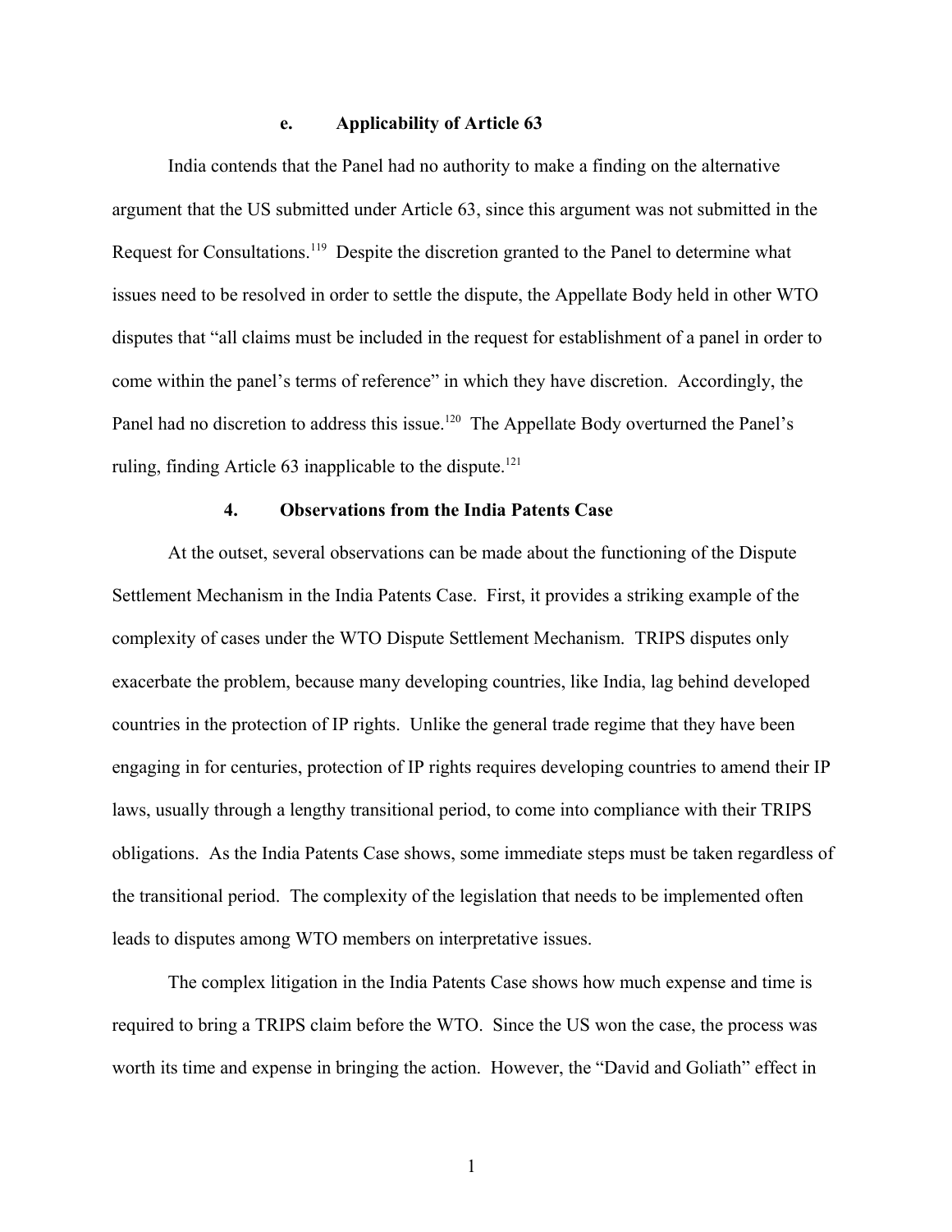#### e. Applicability of Article 63

India contends that the Panel had no authority to make a finding on the alternative argument that the US submitted under Article 63, since this argument was not submitted in the Request for Consultations.[119] Despite the discretion granted to the Panel to determine what issues need to be resolved in order to settle the dispute, the Appellate Body held in other WTO disputes that "all claims must be included in the request for establishment of a panel in order to come within the panel's terms of reference" in which they have discretion. Accordingly, the Panel had no discretion to address this issue.[120] The Appellate Body overturned the Panel's ruling, finding Article 63 inapplicable to the dispute.[121]

### 4. Observations from the India Patents Case

At the outset, several observations can be made about the functioning of the Dispute Settlement Mechanism in the India Patents Case. First, it provides a striking example of the complexity of cases under the WTO Dispute Settlement Mechanism. TRIPS disputes only exacerbate the problem, because many developing countries, like India, lag behind developed countries in the protection of IP rights. Unlike the general trade regime that they have been engaging in for centuries, protection of IP rights requires developing countries to amend their IP laws, usually through a lengthy transitional period, to come into compliance with their TRIPS obligations. As the India Patents Case shows, some immediate steps must be taken regardless of the transitional period. The complexity of the legislation that needs to be implemented often leads to disputes among WTO members on interpretative issues.

The complex litigation in the India Patents Case shows how much expense and time is required to bring a TRIPS claim before the WTO. Since the US won the case, the process was worth its time and expense in bringing the action. However, the "David and Goliath" effect in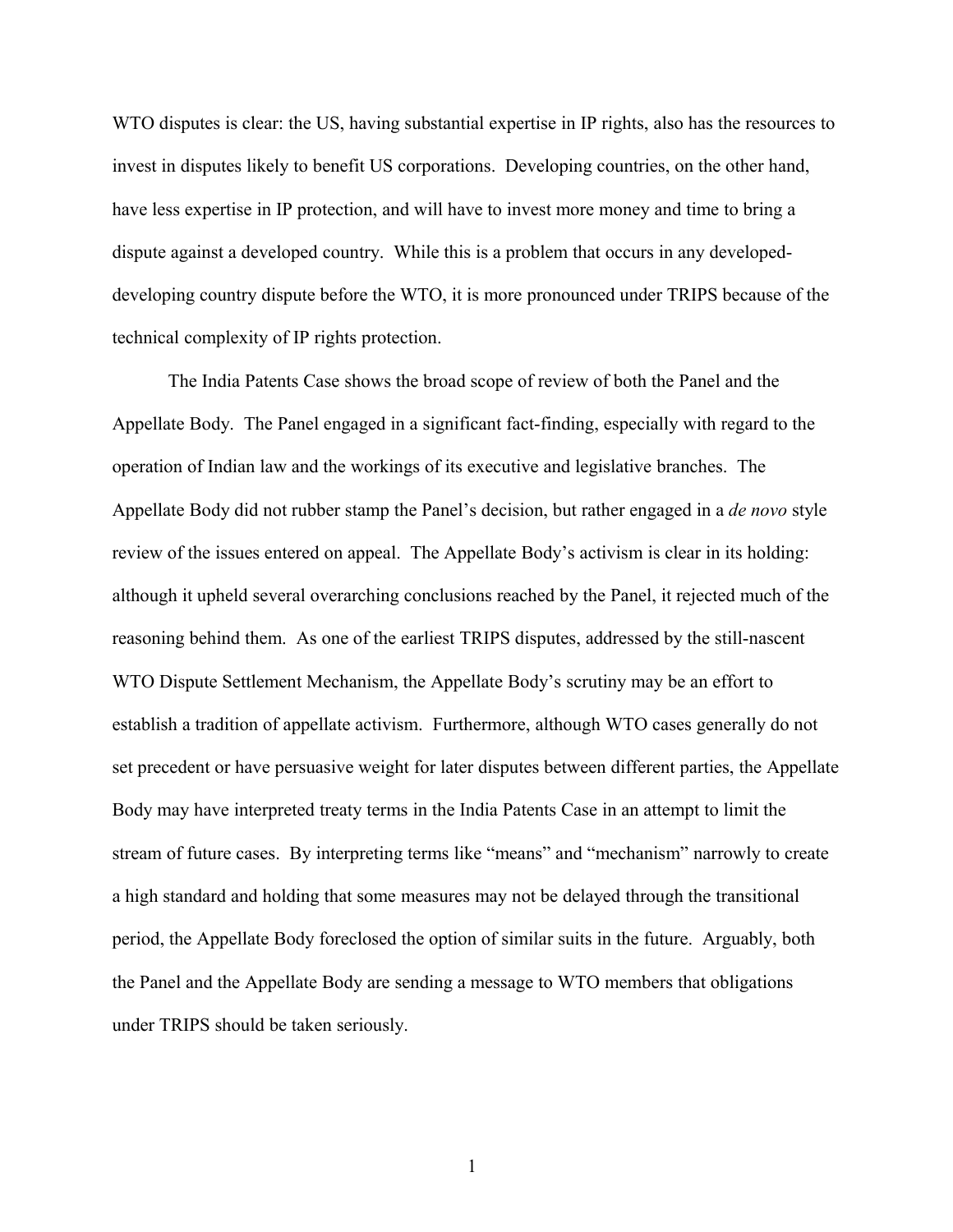WTO disputes is clear: the US, having substantial expertise in IP rights, also has the resources to invest in disputes likely to benefit US corporations. Developing countries, on the other hand, have less expertise in IP protection, and will have to invest more money and time to bring a dispute against a developed country. While this is a problem that occurs in any developed-developing country dispute before the WTO, it is more pronounced under TRIPS because of the technical complexity of IP rights protection.

The India Patents Case shows the broad scope of review of both the Panel and the Appellate Body. The Panel engaged in a significant fact-finding, especially with regard to the operation of Indian law and the workings of its executive and legislative branches. The Appellate Body did not rubber stamp the Panel's decision, but rather engaged in a *de novo* style review of the issues entered on appeal. The Appellate Body's activism is clear in its holding: although it upheld several overarching conclusions reached by the Panel, it rejected much of the reasoning behind them. As one of the earliest TRIPS disputes, addressed by the still-nascent WTO Dispute Settlement Mechanism, the Appellate Body's scrutiny may be an effort to establish a tradition of appellate activism. Furthermore, although WTO cases generally do not set precedent or have persuasive weight for later disputes between different parties, the Appellate Body may have interpreted treaty terms in the India Patents Case in an attempt to limit the stream of future cases. By interpreting terms like "means" and "mechanism" narrowly to create a high standard and holding that some measures may not be delayed through the transitional period, the Appellate Body foreclosed the option of similar suits in the future. Arguably, both the Panel and the Appellate Body are sending a message to WTO members that obligations under TRIPS should be taken seriously.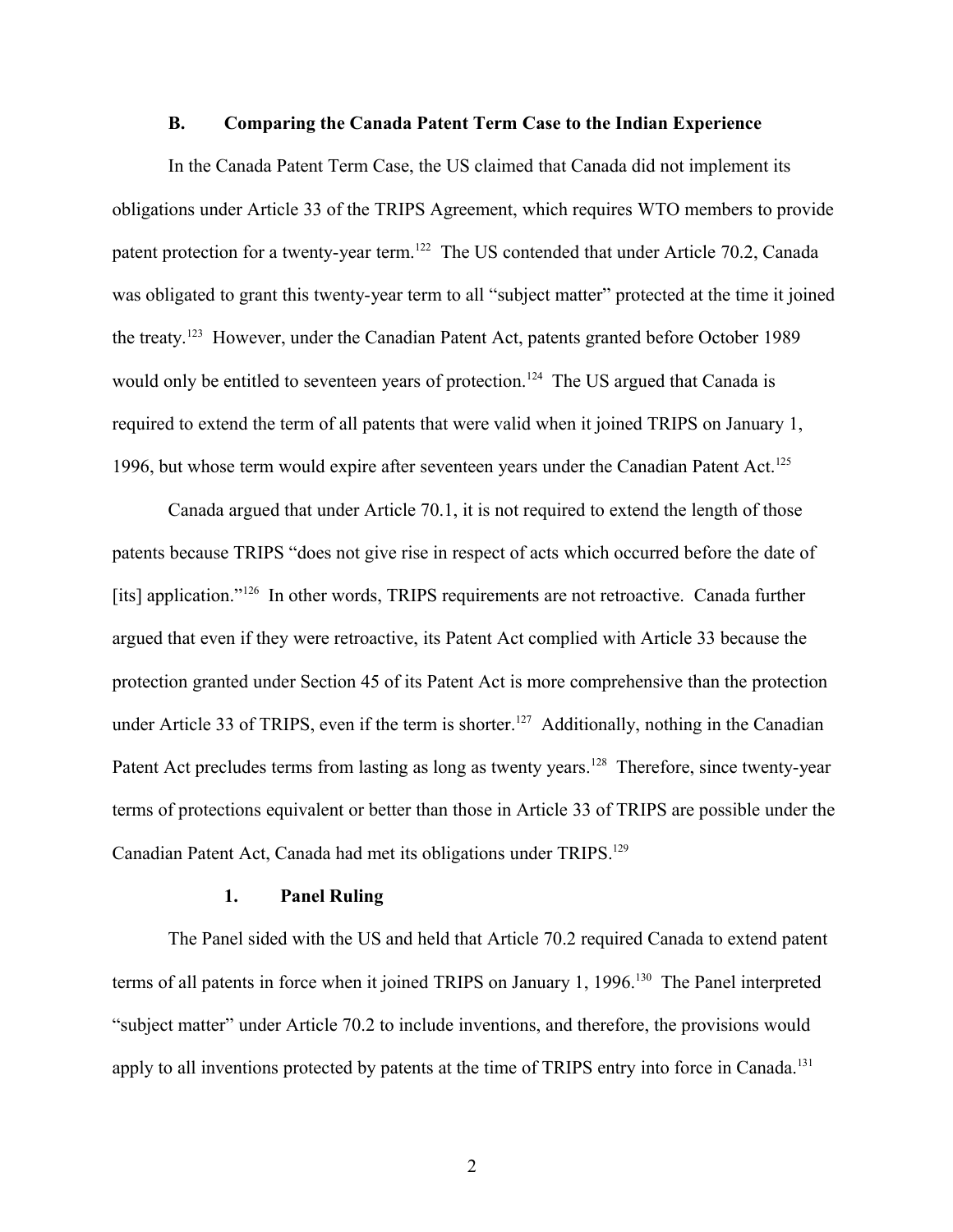### B. Comparing the Canada Patent Term Case to the Indian Experience

In the Canada Patent Term Case, the US claimed that Canada did not implement its obligations under Article 33 of the TRIPS Agreement, which requires WTO members to provide patent protection for a twenty-year term.[122] The US contended that under Article 70.2, Canada was obligated to grant this twenty-year term to all "subject matter" protected at the time it joined the treaty.[123] However, under the Canadian Patent Act, patents granted before October 1989 would only be entitled to seventeen years of protection.[124] The US argued that Canada is required to extend the term of all patents that were valid when it joined TRIPS on January 1, 1996, but whose term would expire after seventeen years under the Canadian Patent Act.[125]

Canada argued that under Article 70.1, it is not required to extend the length of those patents because TRIPS "does not give rise in respect of acts which occurred before the date of [its] application."[126] In other words, TRIPS requirements are not retroactive. Canada further argued that even if they were retroactive, its Patent Act complied with Article 33 because the protection granted under Section 45 of its Patent Act is more comprehensive than the protection under Article 33 of TRIPS, even if the term is shorter.[127] Additionally, nothing in the Canadian Patent Act precludes terms from lasting as long as twenty years.[128] Therefore, since twenty-year terms of protections equivalent or better than those in Article 33 of TRIPS are possible under the Canadian Patent Act, Canada had met its obligations under TRIPS.[129]

#### 1. Panel Ruling

The Panel sided with the US and held that Article 70.2 required Canada to extend patent terms of all patents in force when it joined TRIPS on January 1, 1996.[130] The Panel interpreted "subject matter" under Article 70.2 to include inventions, and therefore, the provisions would apply to all inventions protected by patents at the time of TRIPS entry into force in Canada.[131]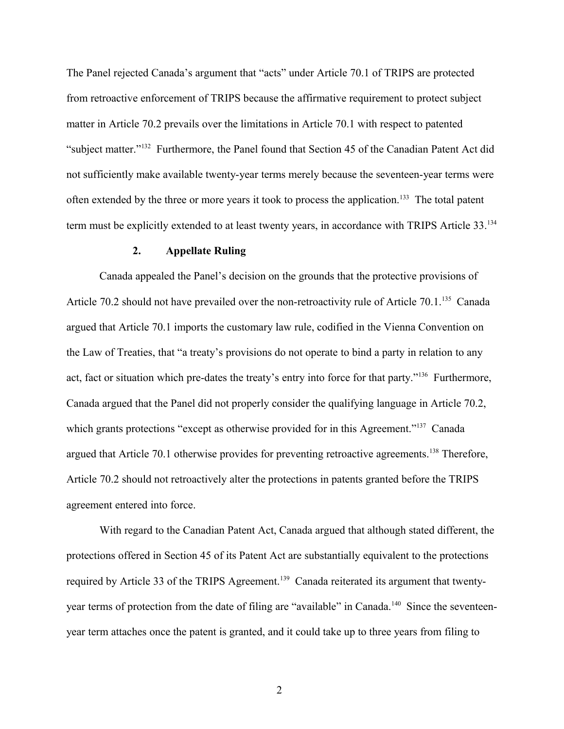The Panel rejected Canada's argument that "acts" under Article 70.1 of TRIPS are protected from retroactive enforcement of TRIPS because the affirmative requirement to protect subject matter in Article 70.2 prevails over the limitations in Article 70.1 with respect to patented "subject matter."[132] Furthermore, the Panel found that Section 45 of the Canadian Patent Act did not sufficiently make available twenty-year terms merely because the seventeen-year terms were often extended by the three or more years it took to process the application.[133] The total patent term must be explicitly extended to at least twenty years, in accordance with TRIPS Article 33.[134]

### 2. Appellate Ruling

Canada appealed the Panel's decision on the grounds that the protective provisions of Article 70.2 should not have prevailed over the non-retroactivity rule of Article 70.1.[135] Canada argued that Article 70.1 imports the customary law rule, codified in the Vienna Convention on the Law of Treaties, that "a treaty's provisions do not operate to bind a party in relation to any act, fact or situation which pre-dates the treaty's entry into force for that party."[136] Furthermore, Canada argued that the Panel did not properly consider the qualifying language in Article 70.2, which grants protections "except as otherwise provided for in this Agreement."[137] Canada argued that Article 70.1 otherwise provides for preventing retroactive agreements.[138] Therefore, Article 70.2 should not retroactively alter the protections in patents granted before the TRIPS agreement entered into force.

With regard to the Canadian Patent Act, Canada argued that although stated different, the protections offered in Section 45 of its Patent Act are substantially equivalent to the protections required by Article 33 of the TRIPS Agreement.[139] Canada reiterated its argument that twenty-year terms of protection from the date of filing are "available" in Canada.[140] Since the seventeen-year term attaches once the patent is granted, and it could take up to three years from filing to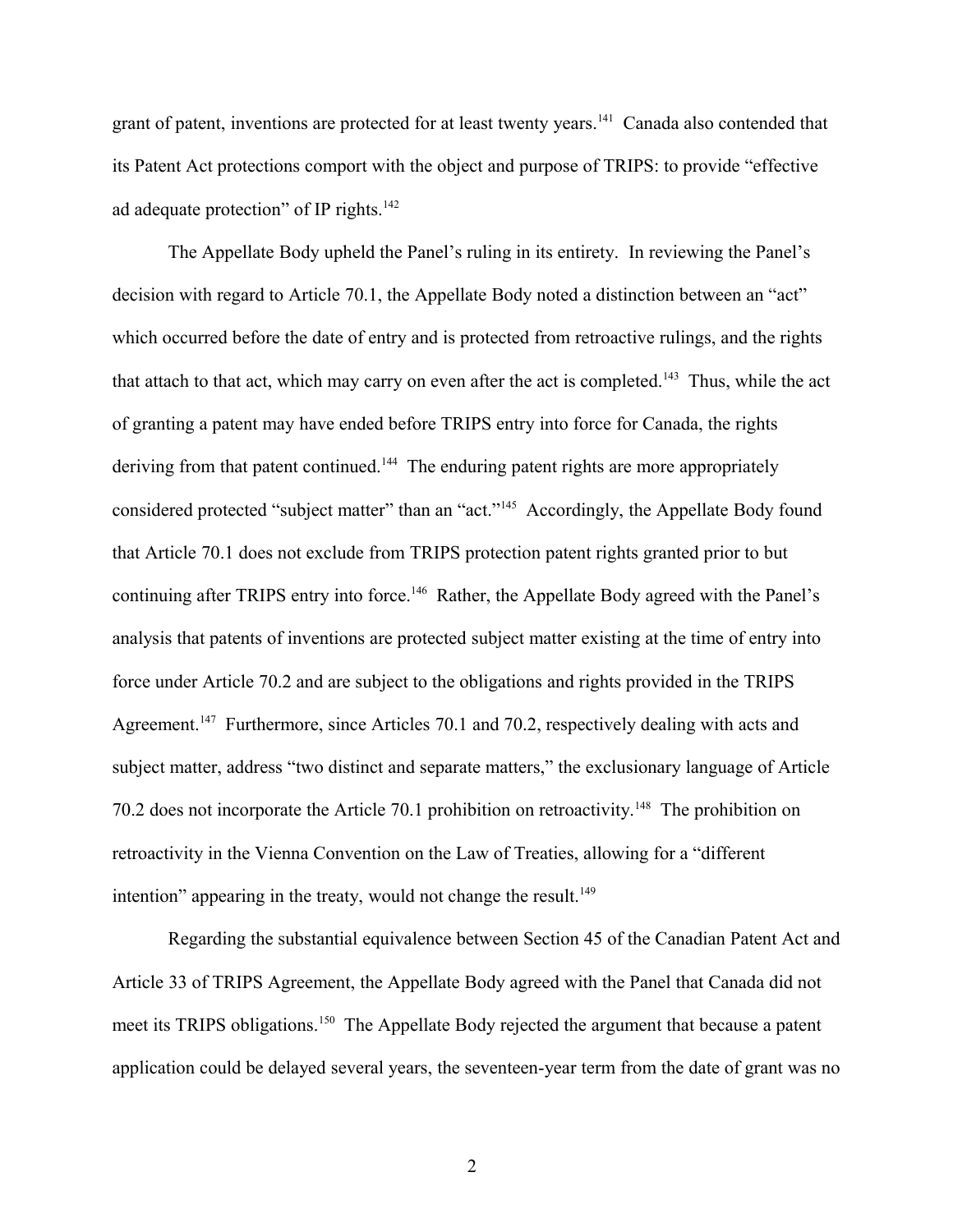grant of patent, inventions are protected for at least twenty years.[141] Canada also contended that its Patent Act protections comport with the object and purpose of TRIPS: to provide "effective ad adequate protection" of IP rights.[142]

The Appellate Body upheld the Panel's ruling in its entirety. In reviewing the Panel's decision with regard to Article 70.1, the Appellate Body noted a distinction between an "act" which occurred before the date of entry and is protected from retroactive rulings, and the rights that attach to that act, which may carry on even after the act is completed.[143] Thus, while the act of granting a patent may have ended before TRIPS entry into force for Canada, the rights deriving from that patent continued.[144] The enduring patent rights are more appropriately considered protected "subject matter" than an "act."[145] Accordingly, the Appellate Body found that Article 70.1 does not exclude from TRIPS protection patent rights granted prior to but continuing after TRIPS entry into force.[146] Rather, the Appellate Body agreed with the Panel's analysis that patents of inventions are protected subject matter existing at the time of entry into force under Article 70.2 and are subject to the obligations and rights provided in the TRIPS Agreement.[147] Furthermore, since Articles 70.1 and 70.2, respectively dealing with acts and subject matter, address "two distinct and separate matters," the exclusionary language of Article 70.2 does not incorporate the Article 70.1 prohibition on retroactivity.[148] The prohibition on retroactivity in the Vienna Convention on the Law of Treaties, allowing for a "different intention" appearing in the treaty, would not change the result.[149]

Regarding the substantial equivalence between Section 45 of the Canadian Patent Act and Article 33 of TRIPS Agreement, the Appellate Body agreed with the Panel that Canada did not meet its TRIPS obligations.[150] The Appellate Body rejected the argument that because a patent application could be delayed several years, the seventeen-year term from the date of grant was no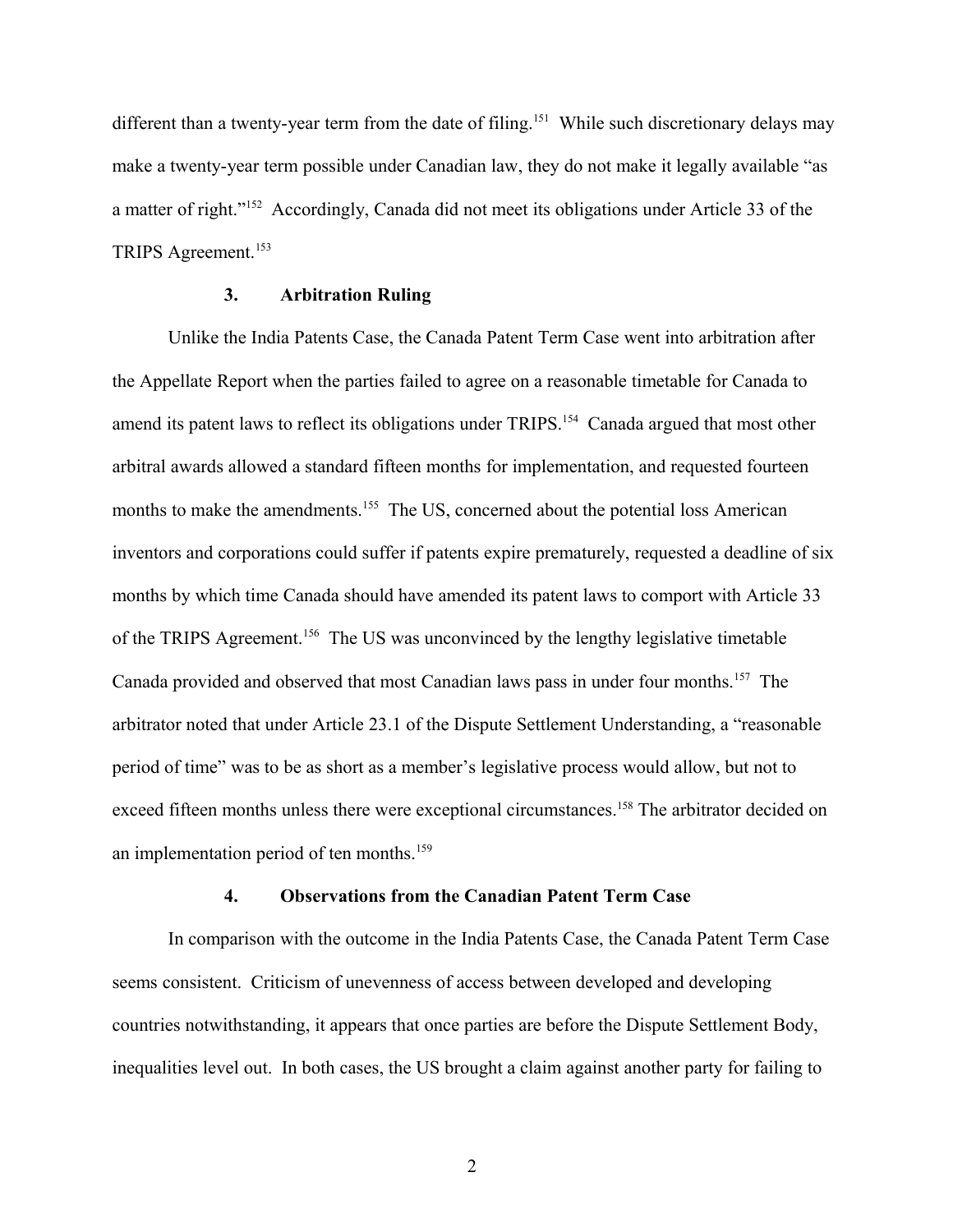different than a twenty-year term from the date of filing.[151] While such discretionary delays may make a twenty-year term possible under Canadian law, they do not make it legally available "as a matter of right."[152] Accordingly, Canada did not meet its obligations under Article 33 of the TRIPS Agreement.[153]

### 3. Arbitration Ruling

Unlike the India Patents Case, the Canada Patent Term Case went into arbitration after the Appellate Report when the parties failed to agree on a reasonable timetable for Canada to amend its patent laws to reflect its obligations under TRIPS.[154] Canada argued that most other arbitral awards allowed a standard fifteen months for implementation, and requested fourteen months to make the amendments.[155] The US, concerned about the potential loss American inventors and corporations could suffer if patents expire prematurely, requested a deadline of six months by which time Canada should have amended its patent laws to comport with Article 33 of the TRIPS Agreement.[156] The US was unconvinced by the lengthy legislative timetable Canada provided and observed that most Canadian laws pass in under four months.[157] The arbitrator noted that under Article 23.1 of the Dispute Settlement Understanding, a "reasonable period of time" was to be as short as a member's legislative process would allow, but not to exceed fifteen months unless there were exceptional circumstances.[158] The arbitrator decided on an implementation period of ten months.[159]

### 4. Observations from the Canadian Patent Term Case

In comparison with the outcome in the India Patents Case, the Canada Patent Term Case seems consistent. Criticism of unevenness of access between developed and developing countries notwithstanding, it appears that once parties are before the Dispute Settlement Body, inequalities level out. In both cases, the US brought a claim against another party for failing to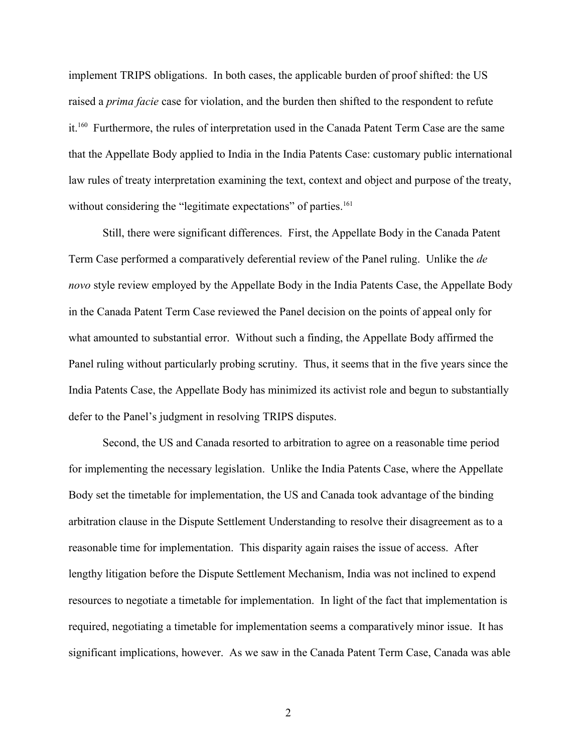implement TRIPS obligations. In both cases, the applicable burden of proof shifted: the US raised a *prima facie* case for violation, and the burden then shifted to the respondent to refute it.[160] Furthermore, the rules of interpretation used in the Canada Patent Term Case are the same that the Appellate Body applied to India in the India Patents Case: customary public international law rules of treaty interpretation examining the text, context and object and purpose of the treaty, without considering the "legitimate expectations" of parties.[161]

Still, there were significant differences. First, the Appellate Body in the Canada Patent Term Case performed a comparatively deferential review of the Panel ruling. Unlike the *de novo* style review employed by the Appellate Body in the India Patents Case, the Appellate Body in the Canada Patent Term Case reviewed the Panel decision on the points of appeal only for what amounted to substantial error. Without such a finding, the Appellate Body affirmed the Panel ruling without particularly probing scrutiny. Thus, it seems that in the five years since the India Patents Case, the Appellate Body has minimized its activist role and begun to substantially defer to the Panel's judgment in resolving TRIPS disputes.

Second, the US and Canada resorted to arbitration to agree on a reasonable time period for implementing the necessary legislation. Unlike the India Patents Case, where the Appellate Body set the timetable for implementation, the US and Canada took advantage of the binding arbitration clause in the Dispute Settlement Understanding to resolve their disagreement as to a reasonable time for implementation. This disparity again raises the issue of access. After lengthy litigation before the Dispute Settlement Mechanism, India was not inclined to expend resources to negotiate a timetable for implementation. In light of the fact that implementation is required, negotiating a timetable for implementation seems a comparatively minor issue. It has significant implications, however. As we saw in the Canada Patent Term Case, Canada was able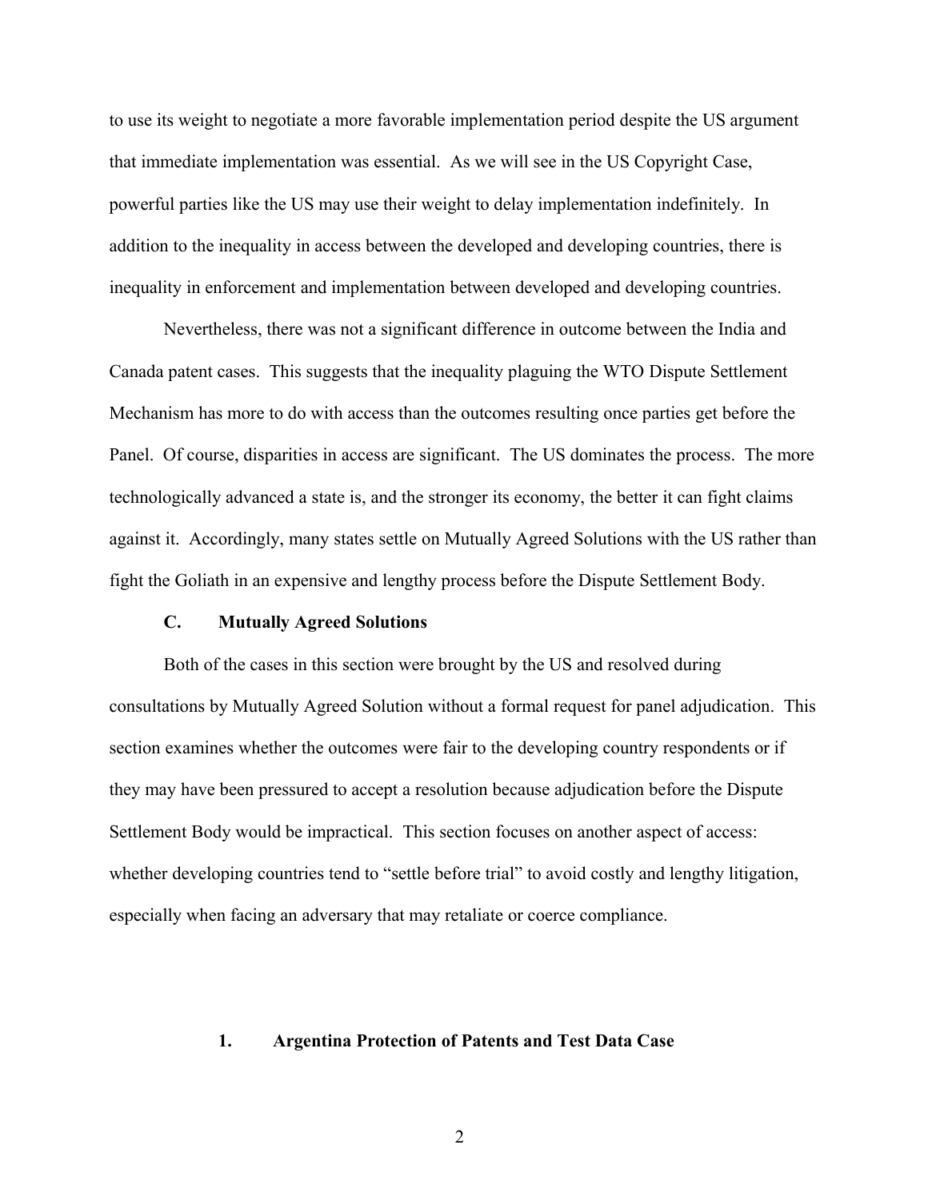to use its weight to negotiate a more favorable implementation period despite the US argument that immediate implementation was essential. As we will see in the US Copyright Case, powerful parties like the US may use their weight to delay implementation indefinitely. In addition to the inequality in access between the developed and developing countries, there is inequality in enforcement and implementation between developed and developing countries.

Nevertheless, there was not a significant difference in outcome between the India and Canada patent cases. This suggests that the inequality plaguing the WTO Dispute Settlement Mechanism has more to do with access than the outcomes resulting once parties get before the Panel. Of course, disparities in access are significant. The US dominates the process. The more technologically advanced a state is, and the stronger its economy, the better it can fight claims against it. Accordingly, many states settle on Mutually Agreed Solutions with the US rather than fight the Goliath in an expensive and lengthy process before the Dispute Settlement Body.

### C. Mutually Agreed Solutions

Both of the cases in this section were brought by the US and resolved during consultations by Mutually Agreed Solution without a formal request for panel adjudication. This section examines whether the outcomes were fair to the developing country respondents or if they may have been pressured to accept a resolution because adjudication before the Dispute Settlement Body would be impractical. This section focuses on another aspect of access: whether developing countries tend to "settle before trial" to avoid costly and lengthy litigation, especially when facing an adversary that may retaliate or coerce compliance.

#### 1. Argentina Protection of Patents and Test Data Case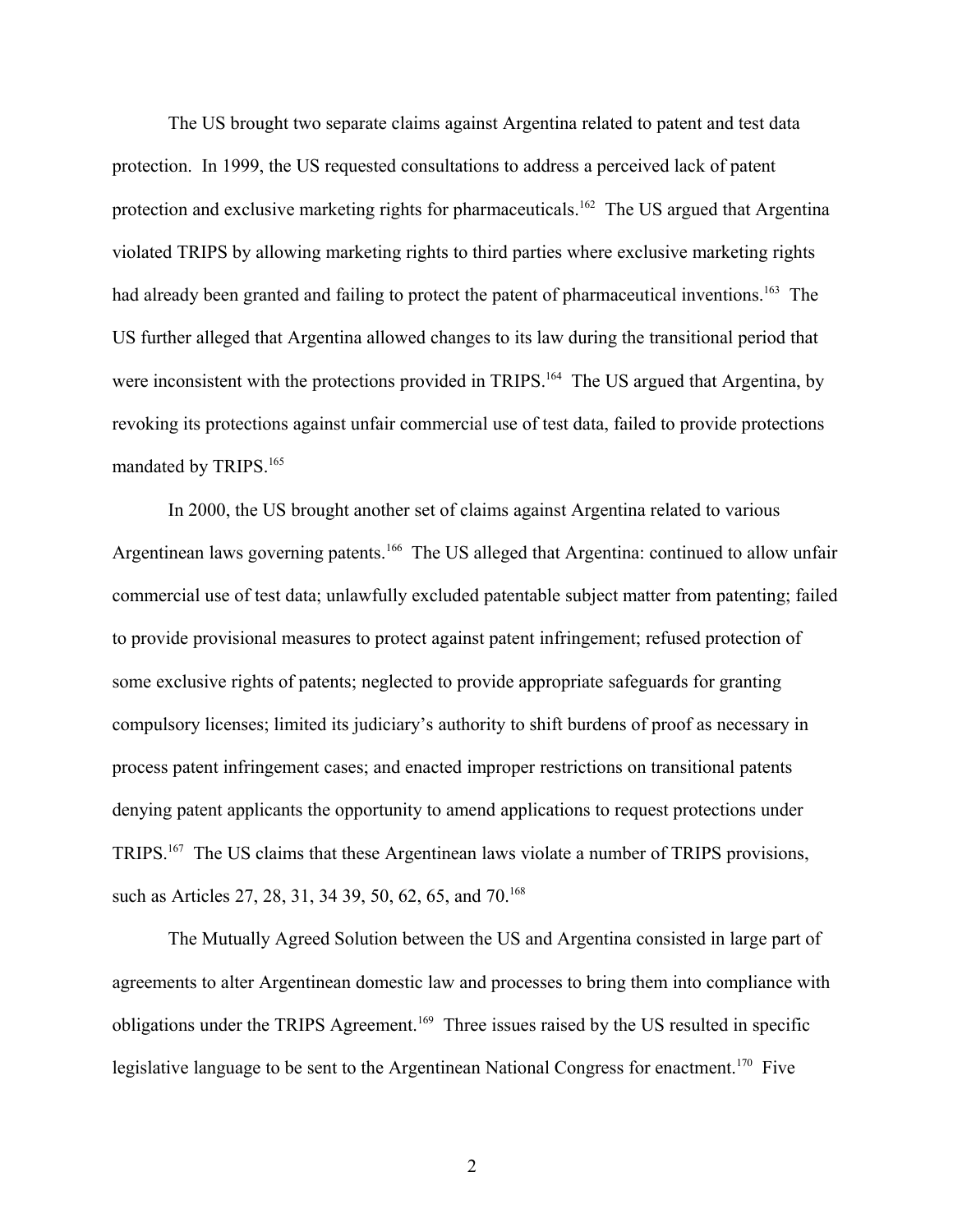The US brought two separate claims against Argentina related to patent and test data protection. In 1999, the US requested consultations to address a perceived lack of patent protection and exclusive marketing rights for pharmaceuticals.[162] The US argued that Argentina violated TRIPS by allowing marketing rights to third parties where exclusive marketing rights had already been granted and failing to protect the patent of pharmaceutical inventions.[163] The US further alleged that Argentina allowed changes to its law during the transitional period that were inconsistent with the protections provided in TRIPS.[164] The US argued that Argentina, by revoking its protections against unfair commercial use of test data, failed to provide protections mandated by TRIPS.[165]

In 2000, the US brought another set of claims against Argentina related to various Argentinean laws governing patents.[166] The US alleged that Argentina: continued to allow unfair commercial use of test data; unlawfully excluded patentable subject matter from patenting; failed to provide provisional measures to protect against patent infringement; refused protection of some exclusive rights of patents; neglected to provide appropriate safeguards for granting compulsory licenses; limited its judiciary's authority to shift burdens of proof as necessary in process patent infringement cases; and enacted improper restrictions on transitional patents denying patent applicants the opportunity to amend applications to request protections under TRIPS.[167] The US claims that these Argentinean laws violate a number of TRIPS provisions, such as Articles 27, 28, 31, 34 39, 50, 62, 65, and 70.[168]

The Mutually Agreed Solution between the US and Argentina consisted in large part of agreements to alter Argentinean domestic law and processes to bring them into compliance with obligations under the TRIPS Agreement.[169] Three issues raised by the US resulted in specific legislative language to be sent to the Argentinean National Congress for enactment.[170] Five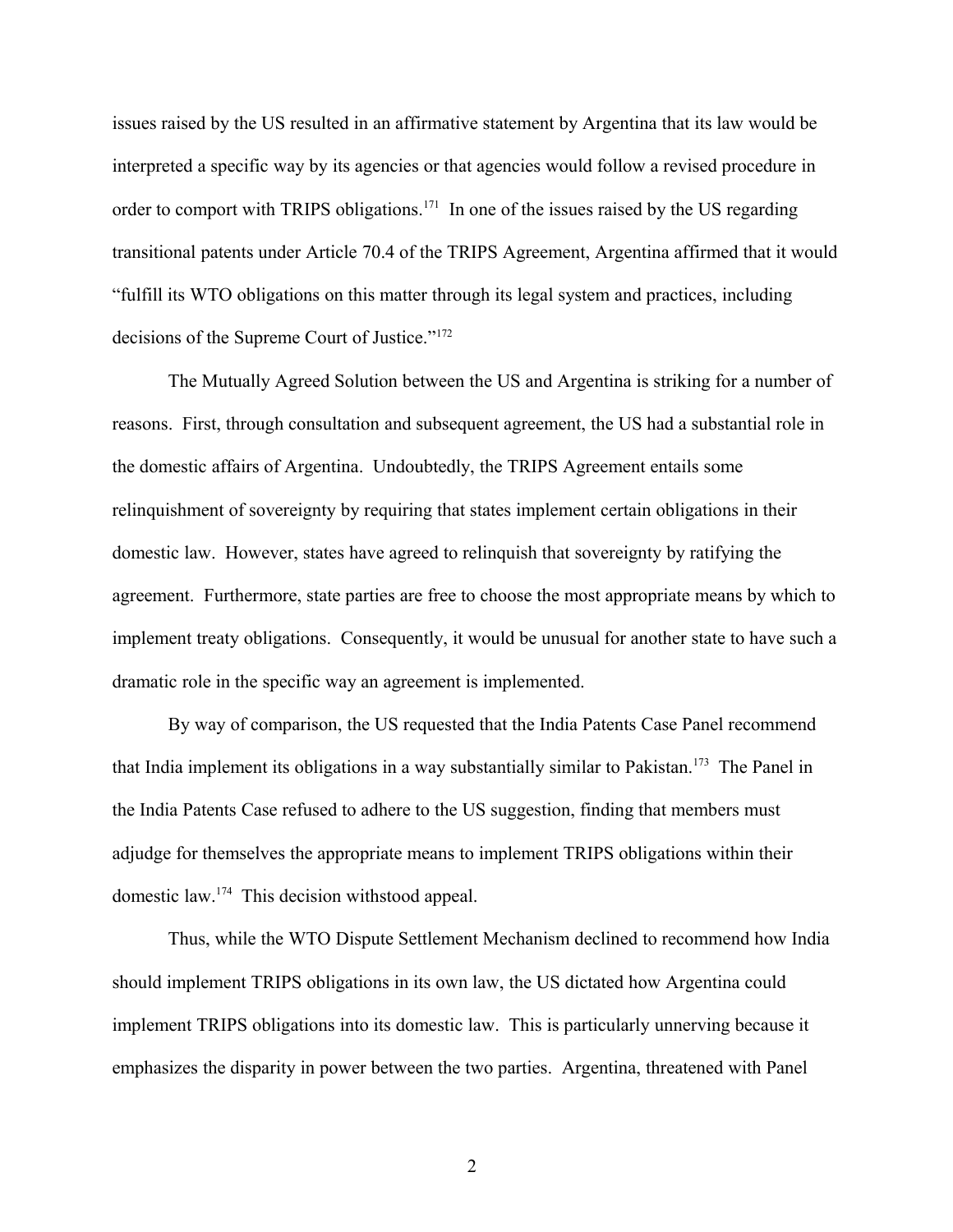issues raised by the US resulted in an affirmative statement by Argentina that its law would be interpreted a specific way by its agencies or that agencies would follow a revised procedure in order to comport with TRIPS obligations.[171] In one of the issues raised by the US regarding transitional patents under Article 70.4 of the TRIPS Agreement, Argentina affirmed that it would "fulfill its WTO obligations on this matter through its legal system and practices, including decisions of the Supreme Court of Justice."[172]

The Mutually Agreed Solution between the US and Argentina is striking for a number of reasons. First, through consultation and subsequent agreement, the US had a substantial role in the domestic affairs of Argentina. Undoubtedly, the TRIPS Agreement entails some relinquishment of sovereignty by requiring that states implement certain obligations in their domestic law. However, states have agreed to relinquish that sovereignty by ratifying the agreement. Furthermore, state parties are free to choose the most appropriate means by which to implement treaty obligations. Consequently, it would be unusual for another state to have such a dramatic role in the specific way an agreement is implemented.

By way of comparison, the US requested that the India Patents Case Panel recommend that India implement its obligations in a way substantially similar to Pakistan.[173] The Panel in the India Patents Case refused to adhere to the US suggestion, finding that members must adjudge for themselves the appropriate means to implement TRIPS obligations within their domestic law.[174] This decision withstood appeal.

Thus, while the WTO Dispute Settlement Mechanism declined to recommend how India should implement TRIPS obligations in its own law, the US dictated how Argentina could implement TRIPS obligations into its domestic law. This is particularly unnerving because it emphasizes the disparity in power between the two parties. Argentina, threatened with Panel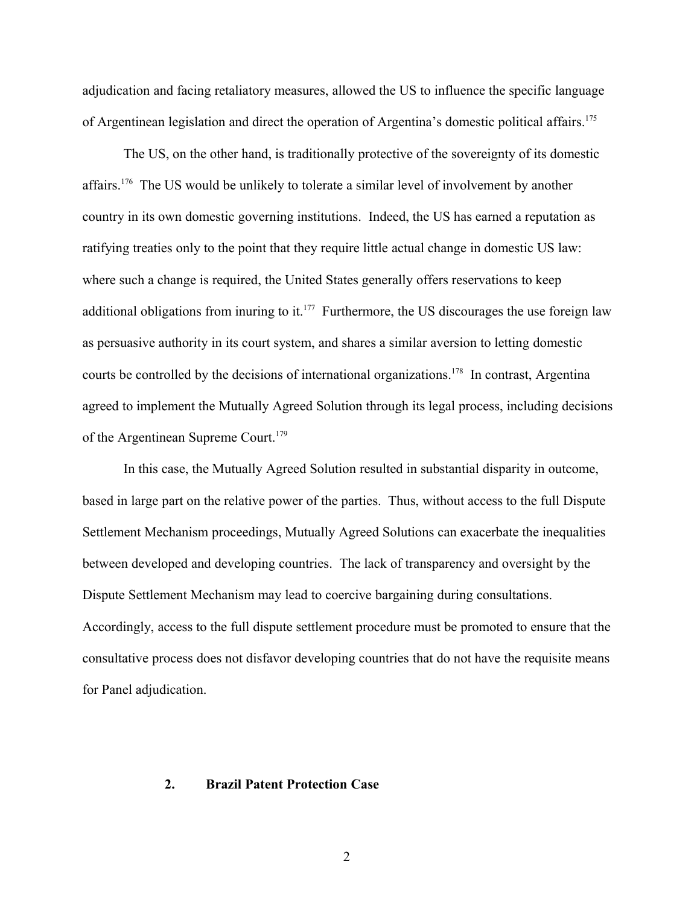adjudication and facing retaliatory measures, allowed the US to influence the specific language of Argentinean legislation and direct the operation of Argentina's domestic political affairs.[175]

The US, on the other hand, is traditionally protective of the sovereignty of its domestic affairs.[176] The US would be unlikely to tolerate a similar level of involvement by another country in its own domestic governing institutions. Indeed, the US has earned a reputation as ratifying treaties only to the point that they require little actual change in domestic US law: where such a change is required, the United States generally offers reservations to keep additional obligations from inuring to it.[177] Furthermore, the US discourages the use foreign law as persuasive authority in its court system, and shares a similar aversion to letting domestic courts be controlled by the decisions of international organizations.[178] In contrast, Argentina agreed to implement the Mutually Agreed Solution through its legal process, including decisions of the Argentinean Supreme Court.[179]

In this case, the Mutually Agreed Solution resulted in substantial disparity in outcome, based in large part on the relative power of the parties. Thus, without access to the full Dispute Settlement Mechanism proceedings, Mutually Agreed Solutions can exacerbate the inequalities between developed and developing countries. The lack of transparency and oversight by the Dispute Settlement Mechanism may lead to coercive bargaining during consultations. Accordingly, access to the full dispute settlement procedure must be promoted to ensure that the consultative process does not disfavor developing countries that do not have the requisite means for Panel adjudication.

### 2. Brazil Patent Protection Case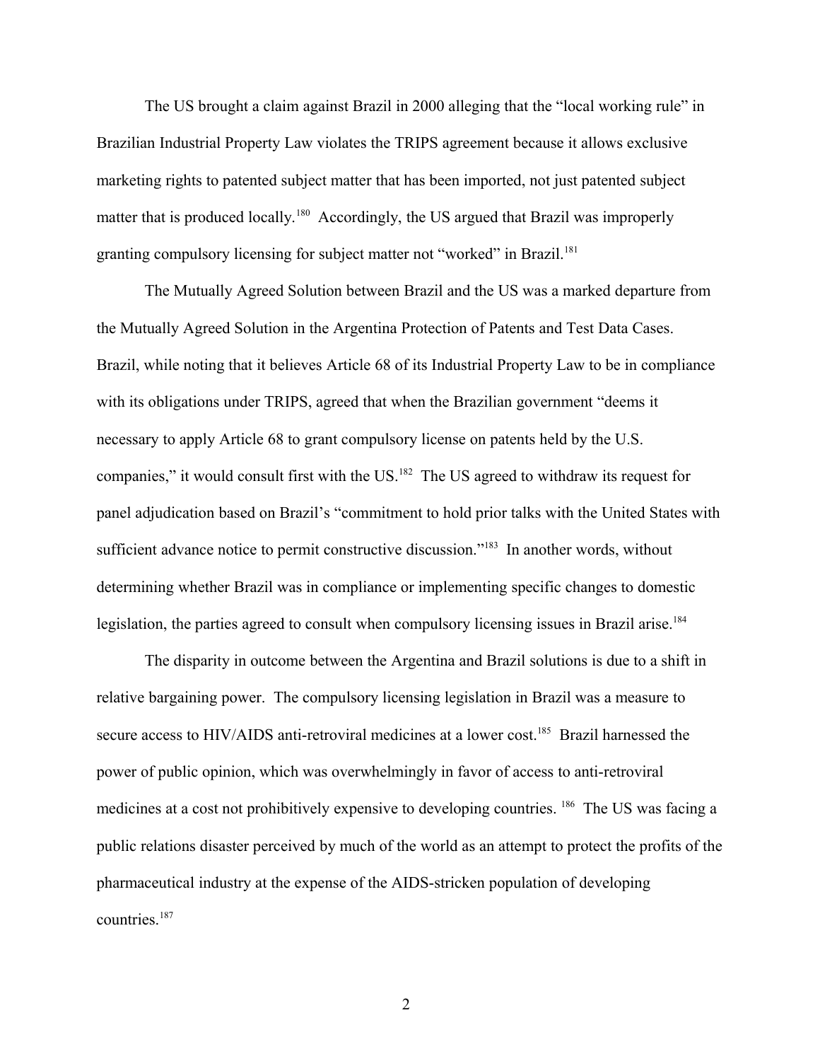The US brought a claim against Brazil in 2000 alleging that the "local working rule" in Brazilian Industrial Property Law violates the TRIPS agreement because it allows exclusive marketing rights to patented subject matter that has been imported, not just patented subject matter that is produced locally.[180] Accordingly, the US argued that Brazil was improperly granting compulsory licensing for subject matter not "worked" in Brazil.[181]

The Mutually Agreed Solution between Brazil and the US was a marked departure from the Mutually Agreed Solution in the Argentina Protection of Patents and Test Data Cases. Brazil, while noting that it believes Article 68 of its Industrial Property Law to be in compliance with its obligations under TRIPS, agreed that when the Brazilian government "deems it necessary to apply Article 68 to grant compulsory license on patents held by the U.S. companies," it would consult first with the US.[182] The US agreed to withdraw its request for panel adjudication based on Brazil's "commitment to hold prior talks with the United States with sufficient advance notice to permit constructive discussion."[183] In another words, without determining whether Brazil was in compliance or implementing specific changes to domestic legislation, the parties agreed to consult when compulsory licensing issues in Brazil arise.[184]

The disparity in outcome between the Argentina and Brazil solutions is due to a shift in relative bargaining power. The compulsory licensing legislation in Brazil was a measure to secure access to HIV/AIDS anti-retroviral medicines at a lower cost.[185] Brazil harnessed the power of public opinion, which was overwhelmingly in favor of access to anti-retroviral medicines at a cost not prohibitively expensive to developing countries.[186] The US was facing a public relations disaster perceived by much of the world as an attempt to protect the profits of the pharmaceutical industry at the expense of the AIDS-stricken population of developing countries.[187]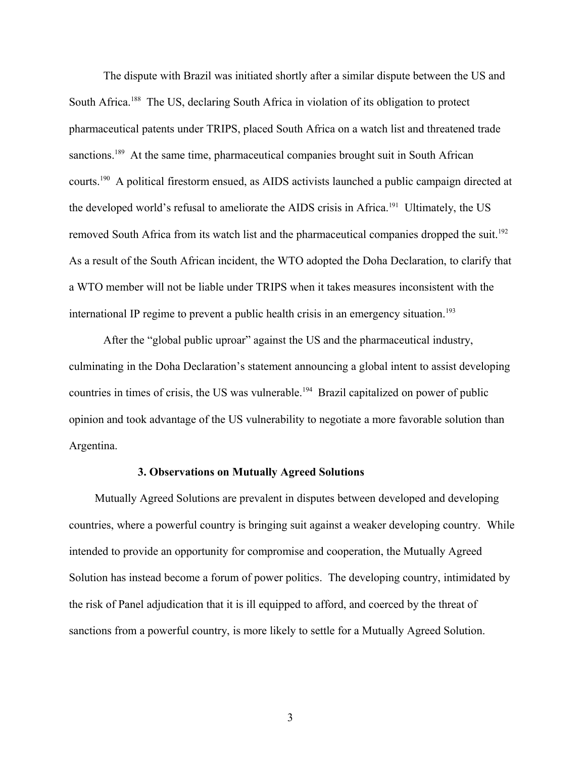The dispute with Brazil was initiated shortly after a similar dispute between the US and South Africa.[188] The US, declaring South Africa in violation of its obligation to protect pharmaceutical patents under TRIPS, placed South Africa on a watch list and threatened trade sanctions.[189] At the same time, pharmaceutical companies brought suit in South African courts.[190] A political firestorm ensued, as AIDS activists launched a public campaign directed at the developed world's refusal to ameliorate the AIDS crisis in Africa.[191] Ultimately, the US removed South Africa from its watch list and the pharmaceutical companies dropped the suit.[192] As a result of the South African incident, the WTO adopted the Doha Declaration, to clarify that a WTO member will not be liable under TRIPS when it takes measures inconsistent with the international IP regime to prevent a public health crisis in an emergency situation.[193]

After the "global public uproar" against the US and the pharmaceutical industry, culminating in the Doha Declaration's statement announcing a global intent to assist developing countries in times of crisis, the US was vulnerable.[194] Brazil capitalized on power of public opinion and took advantage of the US vulnerability to negotiate a more favorable solution than Argentina.

### 3. Observations on Mutually Agreed Solutions

Mutually Agreed Solutions are prevalent in disputes between developed and developing countries, where a powerful country is bringing suit against a weaker developing country. While intended to provide an opportunity for compromise and cooperation, the Mutually Agreed Solution has instead become a forum of power politics. The developing country, intimidated by the risk of Panel adjudication that it is ill equipped to afford, and coerced by the threat of sanctions from a powerful country, is more likely to settle for a Mutually Agreed Solution.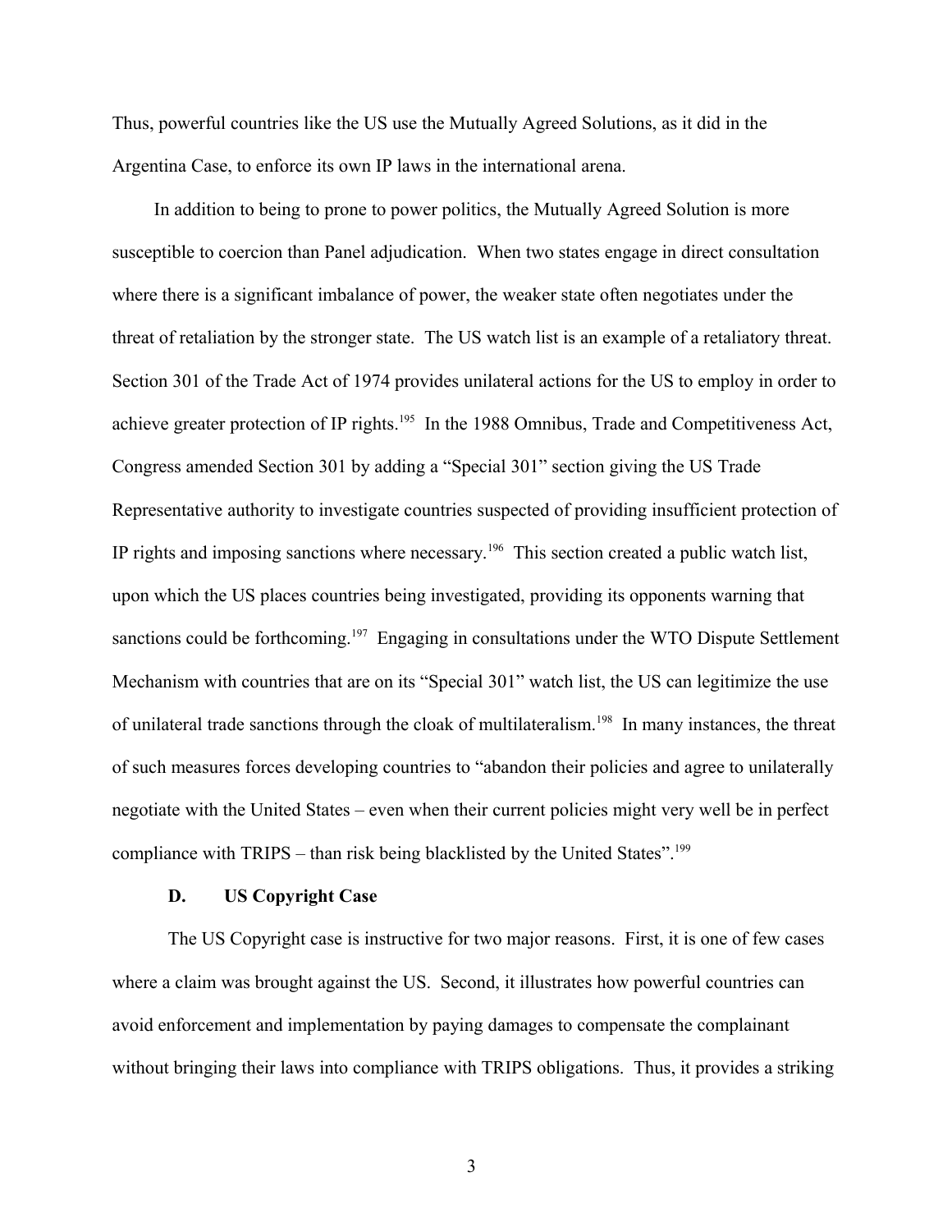Thus, powerful countries like the US use the Mutually Agreed Solutions, as it did in the Argentina Case, to enforce its own IP laws in the international arena.

In addition to being to prone to power politics, the Mutually Agreed Solution is more susceptible to coercion than Panel adjudication. When two states engage in direct consultation where there is a significant imbalance of power, the weaker state often negotiates under the threat of retaliation by the stronger state. The US watch list is an example of a retaliatory threat. Section 301 of the Trade Act of 1974 provides unilateral actions for the US to employ in order to achieve greater protection of IP rights.[195] In the 1988 Omnibus, Trade and Competitiveness Act, Congress amended Section 301 by adding a "Special 301" section giving the US Trade Representative authority to investigate countries suspected of providing insufficient protection of IP rights and imposing sanctions where necessary.[196] This section created a public watch list, upon which the US places countries being investigated, providing its opponents warning that sanctions could be forthcoming.[197] Engaging in consultations under the WTO Dispute Settlement Mechanism with countries that are on its "Special 301" watch list, the US can legitimize the use of unilateral trade sanctions through the cloak of multilateralism.[198] In many instances, the threat of such measures forces developing countries to "abandon their policies and agree to unilaterally negotiate with the United States – even when their current policies might very well be in perfect compliance with TRIPS – than risk being blacklisted by the United States".[199]

### D. US Copyright Case

The US Copyright case is instructive for two major reasons. First, it is one of few cases where a claim was brought against the US. Second, it illustrates how powerful countries can avoid enforcement and implementation by paying damages to compensate the complainant without bringing their laws into compliance with TRIPS obligations. Thus, it provides a striking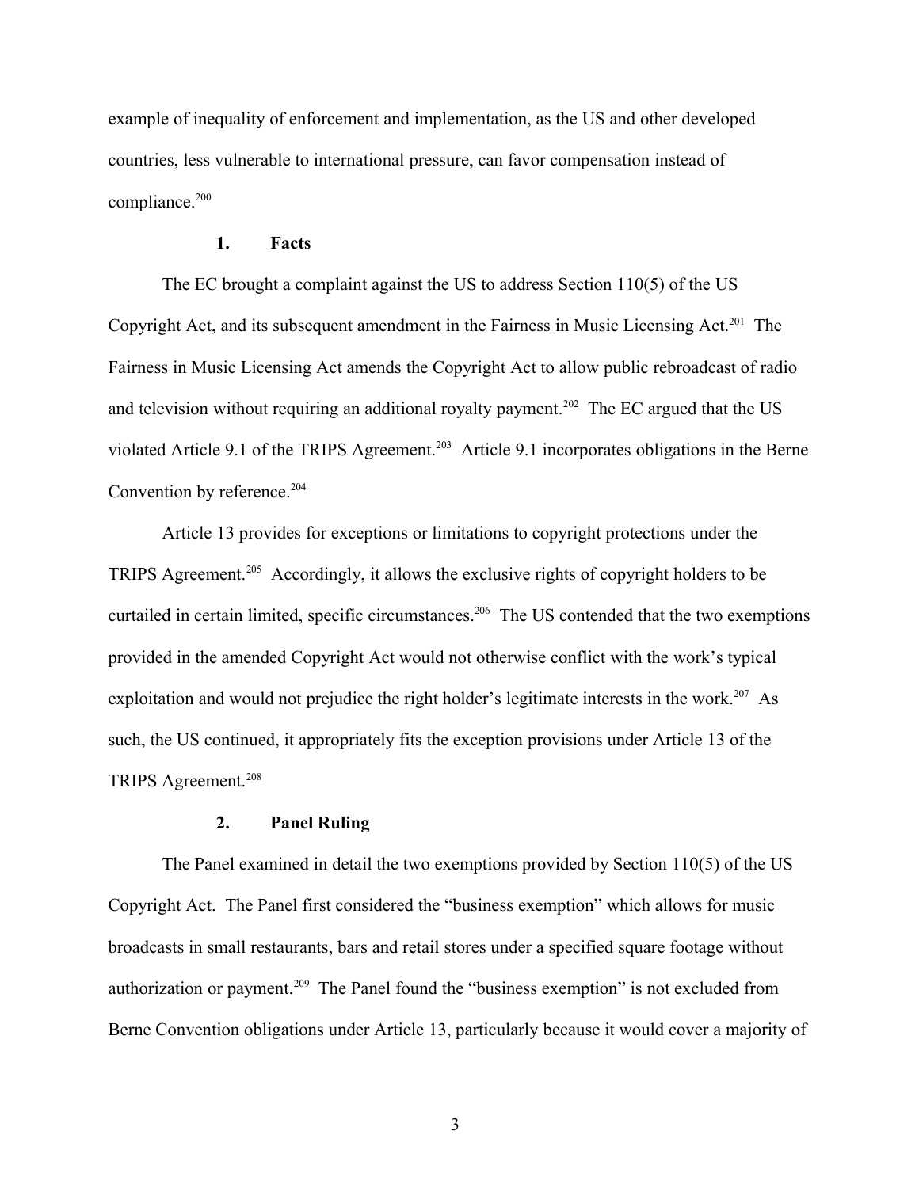example of inequality of enforcement and implementation, as the US and other developed countries, less vulnerable to international pressure, can favor compensation instead of compliance.[200]

### 1. Facts

The EC brought a complaint against the US to address Section 110(5) of the US Copyright Act, and its subsequent amendment in the Fairness in Music Licensing Act.[201] The Fairness in Music Licensing Act amends the Copyright Act to allow public rebroadcast of radio and television without requiring an additional royalty payment.[202] The EC argued that the US violated Article 9.1 of the TRIPS Agreement.[203] Article 9.1 incorporates obligations in the Berne Convention by reference.[204]

Article 13 provides for exceptions or limitations to copyright protections under the TRIPS Agreement.[205] Accordingly, it allows the exclusive rights of copyright holders to be curtailed in certain limited, specific circumstances.[206] The US contended that the two exemptions provided in the amended Copyright Act would not otherwise conflict with the work's typical exploitation and would not prejudice the right holder's legitimate interests in the work.[207] As such, the US continued, it appropriately fits the exception provisions under Article 13 of the TRIPS Agreement.[208]

### 2. Panel Ruling

The Panel examined in detail the two exemptions provided by Section 110(5) of the US Copyright Act. The Panel first considered the "business exemption" which allows for music broadcasts in small restaurants, bars and retail stores under a specified square footage without authorization or payment.[209] The Panel found the "business exemption" is not excluded from Berne Convention obligations under Article 13, particularly because it would cover a majority of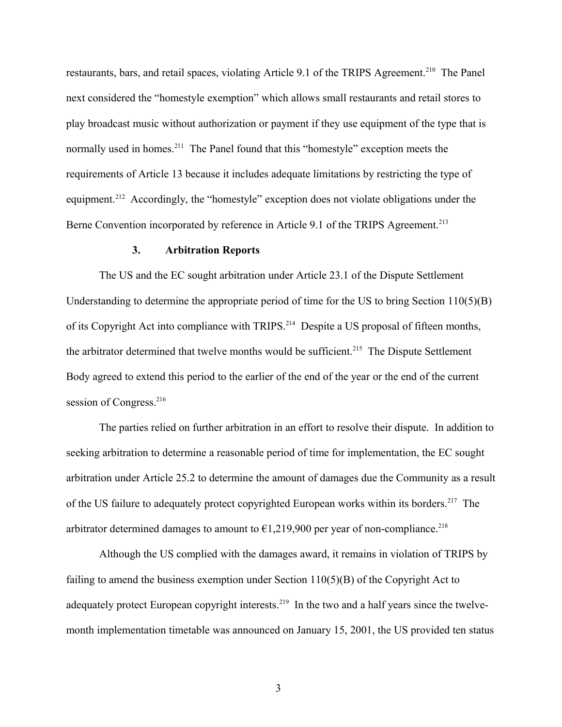restaurants, bars, and retail spaces, violating Article 9.1 of the TRIPS Agreement.[210] The Panel next considered the "homestyle exemption" which allows small restaurants and retail stores to play broadcast music without authorization or payment if they use equipment of the type that is normally used in homes.[211] The Panel found that this "homestyle" exception meets the requirements of Article 13 because it includes adequate limitations by restricting the type of equipment.[212] Accordingly, the "homestyle" exception does not violate obligations under the Berne Convention incorporated by reference in Article 9.1 of the TRIPS Agreement.[213]

### 3. Arbitration Reports

The US and the EC sought arbitration under Article 23.1 of the Dispute Settlement Understanding to determine the appropriate period of time for the US to bring Section 110(5)(B) of its Copyright Act into compliance with TRIPS.[214] Despite a US proposal of fifteen months, the arbitrator determined that twelve months would be sufficient.[215] The Dispute Settlement Body agreed to extend this period to the earlier of the end of the year or the end of the current session of Congress.[216]

The parties relied on further arbitration in an effort to resolve their dispute. In addition to seeking arbitration to determine a reasonable period of time for implementation, the EC sought arbitration under Article 25.2 to determine the amount of damages due the Community as a result of the US failure to adequately protect copyrighted European works within its borders.[217] The arbitrator determined damages to amount to €1,219,900 per year of non-compliance.[218]

Although the US complied with the damages award, it remains in violation of TRIPS by failing to amend the business exemption under Section 110(5)(B) of the Copyright Act to adequately protect European copyright interests.[219] In the two and a half years since the twelve-month implementation timetable was announced on January 15, 2001, the US provided ten status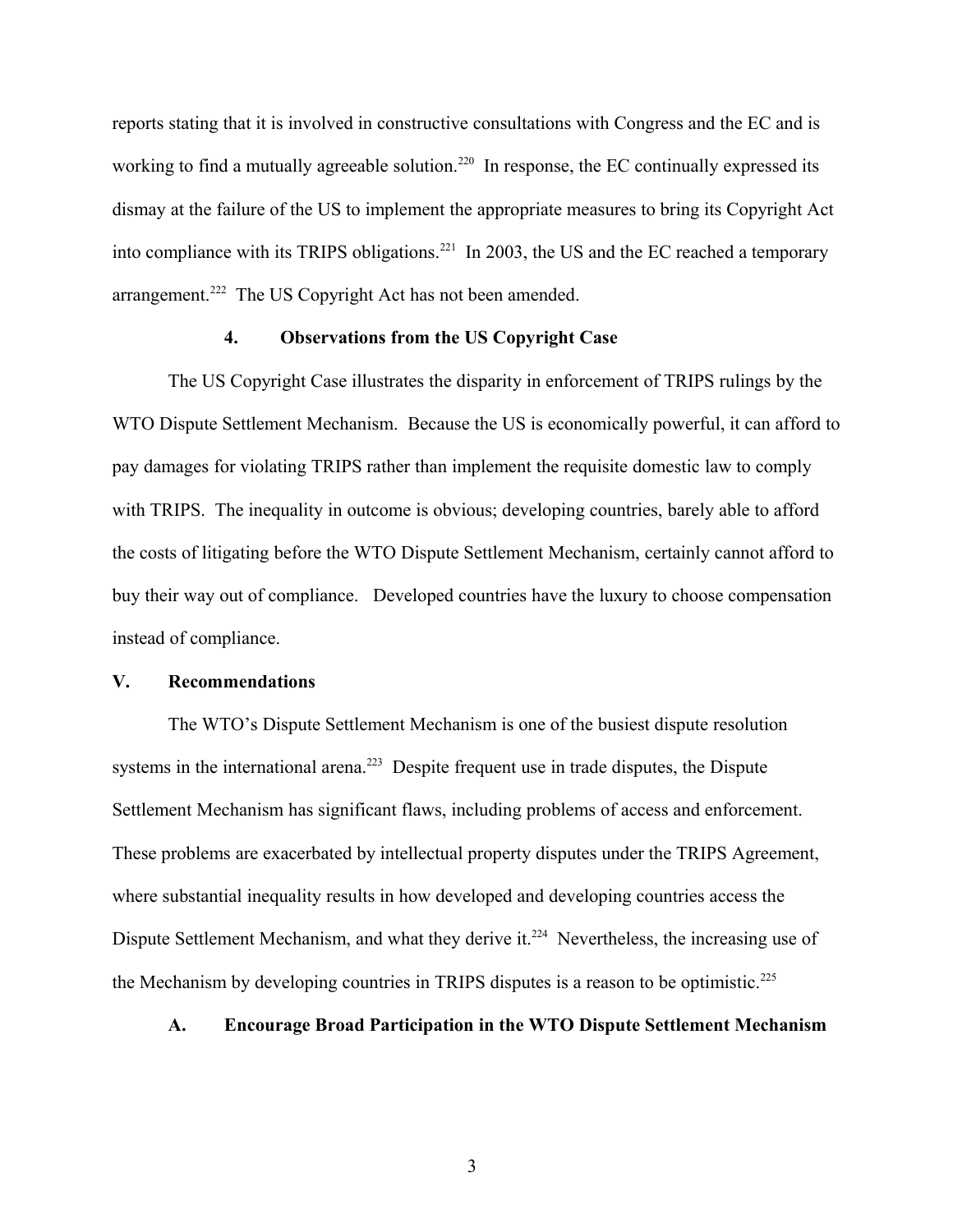reports stating that it is involved in constructive consultations with Congress and the EC and is working to find a mutually agreeable solution.[220] In response, the EC continually expressed its dismay at the failure of the US to implement the appropriate measures to bring its Copyright Act into compliance with its TRIPS obligations.[221] In 2003, the US and the EC reached a temporary arrangement.[222] The US Copyright Act has not been amended.

#### 4. Observations from the US Copyright Case

The US Copyright Case illustrates the disparity in enforcement of TRIPS rulings by the WTO Dispute Settlement Mechanism. Because the US is economically powerful, it can afford to pay damages for violating TRIPS rather than implement the requisite domestic law to comply with TRIPS. The inequality in outcome is obvious; developing countries, barely able to afford the costs of litigating before the WTO Dispute Settlement Mechanism, certainly cannot afford to buy their way out of compliance. Developed countries have the luxury to choose compensation instead of compliance.

## V. Recommendations

The WTO's Dispute Settlement Mechanism is one of the busiest dispute resolution systems in the international arena.[223] Despite frequent use in trade disputes, the Dispute Settlement Mechanism has significant flaws, including problems of access and enforcement. These problems are exacerbated by intellectual property disputes under the TRIPS Agreement, where substantial inequality results in how developed and developing countries access the Dispute Settlement Mechanism, and what they derive it.[224] Nevertheless, the increasing use of the Mechanism by developing countries in TRIPS disputes is a reason to be optimistic.[225]

### A. Encourage Broad Participation in the WTO Dispute Settlement Mechanism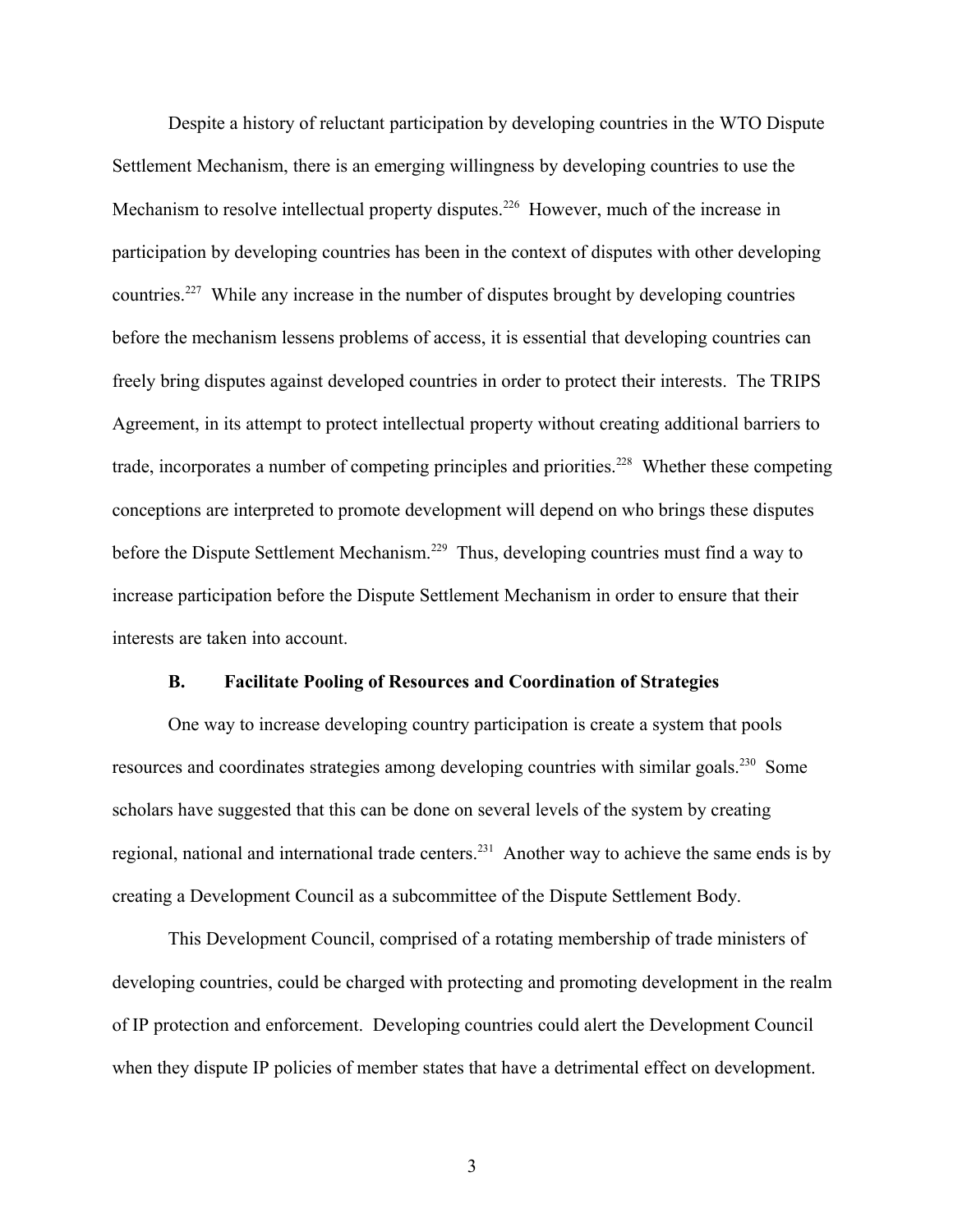Despite a history of reluctant participation by developing countries in the WTO Dispute Settlement Mechanism, there is an emerging willingness by developing countries to use the Mechanism to resolve intellectual property disputes.[226] However, much of the increase in participation by developing countries has been in the context of disputes with other developing countries.[227] While any increase in the number of disputes brought by developing countries before the mechanism lessens problems of access, it is essential that developing countries can freely bring disputes against developed countries in order to protect their interests. The TRIPS Agreement, in its attempt to protect intellectual property without creating additional barriers to trade, incorporates a number of competing principles and priorities.[228] Whether these competing conceptions are interpreted to promote development will depend on who brings these disputes before the Dispute Settlement Mechanism.[229] Thus, developing countries must find a way to increase participation before the Dispute Settlement Mechanism in order to ensure that their interests are taken into account.

### B. Facilitate Pooling of Resources and Coordination of Strategies

One way to increase developing country participation is create a system that pools resources and coordinates strategies among developing countries with similar goals.[230] Some scholars have suggested that this can be done on several levels of the system by creating regional, national and international trade centers.[231] Another way to achieve the same ends is by creating a Development Council as a subcommittee of the Dispute Settlement Body.

This Development Council, comprised of a rotating membership of trade ministers of developing countries, could be charged with protecting and promoting development in the realm of IP protection and enforcement. Developing countries could alert the Development Council when they dispute IP policies of member states that have a detrimental effect on development.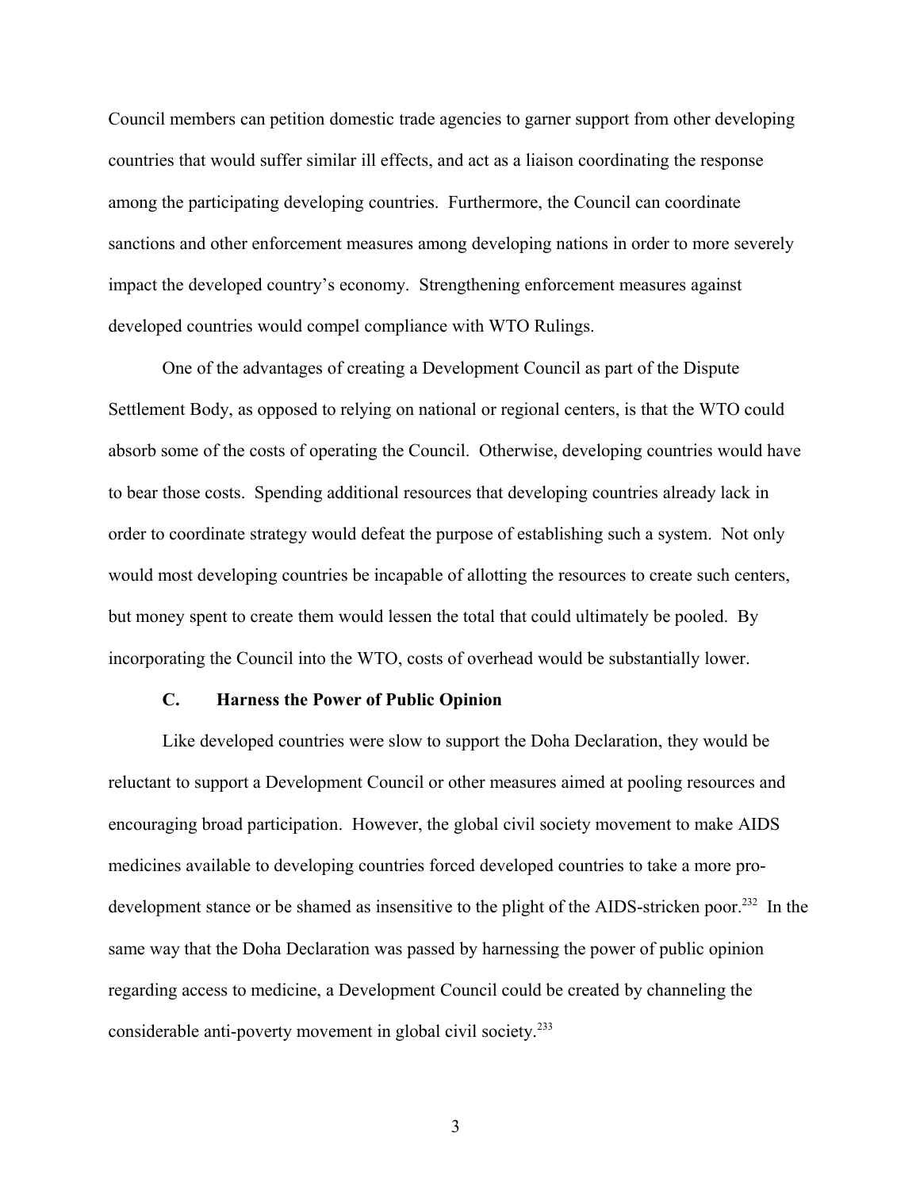Council members can petition domestic trade agencies to garner support from other developing countries that would suffer similar ill effects, and act as a liaison coordinating the response among the participating developing countries. Furthermore, the Council can coordinate sanctions and other enforcement measures among developing nations in order to more severely impact the developed country's economy. Strengthening enforcement measures against developed countries would compel compliance with WTO Rulings.

One of the advantages of creating a Development Council as part of the Dispute Settlement Body, as opposed to relying on national or regional centers, is that the WTO could absorb some of the costs of operating the Council. Otherwise, developing countries would have to bear those costs. Spending additional resources that developing countries already lack in order to coordinate strategy would defeat the purpose of establishing such a system. Not only would most developing countries be incapable of allotting the resources to create such centers, but money spent to create them would lessen the total that could ultimately be pooled. By incorporating the Council into the WTO, costs of overhead would be substantially lower.

### C. Harness the Power of Public Opinion

Like developed countries were slow to support the Doha Declaration, they would be reluctant to support a Development Council or other measures aimed at pooling resources and encouraging broad participation. However, the global civil society movement to make AIDS medicines available to developing countries forced developed countries to take a more pro-development stance or be shamed as insensitive to the plight of the AIDS-stricken poor.[232] In the same way that the Doha Declaration was passed by harnessing the power of public opinion regarding access to medicine, a Development Council could be created by channeling the considerable anti-poverty movement in global civil society.[233]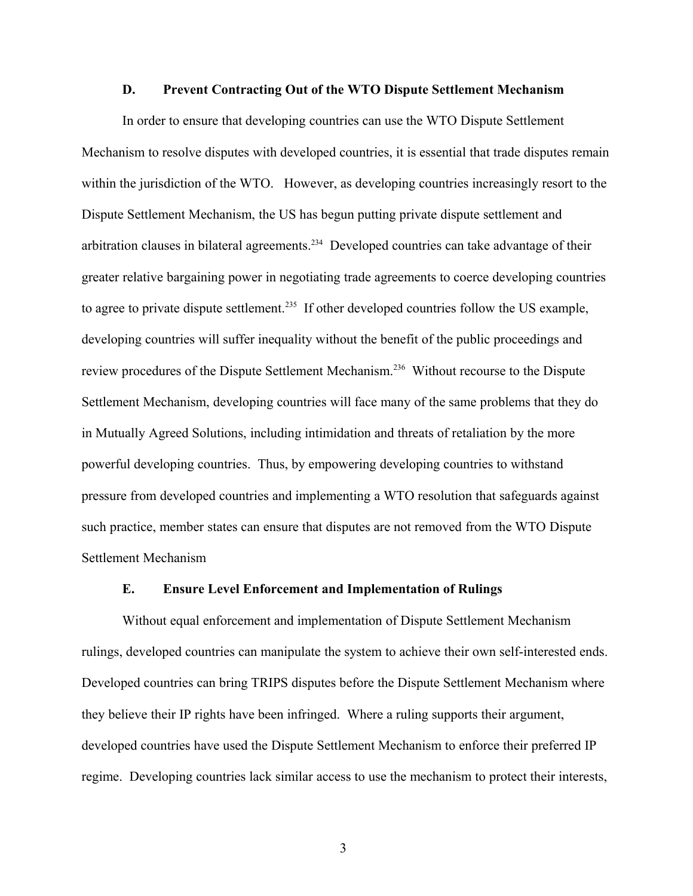### D. Prevent Contracting Out of the WTO Dispute Settlement Mechanism

In order to ensure that developing countries can use the WTO Dispute Settlement Mechanism to resolve disputes with developed countries, it is essential that trade disputes remain within the jurisdiction of the WTO. However, as developing countries increasingly resort to the Dispute Settlement Mechanism, the US has begun putting private dispute settlement and arbitration clauses in bilateral agreements.[234] Developed countries can take advantage of their greater relative bargaining power in negotiating trade agreements to coerce developing countries to agree to private dispute settlement.[235] If other developed countries follow the US example, developing countries will suffer inequality without the benefit of the public proceedings and review procedures of the Dispute Settlement Mechanism.[236] Without recourse to the Dispute Settlement Mechanism, developing countries will face many of the same problems that they do in Mutually Agreed Solutions, including intimidation and threats of retaliation by the more powerful developing countries. Thus, by empowering developing countries to withstand pressure from developed countries and implementing a WTO resolution that safeguards against such practice, member states can ensure that disputes are not removed from the WTO Dispute Settlement Mechanism

### E. Ensure Level Enforcement and Implementation of Rulings

Without equal enforcement and implementation of Dispute Settlement Mechanism rulings, developed countries can manipulate the system to achieve their own self-interested ends. Developed countries can bring TRIPS disputes before the Dispute Settlement Mechanism where they believe their IP rights have been infringed. Where a ruling supports their argument, developed countries have used the Dispute Settlement Mechanism to enforce their preferred IP regime. Developing countries lack similar access to use the mechanism to protect their interests,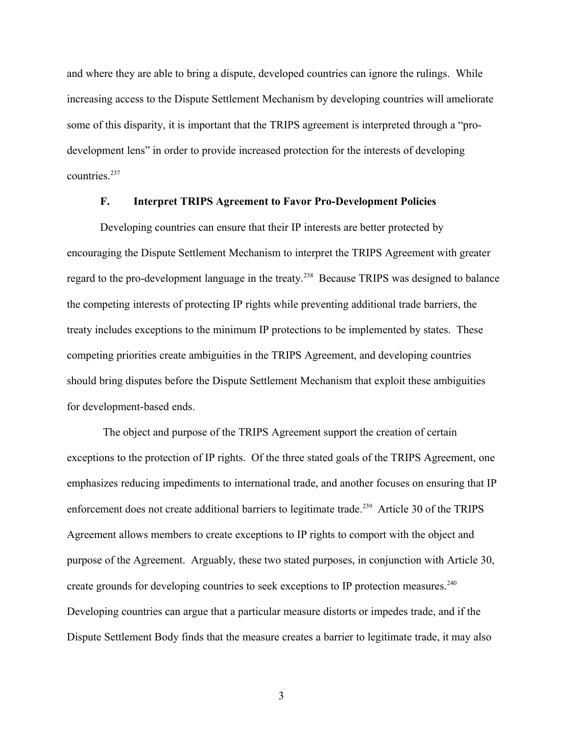and where they are able to bring a dispute, developed countries can ignore the rulings. While increasing access to the Dispute Settlement Mechanism by developing countries will ameliorate some of this disparity, it is important that the TRIPS agreement is interpreted through a "pro-development lens" in order to provide increased protection for the interests of developing countries.[237]

### F. Interpret TRIPS Agreement to Favor Pro-Development Policies

Developing countries can ensure that their IP interests are better protected by encouraging the Dispute Settlement Mechanism to interpret the TRIPS Agreement with greater regard to the pro-development language in the treaty.[238] Because TRIPS was designed to balance the competing interests of protecting IP rights while preventing additional trade barriers, the treaty includes exceptions to the minimum IP protections to be implemented by states. These competing priorities create ambiguities in the TRIPS Agreement, and developing countries should bring disputes before the Dispute Settlement Mechanism that exploit these ambiguities for development-based ends.

The object and purpose of the TRIPS Agreement support the creation of certain exceptions to the protection of IP rights. Of the three stated goals of the TRIPS Agreement, one emphasizes reducing impediments to international trade, and another focuses on ensuring that IP enforcement does not create additional barriers to legitimate trade.[239] Article 30 of the TRIPS Agreement allows members to create exceptions to IP rights to comport with the object and purpose of the Agreement. Arguably, these two stated purposes, in conjunction with Article 30, create grounds for developing countries to seek exceptions to IP protection measures.[240] Developing countries can argue that a particular measure distorts or impedes trade, and if the Dispute Settlement Body finds that the measure creates a barrier to legitimate trade, it may also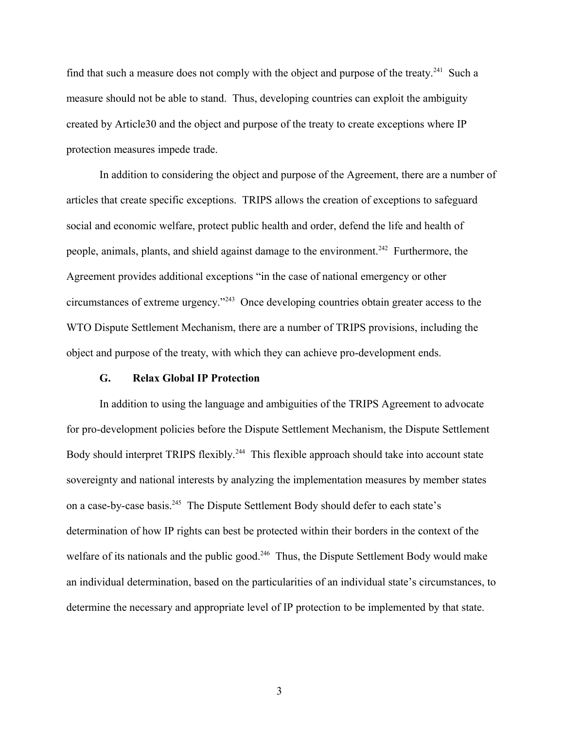find that such a measure does not comply with the object and purpose of the treaty.[241] Such a measure should not be able to stand. Thus, developing countries can exploit the ambiguity created by Article30 and the object and purpose of the treaty to create exceptions where IP protection measures impede trade.

In addition to considering the object and purpose of the Agreement, there are a number of articles that create specific exceptions. TRIPS allows the creation of exceptions to safeguard social and economic welfare, protect public health and order, defend the life and health of people, animals, plants, and shield against damage to the environment.[242] Furthermore, the Agreement provides additional exceptions "in the case of national emergency or other circumstances of extreme urgency."[243] Once developing countries obtain greater access to the WTO Dispute Settlement Mechanism, there are a number of TRIPS provisions, including the object and purpose of the treaty, with which they can achieve pro-development ends.

### G. Relax Global IP Protection

In addition to using the language and ambiguities of the TRIPS Agreement to advocate for pro-development policies before the Dispute Settlement Mechanism, the Dispute Settlement Body should interpret TRIPS flexibly.[244] This flexible approach should take into account state sovereignty and national interests by analyzing the implementation measures by member states on a case-by-case basis.[245] The Dispute Settlement Body should defer to each state's determination of how IP rights can best be protected within their borders in the context of the welfare of its nationals and the public good.[246] Thus, the Dispute Settlement Body would make an individual determination, based on the particularities of an individual state's circumstances, to determine the necessary and appropriate level of IP protection to be implemented by that state.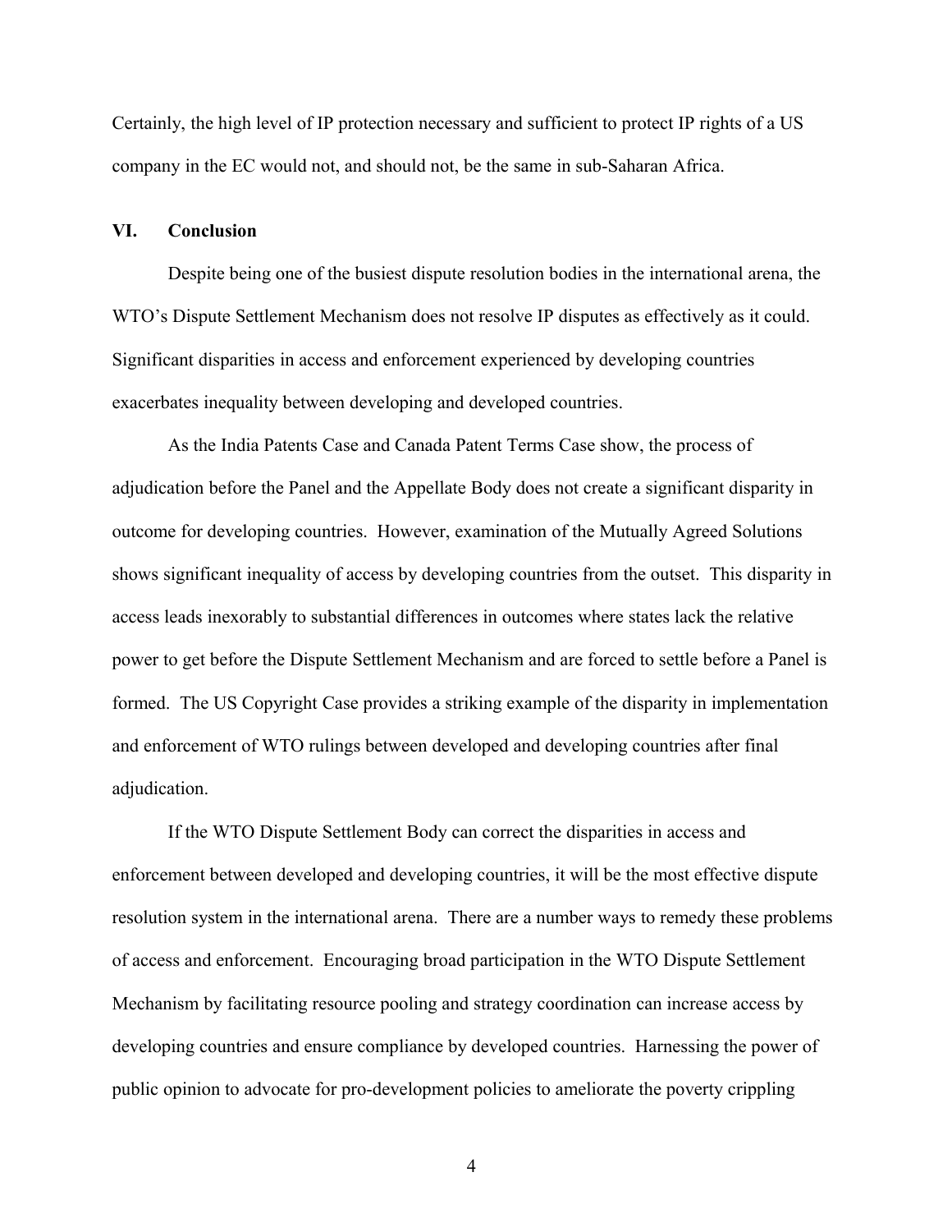Certainly, the high level of IP protection necessary and sufficient to protect IP rights of a US company in the EC would not, and should not, be the same in sub-Saharan Africa.

## VI. Conclusion

Despite being one of the busiest dispute resolution bodies in the international arena, the WTO's Dispute Settlement Mechanism does not resolve IP disputes as effectively as it could. Significant disparities in access and enforcement experienced by developing countries exacerbates inequality between developing and developed countries.

As the India Patents Case and Canada Patent Terms Case show, the process of adjudication before the Panel and the Appellate Body does not create a significant disparity in outcome for developing countries. However, examination of the Mutually Agreed Solutions shows significant inequality of access by developing countries from the outset. This disparity in access leads inexorably to substantial differences in outcomes where states lack the relative power to get before the Dispute Settlement Mechanism and are forced to settle before a Panel is formed. The US Copyright Case provides a striking example of the disparity in implementation and enforcement of WTO rulings between developed and developing countries after final adjudication.

If the WTO Dispute Settlement Body can correct the disparities in access and enforcement between developed and developing countries, it will be the most effective dispute resolution system in the international arena. There are a number ways to remedy these problems of access and enforcement. Encouraging broad participation in the WTO Dispute Settlement Mechanism by facilitating resource pooling and strategy coordination can increase access by developing countries and ensure compliance by developed countries. Harnessing the power of public opinion to advocate for pro-development policies to ameliorate the poverty crippling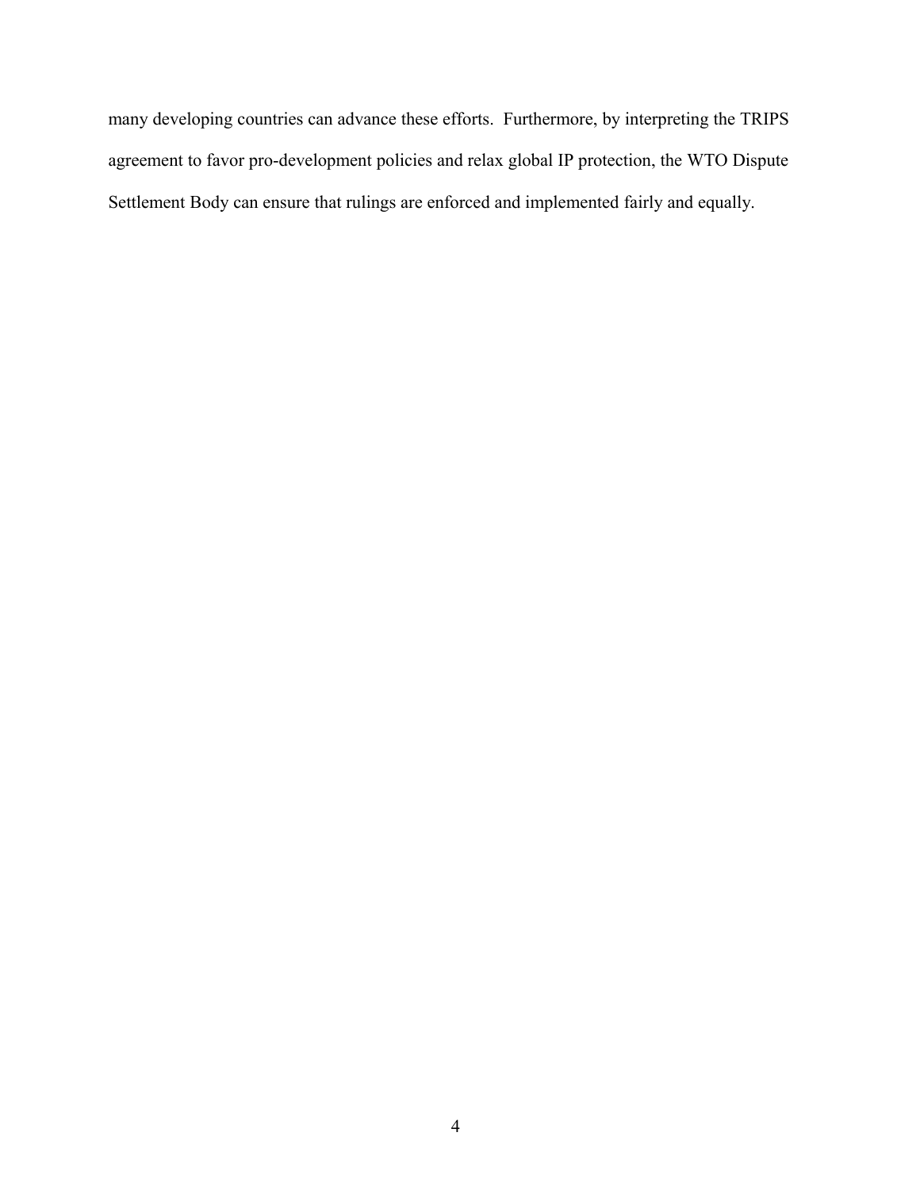many developing countries can advance these efforts. Furthermore, by interpreting the TRIPS agreement to favor pro-development policies and relax global IP protection, the WTO Dispute Settlement Body can ensure that rulings are enforced and implemented fairly and equally.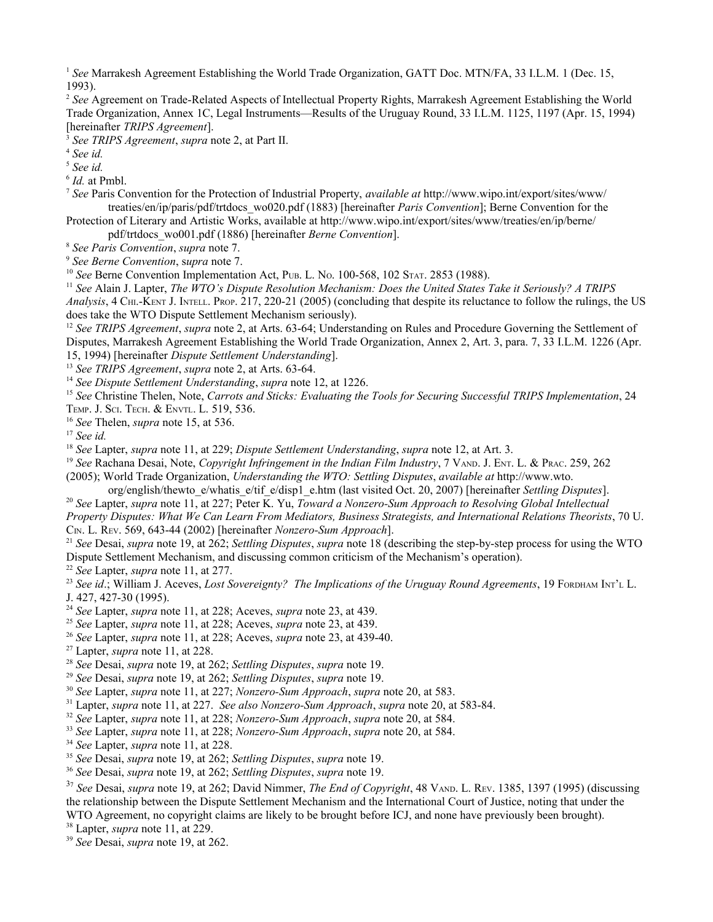[1] *See* Marrakesh Agreement Establishing the World Trade Organization, GATT Doc. MTN/FA, 33 I.L.M. 1 (Dec. 15, 1993).

[2] *See* Agreement on Trade-Related Aspects of Intellectual Property Rights, Marrakesh Agreement Establishing the World Trade Organization, Annex 1C, Legal Instruments—Results of the Uruguay Round, 33 I.L.M. 1125, 1197 (Apr. 15, 1994) [hereinafter *TRIPS Agreement*].

[3] *See TRIPS Agreement*, *supra* note 2, at Part II.

[4] *See id.*

[5] *See id.*

[6] *Id.* at Pmbl.

[7] *See* Paris Convention for the Protection of Industrial Property, *available at* http://www.wipo.int/export/sites/www/treaties/en/ip/paris/pdf/trtdocs_wo020.pdf (1883) [hereinafter *Paris Convention*]; Berne Convention for the Protection of Literary and Artistic Works, available at http://www.wipo.int/export/sites/www/treaties/en/ip/berne/pdf/trtdocs_wo001.pdf (1886) [hereinafter *Berne Convention*].

[8] *See Paris Convention*, *supra* note 7.

[9] *See Berne Convention*, *supra* note 7.

[10] *See* Berne Convention Implementation Act, Pub. L. No. 100-568, 102 Stat. 2853 (1988).

[11] *See* Alain J. Lapter, *The WTO's Dispute Resolution Mechanism: Does the United States Take it Seriously? A TRIPS Analysis*, 4 Chi.-Kent J. Intell. Prop. 217, 220-21 (2005) (concluding that despite its reluctance to follow the rulings, the US does take the WTO Dispute Settlement Mechanism seriously).

[12] *See TRIPS Agreement*, *supra* note 2, at Arts. 63-64; Understanding on Rules and Procedure Governing the Settlement of Disputes, Marrakesh Agreement Establishing the World Trade Organization, Annex 2, Art. 3, para. 7, 33 I.L.M. 1226 (Apr. 15, 1994) [hereinafter *Dispute Settlement Understanding*].

[13] *See TRIPS Agreement*, *supra* note 2, at Arts. 63-64.

[14] *See Dispute Settlement Understanding*, *supra* note 12, at 1226.

[15] *See* Christine Thelen, Note, *Carrots and Sticks: Evaluating the Tools for Securing Successful TRIPS Implementation*, 24 Temp. J. Sci. Tech. & Envtl. L. 519, 536.

[16] *See* Thelen, *supra* note 15, at 536.

[17] *See id.*

[18] *See* Lapter, *supra* note 11, at 229; *Dispute Settlement Understanding*, *supra* note 12, at Art. 3.

[19] *See* Rachana Desai, Note, *Copyright Infringement in the Indian Film Industry*, 7 Vand. J. Ent. L. & Prac. 259, 262 (2005); World Trade Organization, *Understanding the WTO: Settling Disputes*, *available at* http://www.wto.org/english/thewto_e/whatis_e/tif_e/disp1_e.htm (last visited Oct. 20, 2007) [hereinafter *Settling Disputes*].

[20] *See* Lapter, *supra* note 11, at 227; Peter K. Yu, *Toward a Nonzero-Sum Approach to Resolving Global Intellectual Property Disputes: What We Can Learn From Mediators, Business Strategists, and International Relations Theorists*, 70 U. Cin. L. Rev. 569, 643-44 (2002) [hereinafter *Nonzero-Sum Approach*].

[21] *See* Desai, *supra* note 19, at 262; *Settling Disputes*, *supra* note 18 (describing the step-by-step process for using the WTO Dispute Settlement Mechanism, and discussing common criticism of the Mechanism's operation).

[22] *See* Lapter, *supra* note 11, at 277.

[23] *See id.*; William J. Aceves, *Lost Sovereignty? The Implications of the Uruguay Round Agreements*, 19 Fordham Int'l L. J. 427, 427-30 (1995).

[24] *See* Lapter, *supra* note 11, at 228; Aceves, *supra* note 23, at 439.

[25] *See* Lapter, *supra* note 11, at 228; Aceves, *supra* note 23, at 439.

[26] *See* Lapter, *supra* note 11, at 228; Aceves, *supra* note 23, at 439-40.

[27] Lapter, *supra* note 11, at 228.

[28] *See* Desai, *supra* note 19, at 262; *Settling Disputes*, *supra* note 19.

[29] *See* Desai, *supra* note 19, at 262; *Settling Disputes*, *supra* note 19.

[30] *See* Lapter, *supra* note 11, at 227; *Nonzero-Sum Approach*, *supra* note 20, at 583.

[31] Lapter, *supra* note 11, at 227. *See also Nonzero-Sum Approach*, *supra* note 20, at 583-84.

[32] *See* Lapter, *supra* note 11, at 228; *Nonzero-Sum Approach*, *supra* note 20, at 584.

[33] *See* Lapter, *supra* note 11, at 228; *Nonzero-Sum Approach*, *supra* note 20, at 584.

[34] *See* Lapter, *supra* note 11, at 228.

[35] *See* Desai, *supra* note 19, at 262; *Settling Disputes*, *supra* note 19.

[36] *See* Desai, *supra* note 19, at 262; *Settling Disputes*, *supra* note 19.

[37] *See* Desai, *supra* note 19, at 262; David Nimmer, *The End of Copyright*, 48 Vand. L. Rev. 1385, 1397 (1995) (discussing the relationship between the Dispute Settlement Mechanism and the International Court of Justice, noting that under the WTO Agreement, no copyright claims are likely to be brought before ICJ, and none have previously been brought).

[38] Lapter, *supra* note 11, at 229.

[39] *See* Desai, *supra* note 19, at 262.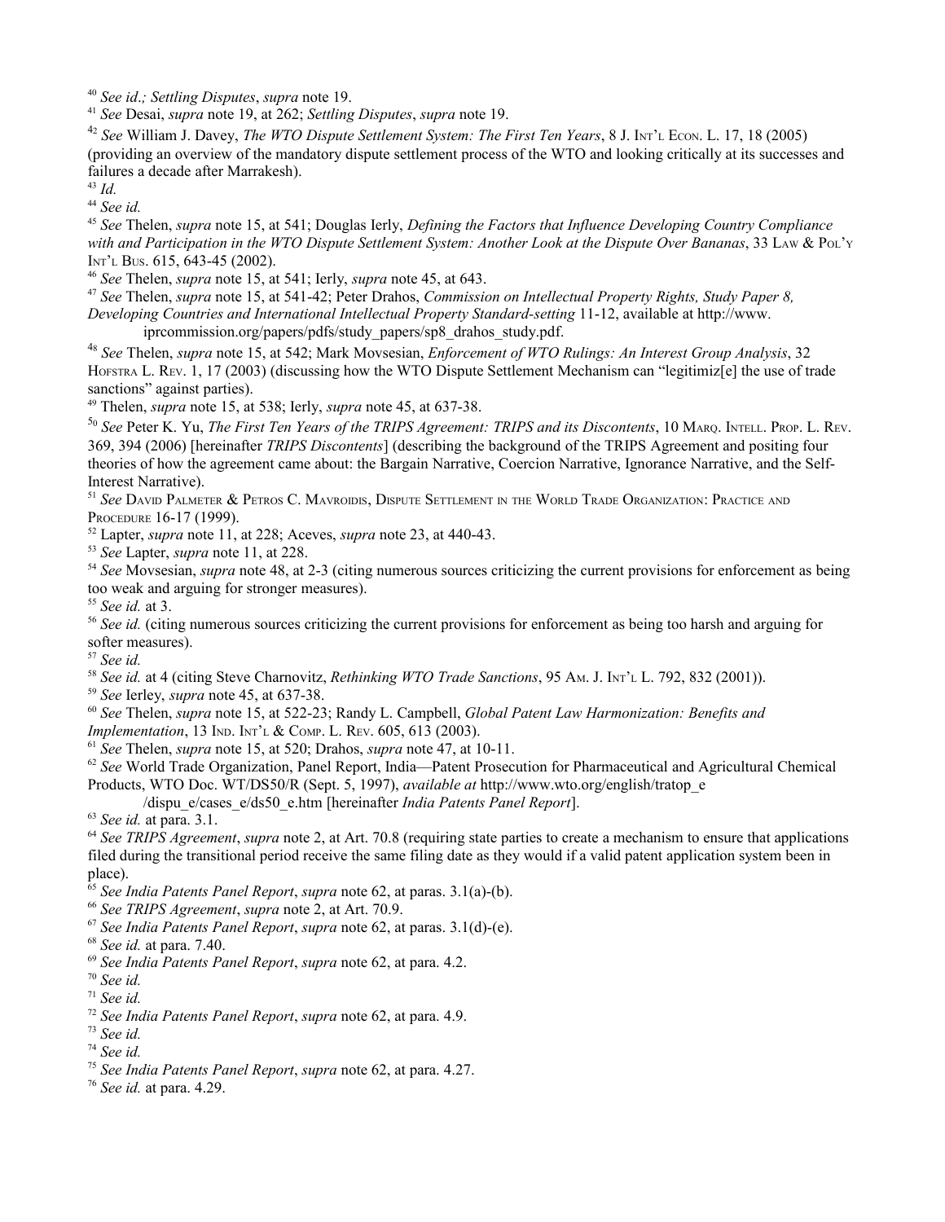[40] *See id.; Settling Disputes*, *supra* note 19.

[41] *See* Desai, *supra* note 19, at 262; *Settling Disputes*, *supra* note 19.

[42] *See* William J. Davey, *The WTO Dispute Settlement System: The First Ten Years*, 8 J. INT'L ECON. L. 17, 18 (2005) (providing an overview of the mandatory dispute settlement process of the WTO and looking critically at its successes and failures a decade after Marrakesh).

[43] *Id.*

[44] *See id.*

[45] *See* Thelen, *supra* note 15, at 541; Douglas Ierly, *Defining the Factors that Influence Developing Country Compliance with and Participation in the WTO Dispute Settlement System: Another Look at the Dispute Over Bananas*, 33 LAW & POL'Y INT'L BUS. 615, 643-45 (2002).

[46] *See* Thelen, *supra* note 15, at 541; Ierly, *supra* note 45, at 643.

[47] *See* Thelen, *supra* note 15, at 541-42; Peter Drahos, *Commission on Intellectual Property Rights, Study Paper 8, Developing Countries and International Intellectual Property Standard-setting* 11-12, available at http://www.iprcommission.org/papers/pdfs/study_papers/sp8_drahos_study.pdf.

[48] *See* Thelen, *supra* note 15, at 542; Mark Movsesian, *Enforcement of WTO Rulings: An Interest Group Analysis*, 32 HOFSTRA L. REV. 1, 17 (2003) (discussing how the WTO Dispute Settlement Mechanism can "legitimiz[e] the use of trade sanctions" against parties).

[49] Thelen, *supra* note 15, at 538; Ierly, *supra* note 45, at 637-38.

[50] *See* Peter K. Yu, *The First Ten Years of the TRIPS Agreement: TRIPS and its Discontents*, 10 MARQ. INTELL. PROP. L. REV. 369, 394 (2006) [hereinafter *TRIPS Discontents*] (describing the background of the TRIPS Agreement and positing four theories of how the agreement came about: the Bargain Narrative, Coercion Narrative, Ignorance Narrative, and the Self-Interest Narrative).

[51] *See* DAVID PALMETER & PETROS C. MAVROIDIS, DISPUTE SETTLEMENT IN THE WORLD TRADE ORGANIZATION: PRACTICE AND PROCEDURE 16-17 (1999).

[52] Lapter, *supra* note 11, at 228; Aceves, *supra* note 23, at 440-43.

[53] *See* Lapter, *supra* note 11, at 228.

[54] *See* Movsesian, *supra* note 48, at 2-3 (citing numerous sources criticizing the current provisions for enforcement as being too weak and arguing for stronger measures).

[55] *See id.* at 3.

[56] *See id.* (citing numerous sources criticizing the current provisions for enforcement as being too harsh and arguing for softer measures).

[57] *See id.*

[58] *See id.* at 4 (citing Steve Charnovitz, *Rethinking WTO Trade Sanctions*, 95 AM. J. INT'L L. 792, 832 (2001)).

[59] *See* Ierley, *supra* note 45, at 637-38.

[60] *See* Thelen, *supra* note 15, at 522-23; Randy L. Campbell, *Global Patent Law Harmonization: Benefits and Implementation*, 13 IND. INT'L & COMP. L. REV. 605, 613 (2003).

[61] *See* Thelen, *supra* note 15, at 520; Drahos, *supra* note 47, at 10-11.

[62] *See* World Trade Organization, Panel Report, India—Patent Prosecution for Pharmaceutical and Agricultural Chemical Products, WTO Doc. WT/DS50/R (Sept. 5, 1997), *available at* http://www.wto.org/english/tratop_e/dispu_e/cases_e/ds50_e.htm [hereinafter *India Patents Panel Report*].

[63] *See id.* at para. 3.1.

[64] *See TRIPS Agreement*, *supra* note 2, at Art. 70.8 (requiring state parties to create a mechanism to ensure that applications filed during the transitional period receive the same filing date as they would if a valid patent application system been in place).

[65] *See India Patents Panel Report*, *supra* note 62, at paras. 3.1(a)-(b).

[66] *See TRIPS Agreement*, *supra* note 2, at Art. 70.9.

[67] *See India Patents Panel Report*, *supra* note 62, at paras. 3.1(d)-(e).

[68] *See id.* at para. 7.40.

[69] *See India Patents Panel Report*, *supra* note 62, at para. 4.2.

[70] *See id.*

[71] *See id.*

[72] *See India Patents Panel Report*, *supra* note 62, at para. 4.9.

[73] *See id.*

[74] *See id.*

[75] *See India Patents Panel Report*, *supra* note 62, at para. 4.27.

[76] *See id.* at para. 4.29.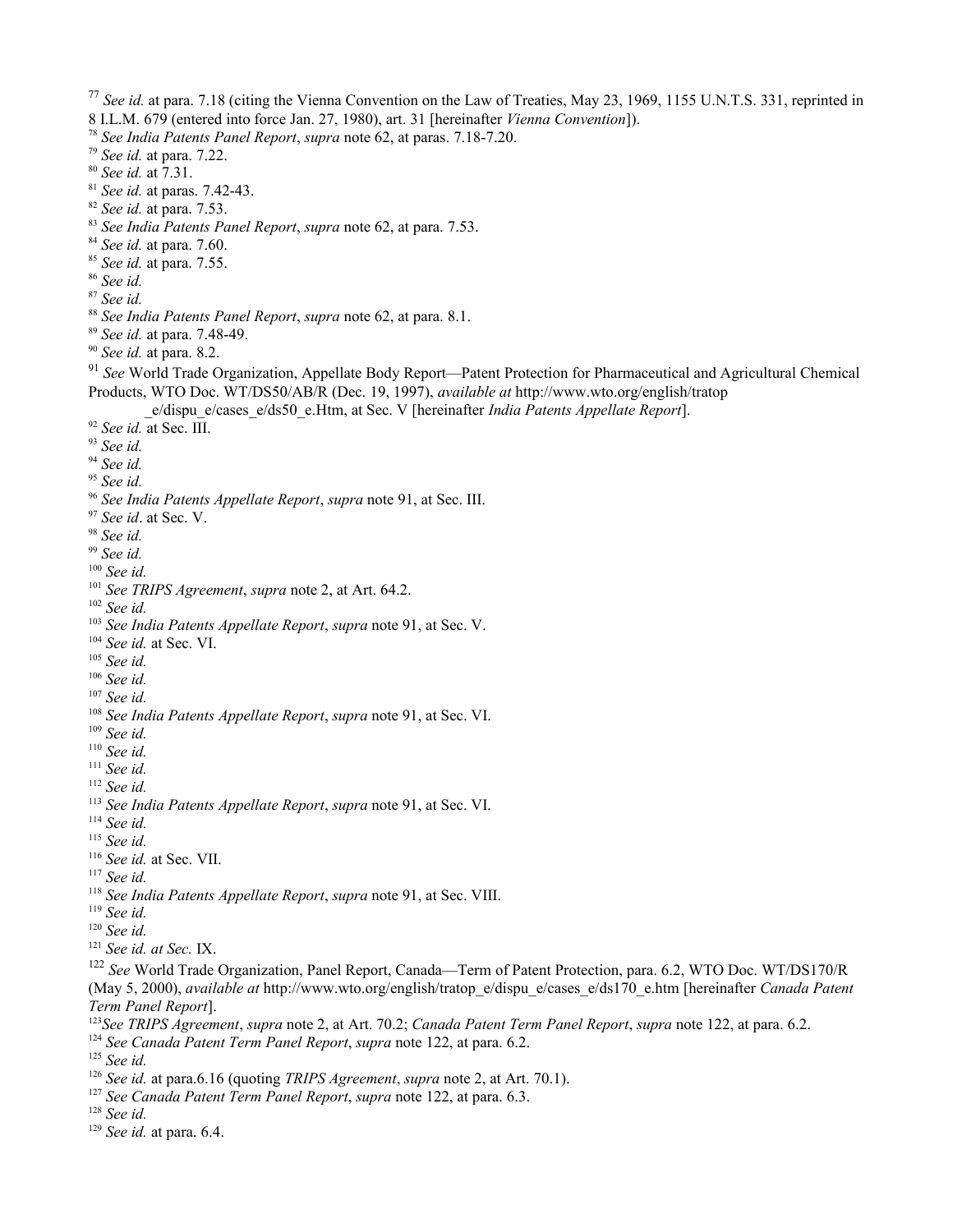[77] *See id.* at para. 7.18 (citing the Vienna Convention on the Law of Treaties, May 23, 1969, 1155 U.N.T.S. 331, reprinted in 8 I.L.M. 679 (entered into force Jan. 27, 1980), art. 31 [hereinafter *Vienna Convention*]).

[78] *See India Patents Panel Report*, *supra* note 62, at paras. 7.18-7.20.

[79] *See id.* at para. 7.22.

[80] *See id.* at 7.31.

[81] *See id.* at paras. 7.42-43.

[82] *See id.* at para. 7.53.

[83] *See India Patents Panel Report*, *supra* note 62, at para. 7.53.

[84] *See id.* at para. 7.60.

[85] *See id.* at para. 7.55.

[86] *See id.*

[87] *See id.*

[88] *See India Patents Panel Report*, *supra* note 62, at para. 8.1.

[89] *See id.* at para. 7.48-49.

[90] *See id.* at para. 8.2.

[91] *See* World Trade Organization, Appellate Body Report—Patent Protection for Pharmaceutical and Agricultural Chemical Products, WTO Doc. WT/DS50/AB/R (Dec. 19, 1997), *available at* http://www.wto.org/english/tratop_e/dispu_e/cases_e/ds50_e.Htm, at Sec. V [hereinafter *India Patents Appellate Report*].

[92] *See id.* at Sec. III.

[93] *See id.*

[94] *See id.*

[95] *See id.*

[96] *See India Patents Appellate Report*, *supra* note 91, at Sec. III.

[97] *See id*. at Sec. V.

[98] *See id.*

[99] *See id.*

[100] *See id.*

[101] *See TRIPS Agreement*, *supra* note 2, at Art. 64.2.

[102] *See id.*

[103] *See India Patents Appellate Report*, *supra* note 91, at Sec. V.

[104] *See id.* at Sec. VI.

[105] *See id.*

[106] *See id.*

[107] *See id.*

[108] *See India Patents Appellate Report*, *supra* note 91, at Sec. VI.

[109] *See id.*

[110] *See id.*

[111] *See id.*

[112] *See id.*

[113] *See India Patents Appellate Report*, *supra* note 91, at Sec. VI.

[114] *See id.*

[115] *See id.*

[116] *See id.* at Sec. VII.

[117] *See id.*

[118] *See India Patents Appellate Report*, *supra* note 91, at Sec. VIII.

[119] *See id.*

[120] *See id.*

[121] *See id. at Sec.* IX.

[122] *See* World Trade Organization, Panel Report, Canada—Term of Patent Protection, para. 6.2, WTO Doc. WT/DS170/R (May 5, 2000), *available at* http://www.wto.org/english/tratop_e/dispu_e/cases_e/ds170_e.htm [hereinafter *Canada Patent Term Panel Report*].

[123] *See TRIPS Agreement*, *supra* note 2, at Art. 70.2; *Canada Patent Term Panel Report*, *supra* note 122, at para. 6.2.

[124] *See Canada Patent Term Panel Report*, *supra* note 122, at para. 6.2.

[125] *See id.*

[126] *See id.* at para.6.16 (quoting *TRIPS Agreement*, *supra* note 2, at Art. 70.1).

[127] *See Canada Patent Term Panel Report*, *supra* note 122, at para. 6.3.

[128] *See id.*

[129] *See id.* at para. 6.4.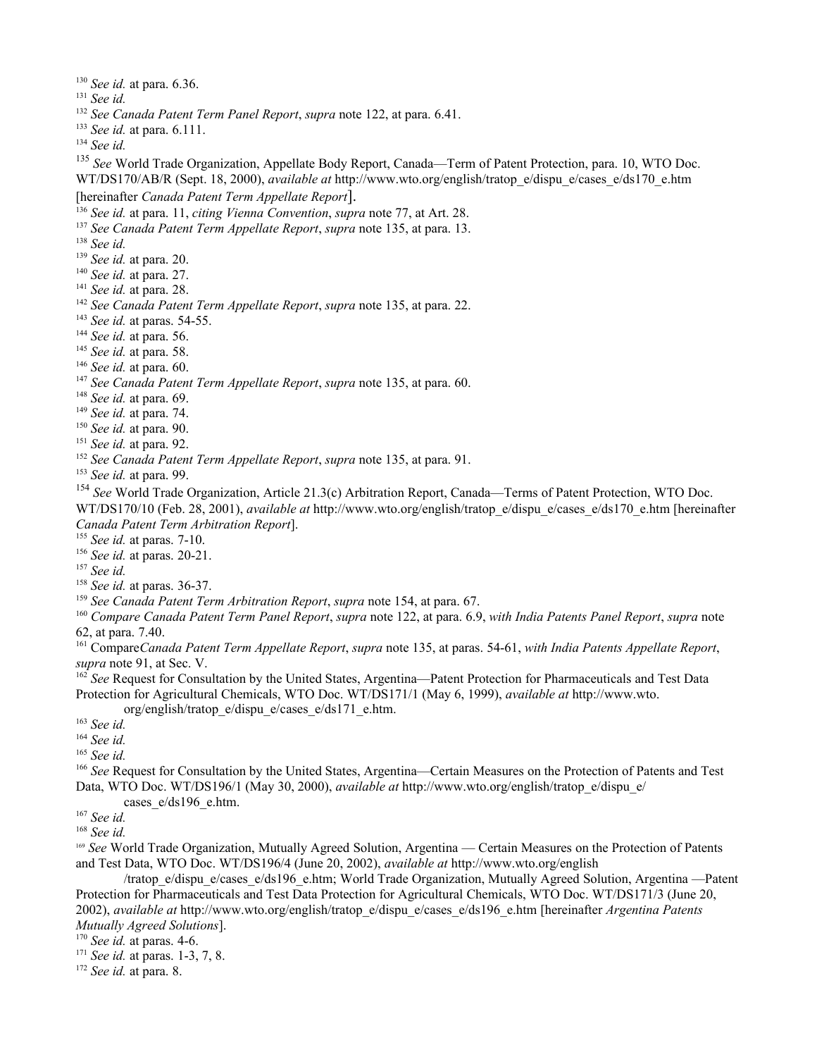[130] *See id.* at para. 6.36.

[131] *See id.*

[132] *See Canada Patent Term Panel Report*, *supra* note 122, at para. 6.41.

[133] *See id.* at para. 6.111.

[134] *See id.*

[135] *See* World Trade Organization, Appellate Body Report, Canada—Term of Patent Protection, para. 10, WTO Doc. WT/DS170/AB/R (Sept. 18, 2000), *available at* http://www.wto.org/english/tratop_e/dispu_e/cases_e/ds170_e.htm [hereinafter *Canada Patent Term Appellate Report*].

[136] *See id.* at para. 11, *citing Vienna Convention*, *supra* note 77, at Art. 28.

[137] *See Canada Patent Term Appellate Report*, *supra* note 135, at para. 13.

[138] *See id.*

[139] *See id.* at para. 20.

[140] *See id.* at para. 27.

[141] *See id.* at para. 28.

[142] *See Canada Patent Term Appellate Report*, *supra* note 135, at para. 22.

[143] *See id.* at paras. 54-55.

[144] *See id.* at para. 56.

[145] *See id.* at para. 58.

[146] *See id.* at para. 60.

[147] *See Canada Patent Term Appellate Report*, *supra* note 135, at para. 60.

[148] *See id.* at para. 69.

[149] *See id.* at para. 74.

[150] *See id.* at para. 90.

[151] *See id.* at para. 92.

[152] *See Canada Patent Term Appellate Report*, *supra* note 135, at para. 91.

[153] *See id.* at para. 99.

[154] *See* World Trade Organization, Article 21.3(c) Arbitration Report, Canada—Terms of Patent Protection, WTO Doc. WT/DS170/10 (Feb. 28, 2001), *available at* http://www.wto.org/english/tratop_e/dispu_e/cases_e/ds170_e.htm [hereinafter *Canada Patent Term Arbitration Report*].

[155] *See id.* at paras. 7-10.

[156] *See id.* at paras. 20-21.

[157] *See id.*

[158] *See id.* at paras. 36-37.

[159] *See Canada Patent Term Arbitration Report*, *supra* note 154, at para. 67.

[160] *Compare Canada Patent Term Panel Report*, *supra* note 122, at para. 6.9, *with India Patents Panel Report*, *supra* note 62, at para. 7.40.

[161] Compare*Canada Patent Term Appellate Report*, *supra* note 135, at paras. 54-61, *with India Patents Appellate Report*, *supra* note 91, at Sec. V.

[162] *See* Request for Consultation by the United States, Argentina—Patent Protection for Pharmaceuticals and Test Data Protection for Agricultural Chemicals, WTO Doc. WT/DS171/1 (May 6, 1999), *available at* http://www.wto.org/english/tratop_e/dispu_e/cases_e/ds171_e.htm.

[163] *See id.*

[164] *See id.*

[165] *See id.*

[166] *See* Request for Consultation by the United States, Argentina—Certain Measures on the Protection of Patents and Test Data, WTO Doc. WT/DS196/1 (May 30, 2000), *available at* http://www.wto.org/english/tratop_e/dispu_e/cases_e/ds196_e.htm.

[167] *See id.*

[168] *See id.*

[169] *See* World Trade Organization, Mutually Agreed Solution, Argentina — Certain Measures on the Protection of Patents and Test Data, WTO Doc. WT/DS196/4 (June 20, 2002), *available at* http://www.wto.org/english/tratop_e/dispu_e/cases_e/ds196_e.htm; World Trade Organization, Mutually Agreed Solution, Argentina —Patent Protection for Pharmaceuticals and Test Data Protection for Agricultural Chemicals, WTO Doc. WT/DS171/3 (June 20, 2002), *available at* http://www.wto.org/english/tratop_e/dispu_e/cases_e/ds196_e.htm [hereinafter *Argentina Patents Mutually Agreed Solutions*].

[170] *See id.* at paras. 4-6.

[171] *See id.* at paras. 1-3, 7, 8.

[172] *See id.* at para. 8.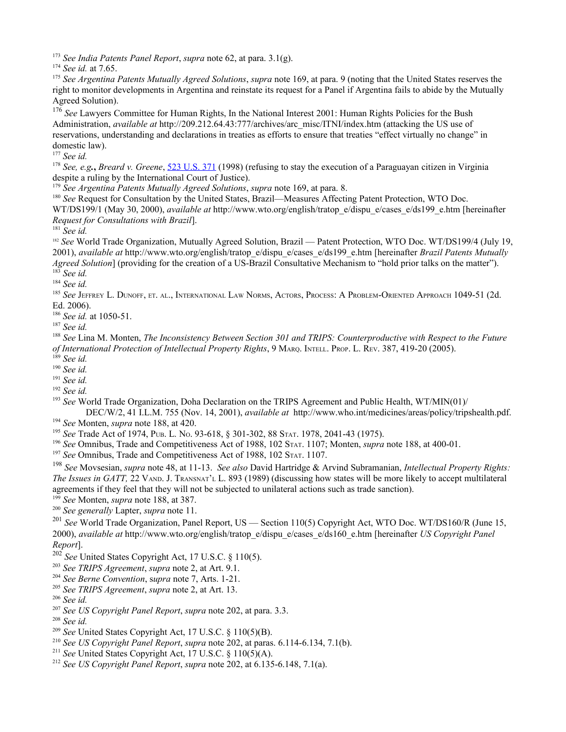[173] *See India Patents Panel Report*, *supra* note 62, at para. 3.1(g).

[174] *See id.* at 7.65.

[175] *See Argentina Patents Mutually Agreed Solutions*, *supra* note 169, at para. 9 (noting that the United States reserves the right to monitor developments in Argentina and reinstate its request for a Panel if Argentina fails to abide by the Mutually Agreed Solution).

[176] *See* Lawyers Committee for Human Rights, In the National Interest 2001: Human Rights Policies for the Bush Administration, *available at* http://209.212.64.43:777/archives/arc_misc/ITNI/index.htm (attacking the US use of reservations, understanding and declarations in treaties as efforts to ensure that treaties "effect virtually no change" in domestic law).

[177] *See id.*

[178] *See, e.g.*, *Breard v. Greene*, 523 U.S. 371 (1998) (refusing to stay the execution of a Paraguayan citizen in Virginia despite a ruling by the International Court of Justice).

[179] *See Argentina Patents Mutually Agreed Solutions*, *supra* note 169, at para. 8.

[180] *See* Request for Consultation by the United States, Brazil—Measures Affecting Patent Protection, WTO Doc. WT/DS199/1 (May 30, 2000), *available at* http://www.wto.org/english/tratop_e/dispu_e/cases_e/ds199_e.htm [hereinafter *Request for Consultations with Brazil*].

[181] *See id.*

[182] *See* World Trade Organization, Mutually Agreed Solution, Brazil — Patent Protection, WTO Doc. WT/DS199/4 (July 19, 2001), *available at* http://www.wto.org/english/tratop_e/dispu_e/cases_e/ds199_e.htm [hereinafter *Brazil Patents Mutually Agreed Solution*] (providing for the creation of a US-Brazil Consultative Mechanism to "hold prior talks on the matter").

[183] *See id.*

[184] *See id.*

[185] *See* Jeffrey L. Dunoff, et. al., International Law Norms, Actors, Process: A Problem-Oriented Approach 1049-51 (2d. Ed. 2006).

[186] *See id.* at 1050-51.

[187] *See id.*

[188] *See* Lina M. Monten, *The Inconsistency Between Section 301 and TRIPS: Counterproductive with Respect to the Future of International Protection of Intellectual Property Rights*, 9 Marq. Intell. Prop. L. Rev. 387, 419-20 (2005).

[189] *See id.*

[190] *See id.*

[191] *See id.*

[192] *See id.*

[193] *See* World Trade Organization, Doha Declaration on the TRIPS Agreement and Public Health, WT/MIN(01)/DEC/W/2, 41 I.L.M. 755 (Nov. 14, 2001), *available at* http://www.who.int/medicines/areas/policy/tripshealth.pdf.

[194] *See* Monten, *supra* note 188, at 420.

[195] *See* Trade Act of 1974, Pub. L. No. 93-618, § 301-302, 88 Stat. 1978, 2041-43 (1975).

[196] *See* Omnibus, Trade and Competitiveness Act of 1988, 102 Stat. 1107; Monten, *supra* note 188, at 400-01.

[197] *See* Omnibus, Trade and Competitiveness Act of 1988, 102 Stat. 1107.

[198] *See* Movsesian, *supra* note 48, at 11-13. *See also* David Hartridge & Arvind Subramanian, *Intellectual Property Rights: The Issues in GATT,* 22 Vand. J. Transnat'l L. 893 (1989) (discussing how states will be more likely to accept multilateral agreements if they feel that they will not be subjected to unilateral actions such as trade sanction).

[199] *See* Monten, *supra* note 188, at 387.

[200] *See generally* Lapter, *supra* note 11.

[201] *See* World Trade Organization, Panel Report, US — Section 110(5) Copyright Act, WTO Doc. WT/DS160/R (June 15, 2000), *available at* http://www.wto.org/english/tratop_e/dispu_e/cases_e/ds160_e.htm [hereinafter *US Copyright Panel Report*].

[202] *See* United States Copyright Act, 17 U.S.C. § 110(5).

[203] *See TRIPS Agreement*, *supra* note 2, at Art. 9.1.

[204] *See Berne Convention*, s*upra* note 7, Arts. 1-21.

[205] *See TRIPS Agreement*, *supra* note 2, at Art. 13.

[206] *See id.*

[207] *See US Copyright Panel Report*, *supra* note 202, at para. 3.3.

[208] *See id.*

[209] *See* United States Copyright Act, 17 U.S.C. § 110(5)(B).

[210] *See US Copyright Panel Report*, *supra* note 202, at paras. 6.114-6.134, 7.1(b).

[211] *See* United States Copyright Act, 17 U.S.C. § 110(5)(A).

[212] *See US Copyright Panel Report*, *supra* note 202, at 6.135-6.148, 7.1(a).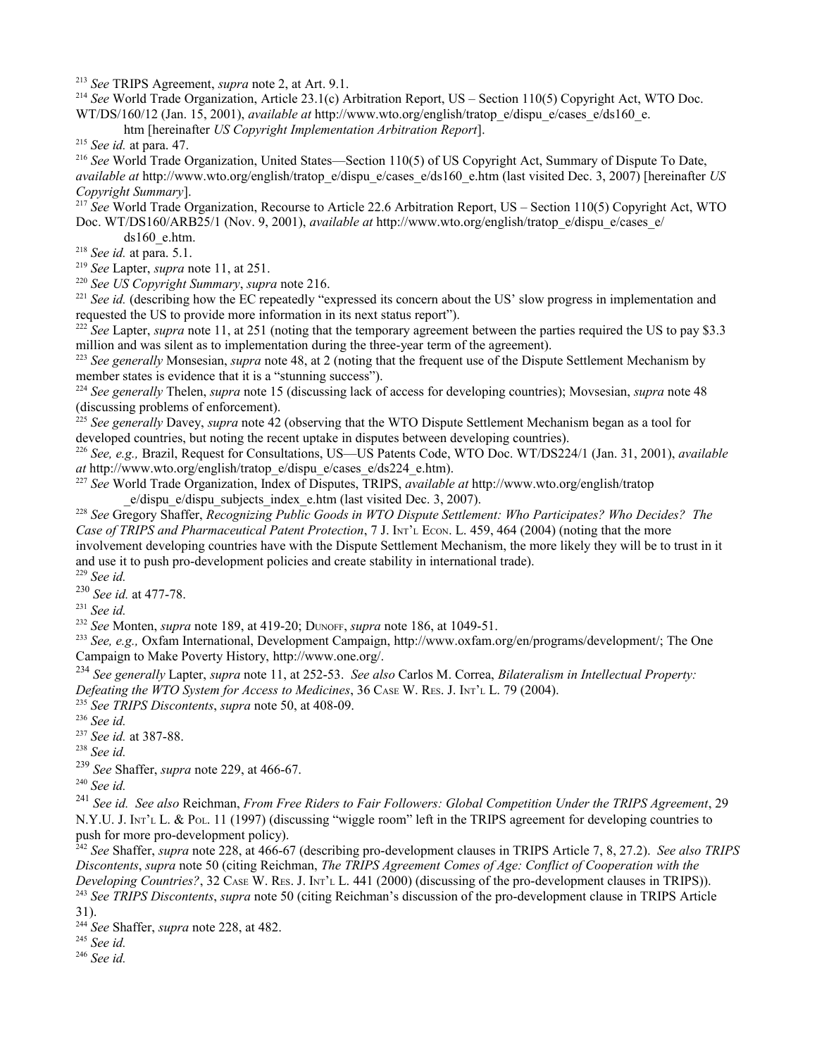[213] *See* TRIPS Agreement, *supra* note 2, at Art. 9.1.

[214] *See* World Trade Organization, Article 23.1(c) Arbitration Report, US – Section 110(5) Copyright Act, WTO Doc. WT/DS/160/12 (Jan. 15, 2001), *available at* http://www.wto.org/english/tratop_e/dispu_e/cases_e/ds160_e.htm [hereinafter *US Copyright Implementation Arbitration Report*].

[215] *See id.* at para. 47.

[216] *See* World Trade Organization, United States—Section 110(5) of US Copyright Act, Summary of Dispute To Date, *available at* http://www.wto.org/english/tratop_e/dispu_e/cases_e/ds160_e.htm (last visited Dec. 3, 2007) [hereinafter *US Copyright Summary*].

[217] *See* World Trade Organization, Recourse to Article 22.6 Arbitration Report, US – Section 110(5) Copyright Act, WTO Doc. WT/DS160/ARB25/1 (Nov. 9, 2001), *available at* http://www.wto.org/english/tratop_e/dispu_e/cases_e/ds160_e.htm.

[218] *See id.* at para. 5.1.

[219] *See* Lapter, *supra* note 11, at 251.

[220] *See US Copyright Summary*, *supra* note 216.

[221] *See id.* (describing how the EC repeatedly "expressed its concern about the US' slow progress in implementation and requested the US to provide more information in its next status report").

[222] *See* Lapter, *supra* note 11, at 251 (noting that the temporary agreement between the parties required the US to pay $3.3 million and was silent as to implementation during the three-year term of the agreement).

[223] *See generally* Monsesian, *supra* note 48, at 2 (noting that the frequent use of the Dispute Settlement Mechanism by member states is evidence that it is a "stunning success").

[224] *See generally* Thelen, *supra* note 15 (discussing lack of access for developing countries); Movsesian, *supra* note 48 (discussing problems of enforcement).

[225] *See generally* Davey, *supra* note 42 (observing that the WTO Dispute Settlement Mechanism began as a tool for developed countries, but noting the recent uptake in disputes between developing countries).

[226] *See, e.g.,* Brazil, Request for Consultations, US—US Patents Code, WTO Doc. WT/DS224/1 (Jan. 31, 2001), *available at* http://www.wto.org/english/tratop_e/dispu_e/cases_e/ds224_e.htm).

[227] *See* World Trade Organization, Index of Disputes, TRIPS, *available at* http://www.wto.org/english/tratop_e/dispu_e/dispu_subjects_index_e.htm (last visited Dec. 3, 2007).

[228] *See* Gregory Shaffer, *Recognizing Public Goods in WTO Dispute Settlement: Who Participates? Who Decides? The Case of TRIPS and Pharmaceutical Patent Protection*, 7 J. INT'L ECON. L. 459, 464 (2004) (noting that the more involvement developing countries have with the Dispute Settlement Mechanism, the more likely they will be to trust in it and use it to push pro-development policies and create stability in international trade).

[229] *See id.*

[230] *See id.* at 477-78.

[231] *See id.*

[232] *See* Monten, *supra* note 189, at 419-20; DUNOFF, *supra* note 186, at 1049-51.

[233] *See, e.g.,* Oxfam International, Development Campaign, http://www.oxfam.org/en/programs/development/; The One Campaign to Make Poverty History, http://www.one.org/.

[234] *See generally* Lapter, *supra* note 11, at 252-53. *See also* Carlos M. Correa, *Bilateralism in Intellectual Property: Defeating the WTO System for Access to Medicines*, 36 CASE W. RES. J. INT'L L. 79 (2004).

[235] *See TRIPS Discontents*, *supra* note 50, at 408-09.

[236] *See id.*

[237] *See id.* at 387-88.

[238] *See id.*

[239] *See* Shaffer, *supra* note 229, at 466-67.

[240] *See id.*

[241] *See id. See also* Reichman, *From Free Riders to Fair Followers: Global Competition Under the TRIPS Agreement*, 29 N.Y.U. J. INT'L L. & POL. 11 (1997) (discussing "wiggle room" left in the TRIPS agreement for developing countries to push for more pro-development policy).

[242] *See* Shaffer, *supra* note 228, at 466-67 (describing pro-development clauses in TRIPS Article 7, 8, 27.2). *See also TRIPS Discontents*, *supra* note 50 (citing Reichman, *The TRIPS Agreement Comes of Age: Conflict of Cooperation with the Developing Countries?*, 32 CASE W. RES. J. INT'L L. 441 (2000) (discussing of the pro-development clauses in TRIPS)).

[243] *See TRIPS Discontents*, *supra* note 50 (citing Reichman's discussion of the pro-development clause in TRIPS Article 31).

[244] *See* Shaffer, *supra* note 228, at 482.

[245] *See id.*

[246] *See id.*